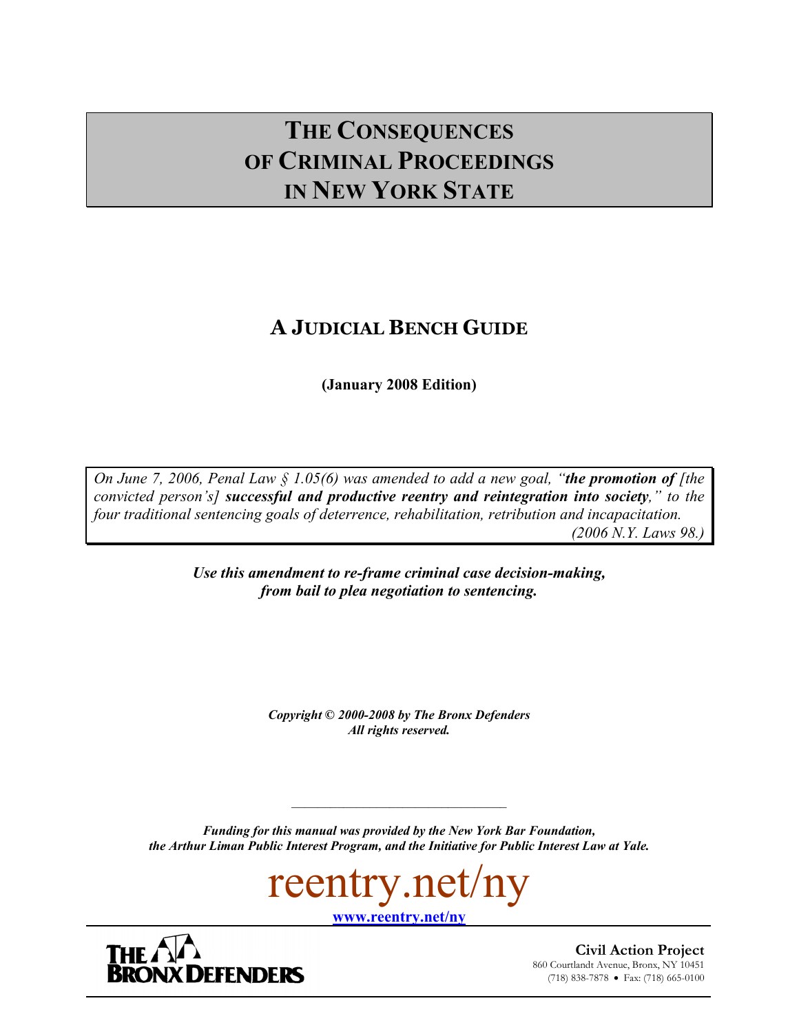# THE CONSEQUENCES OF CRIMINAL PROCEEDINGS IN NEW YORK STATE

## A JUDICIAL BENCH GUIDE

**(January 2008 Edition)**

*On June 7, 2006, Penal Law § 1.05(6) was amended to add a new goal, "**the promotion of** [the convicted person's] **successful and productive reentry and reintegration into society**," to the four traditional sentencing goals of deterrence, rehabilitation, retribution and incapacitation. (2006 N.Y. Laws 98.)*

***Use this amendment to re-frame criminal case decision-making, from bail to plea negotiation to sentencing.***

***Copyright © 2000-2008 by The Bronx Defenders***
***All rights reserved.***

---

***Funding for this manual was provided by the New York Bar Foundation, the Arthur Liman Public Interest Program, and the Initiative for Public Interest Law at Yale.***

reentry.net/ny

**www.reentry.net/ny**

THE BRONX DEFENDERS

**Civil Action Project**
860 Courtlandt Avenue, Bronx, NY 10451
(718) 838-7878 • Fax: (718) 665-0100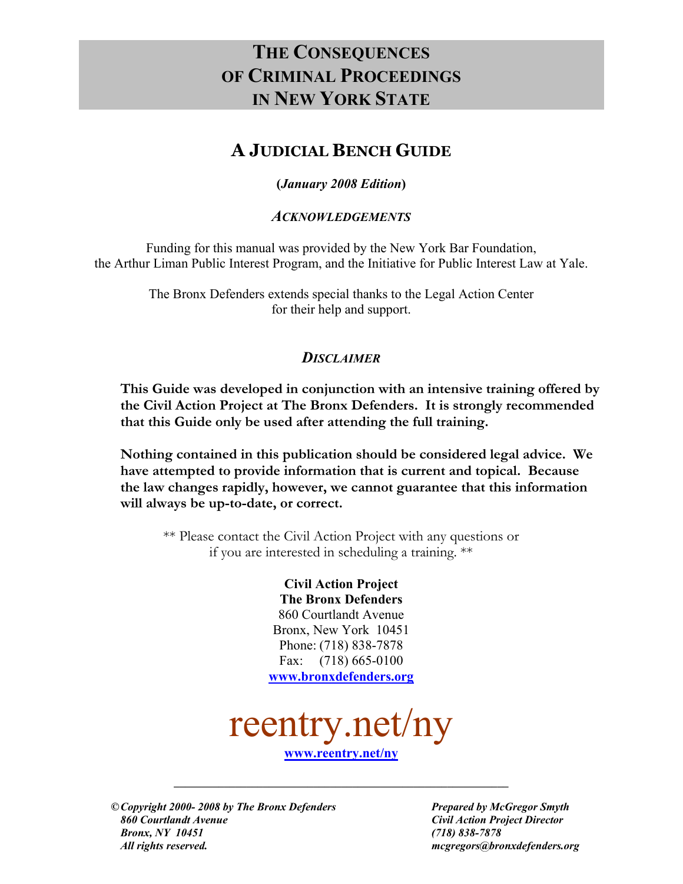# THE CONSEQUENCES OF CRIMINAL PROCEEDINGS IN NEW YORK STATE

## A JUDICIAL BENCH GUIDE

**(*January 2008 Edition*)**

### *ACKNOWLEDGEMENTS*

Funding for this manual was provided by the New York Bar Foundation, the Arthur Liman Public Interest Program, and the Initiative for Public Interest Law at Yale.

The Bronx Defenders extends special thanks to the Legal Action Center for their help and support.

### *DISCLAIMER*

**This Guide was developed in conjunction with an intensive training offered by the Civil Action Project at The Bronx Defenders. It is strongly recommended that this Guide only be used after attending the full training.**

**Nothing contained in this publication should be considered legal advice. We have attempted to provide information that is current and topical. Because the law changes rapidly, however, we cannot guarantee that this information will always be up-to-date, or correct.**

** Please contact the Civil Action Project with any questions or if you are interested in scheduling a training. **

**Civil Action Project**
**The Bronx Defenders**
860 Courtlandt Avenue
Bronx, New York 10451
Phone: (718) 838-7878
Fax: (718) 665-0100
www.bronxdefenders.org

reentry.net/ny

www.reentry.net/ny

---

***©Copyright 2000- 2008 by The Bronx Defenders***
***860 Courtlandt Avenue***
***Bronx, NY 10451***
***All rights reserved.***

***Prepared by McGregor Smyth***
***Civil Action Project Director***
***(718) 838-7878***
***mcgregors@bronxdefenders.org***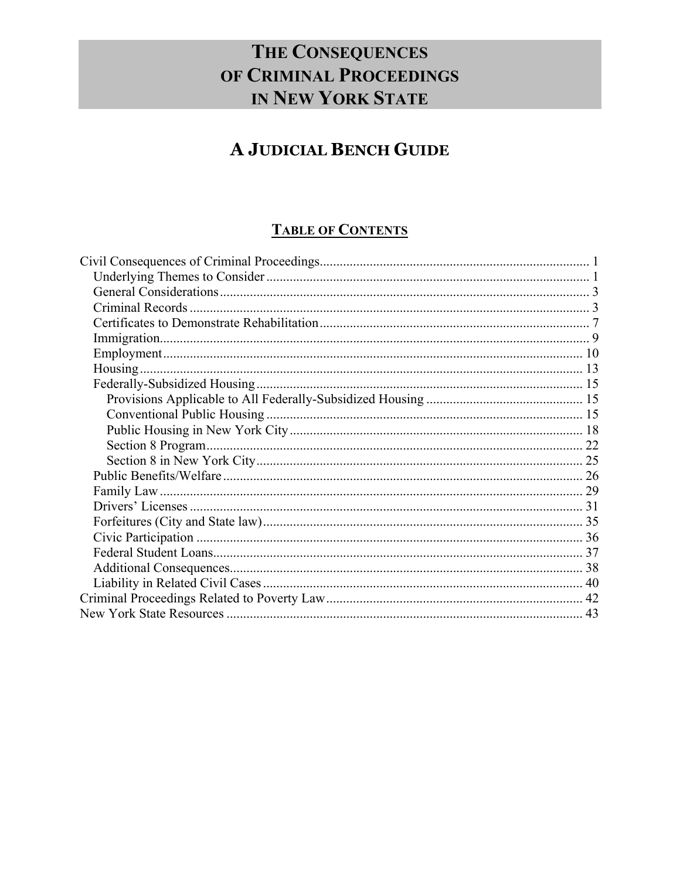# THE CONSEQUENCES OF CRIMINAL PROCEEDINGS IN NEW YORK STATE

## A JUDICIAL BENCH GUIDE

### TABLE OF CONTENTS

Civil Consequences of Criminal Proceedings ........ 1
- Underlying Themes to Consider ........ 1
- General Considerations ........ 3
- Criminal Records ........ 3
- Certificates to Demonstrate Rehabilitation ........ 7
- Immigration ........ 9
- Employment ........ 10
- Housing ........ 13
- Federally-Subsidized Housing ........ 15
  - Provisions Applicable to All Federally-Subsidized Housing ........ 15
  - Conventional Public Housing ........ 15
  - Public Housing in New York City ........ 18
  - Section 8 Program ........ 22
  - Section 8 in New York City ........ 25
- Public Benefits/Welfare ........ 26
- Family Law ........ 29
- Drivers' Licenses ........ 31
- Forfeitures (City and State law) ........ 35
- Civic Participation ........ 36
- Federal Student Loans ........ 37
- Additional Consequences ........ 38
- Liability in Related Civil Cases ........ 40

Criminal Proceedings Related to Poverty Law ........ 42

New York State Resources ........ 43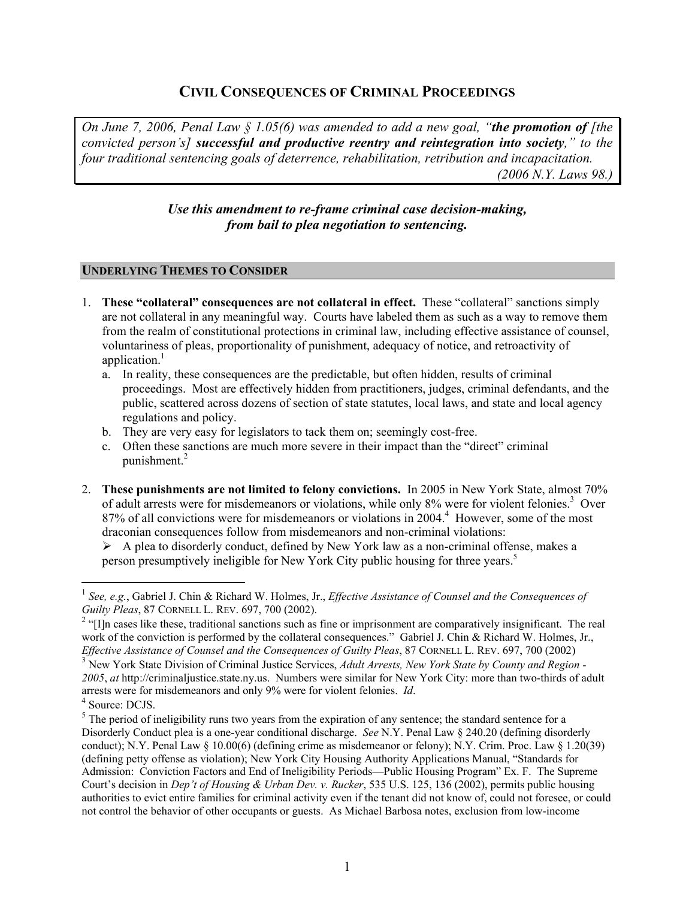# CIVIL CONSEQUENCES OF CRIMINAL PROCEEDINGS

*On June 7, 2006, Penal Law § 1.05(6) was amended to add a new goal, "**the promotion of** [the convicted person's] **successful and productive reentry and reintegration into society**," to the four traditional sentencing goals of deterrence, rehabilitation, retribution and incapacitation. (2006 N.Y. Laws 98.)*

***Use this amendment to re-frame criminal case decision-making, from bail to plea negotiation to sentencing.***

## UNDERLYING THEMES TO CONSIDER

1. **These "collateral" consequences are not collateral in effect.** These "collateral" sanctions simply are not collateral in any meaningful way. Courts have labeled them as such as a way to remove them from the realm of constitutional protections in criminal law, including effective assistance of counsel, voluntariness of pleas, proportionality of punishment, adequacy of notice, and retroactivity of application.[1]
   a. In reality, these consequences are the predictable, but often hidden, results of criminal proceedings. Most are effectively hidden from practitioners, judges, criminal defendants, and the public, scattered across dozens of section of state statutes, local laws, and state and local agency regulations and policy.
   b. They are very easy for legislators to tack them on; seemingly cost-free.
   c. Often these sanctions are much more severe in their impact than the "direct" criminal punishment.[2]

2. **These punishments are not limited to felony convictions.** In 2005 in New York State, almost 70% of adult arrests were for misdemeanors or violations, while only 8% were for violent felonies.[3] Over 87% of all convictions were for misdemeanors or violations in 2004.[4] However, some of the most draconian consequences follow from misdemeanors and non-criminal violations:
   - A plea to disorderly conduct, defined by New York law as a non-criminal offense, makes a person presumptively ineligible for New York City public housing for three years.[5]

---

[1] *See, e.g.*, Gabriel J. Chin & Richard W. Holmes, Jr., *Effective Assistance of Counsel and the Consequences of Guilty Pleas*, 87 CORNELL L. REV. 697, 700 (2002).

[2] "[I]n cases like these, traditional sanctions such as fine or imprisonment are comparatively insignificant. The real work of the conviction is performed by the collateral consequences." Gabriel J. Chin & Richard W. Holmes, Jr., *Effective Assistance of Counsel and the Consequences of Guilty Pleas*, 87 CORNELL L. REV. 697, 700 (2002)

[3] New York State Division of Criminal Justice Services, *Adult Arrests, New York State by County and Region - 2005*, *at* http://criminaljustice.state.ny.us. Numbers were similar for New York City: more than two-thirds of adult arrests were for misdemeanors and only 9% were for violent felonies. *Id*.

[4] Source: DCJS.

[5] The period of ineligibility runs two years from the expiration of any sentence; the standard sentence for a Disorderly Conduct plea is a one-year conditional discharge. *See* N.Y. Penal Law § 240.20 (defining disorderly conduct); N.Y. Penal Law § 10.00(6) (defining crime as misdemeanor or felony); N.Y. Crim. Proc. Law § 1.20(39) (defining petty offense as violation); New York City Housing Authority Applications Manual, "Standards for Admission: Conviction Factors and End of Ineligibility Periods—Public Housing Program" Ex. F. The Supreme Court's decision in *Dep't of Housing & Urban Dev. v. Rucker*, 535 U.S. 125, 136 (2002), permits public housing authorities to evict entire families for criminal activity even if the tenant did not know of, could not foresee, or could not control the behavior of other occupants or guests. As Michael Barbosa notes, exclusion from low-income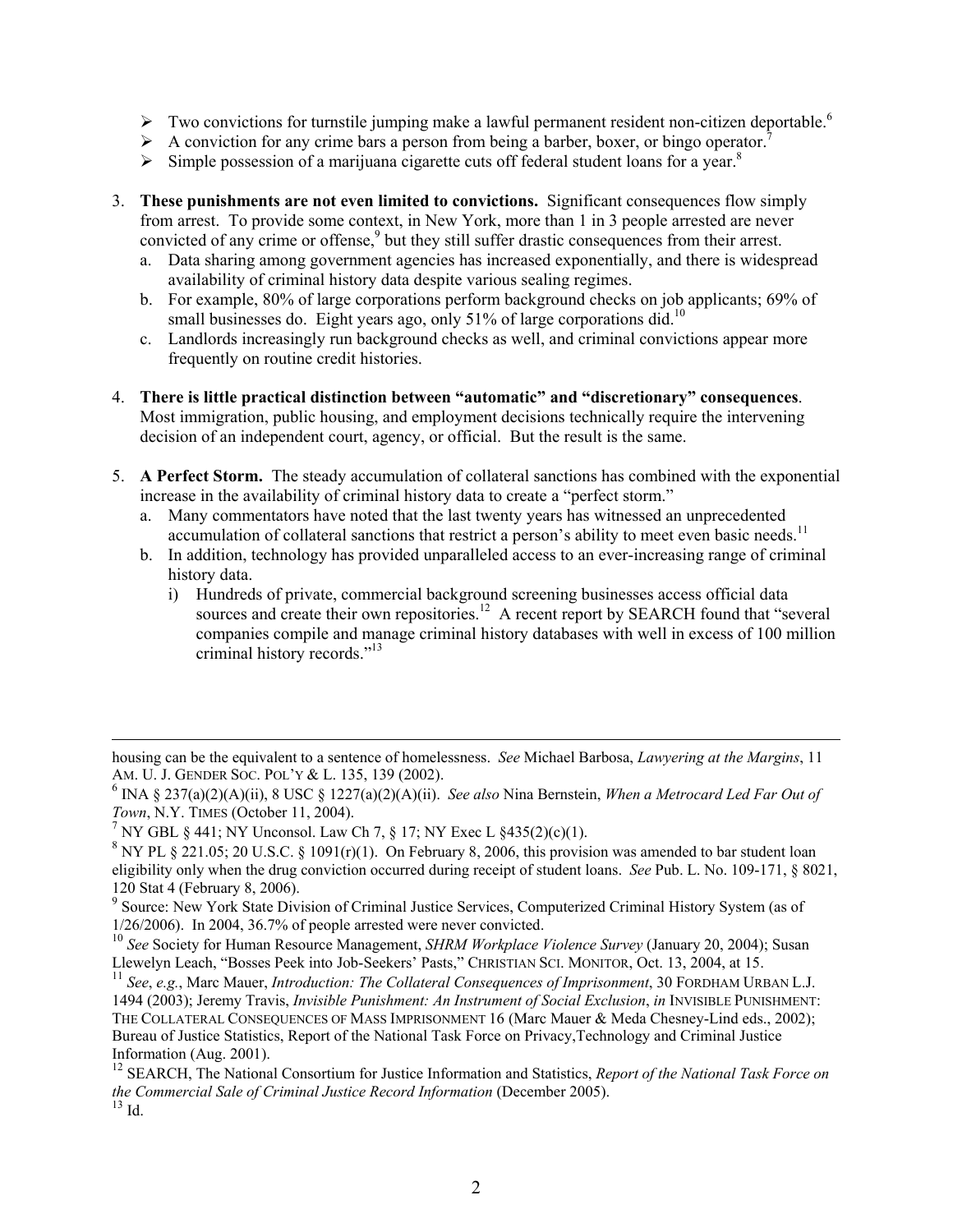- ➢ Two convictions for turnstile jumping make a lawful permanent resident non-citizen deportable.[6]
- ➢ A conviction for any crime bars a person from being a barber, boxer, or bingo operator.[7]
- ➢ Simple possession of a marijuana cigarette cuts off federal student loans for a year.[8]

3. **These punishments are not even limited to convictions.** Significant consequences flow simply from arrest. To provide some context, in New York, more than 1 in 3 people arrested are never convicted of any crime or offense,[9] but they still suffer drastic consequences from their arrest.
   a. Data sharing among government agencies has increased exponentially, and there is widespread availability of criminal history data despite various sealing regimes.
   b. For example, 80% of large corporations perform background checks on job applicants; 69% of small businesses do. Eight years ago, only 51% of large corporations did.[10]
   c. Landlords increasingly run background checks as well, and criminal convictions appear more frequently on routine credit histories.

4. **There is little practical distinction between "automatic" and "discretionary" consequences**. Most immigration, public housing, and employment decisions technically require the intervening decision of an independent court, agency, or official. But the result is the same.

5. **A Perfect Storm.** The steady accumulation of collateral sanctions has combined with the exponential increase in the availability of criminal history data to create a "perfect storm."
   a. Many commentators have noted that the last twenty years has witnessed an unprecedented accumulation of collateral sanctions that restrict a person's ability to meet even basic needs.[11]
   b. In addition, technology has provided unparalleled access to an ever-increasing range of criminal history data.
      i) Hundreds of private, commercial background screening businesses access official data sources and create their own repositories.[12] A recent report by SEARCH found that "several companies compile and manage criminal history databases with well in excess of 100 million criminal history records."[13]

---

housing can be the equivalent to a sentence of homelessness. *See* Michael Barbosa, *Lawyering at the Margins*, 11 AM. U. J. GENDER SOC. POL'Y & L. 135, 139 (2002).

[6] INA § 237(a)(2)(A)(ii), 8 USC § 1227(a)(2)(A)(ii). *See also* Nina Bernstein, *When a Metrocard Led Far Out of Town*, N.Y. TIMES (October 11, 2004).

[7] NY GBL § 441; NY Unconsol. Law Ch 7, § 17; NY Exec L §435(2)(c)(1).

[8] NY PL § 221.05; 20 U.S.C. § 1091(r)(1). On February 8, 2006, this provision was amended to bar student loan eligibility only when the drug conviction occurred during receipt of student loans. *See* Pub. L. No. 109-171, § 8021, 120 Stat 4 (February 8, 2006).

[9] Source: New York State Division of Criminal Justice Services, Computerized Criminal History System (as of 1/26/2006). In 2004, 36.7% of people arrested were never convicted.

[10] *See* Society for Human Resource Management, *SHRM Workplace Violence Survey* (January 20, 2004); Susan Llewelyn Leach, "Bosses Peek into Job-Seekers' Pasts," CHRISTIAN SCI. MONITOR, Oct. 13, 2004, at 15.

[11] *See*, *e.g.*, Marc Mauer, *Introduction: The Collateral Consequences of Imprisonment*, 30 FORDHAM URBAN L.J. 1494 (2003); Jeremy Travis, *Invisible Punishment: An Instrument of Social Exclusion*, *in* INVISIBLE PUNISHMENT: THE COLLATERAL CONSEQUENCES OF MASS IMPRISONMENT 16 (Marc Mauer & Meda Chesney-Lind eds., 2002); Bureau of Justice Statistics, Report of the National Task Force on Privacy,Technology and Criminal Justice Information (Aug. 2001).

[12] SEARCH, The National Consortium for Justice Information and Statistics, *Report of the National Task Force on the Commercial Sale of Criminal Justice Record Information* (December 2005).

[13] Id.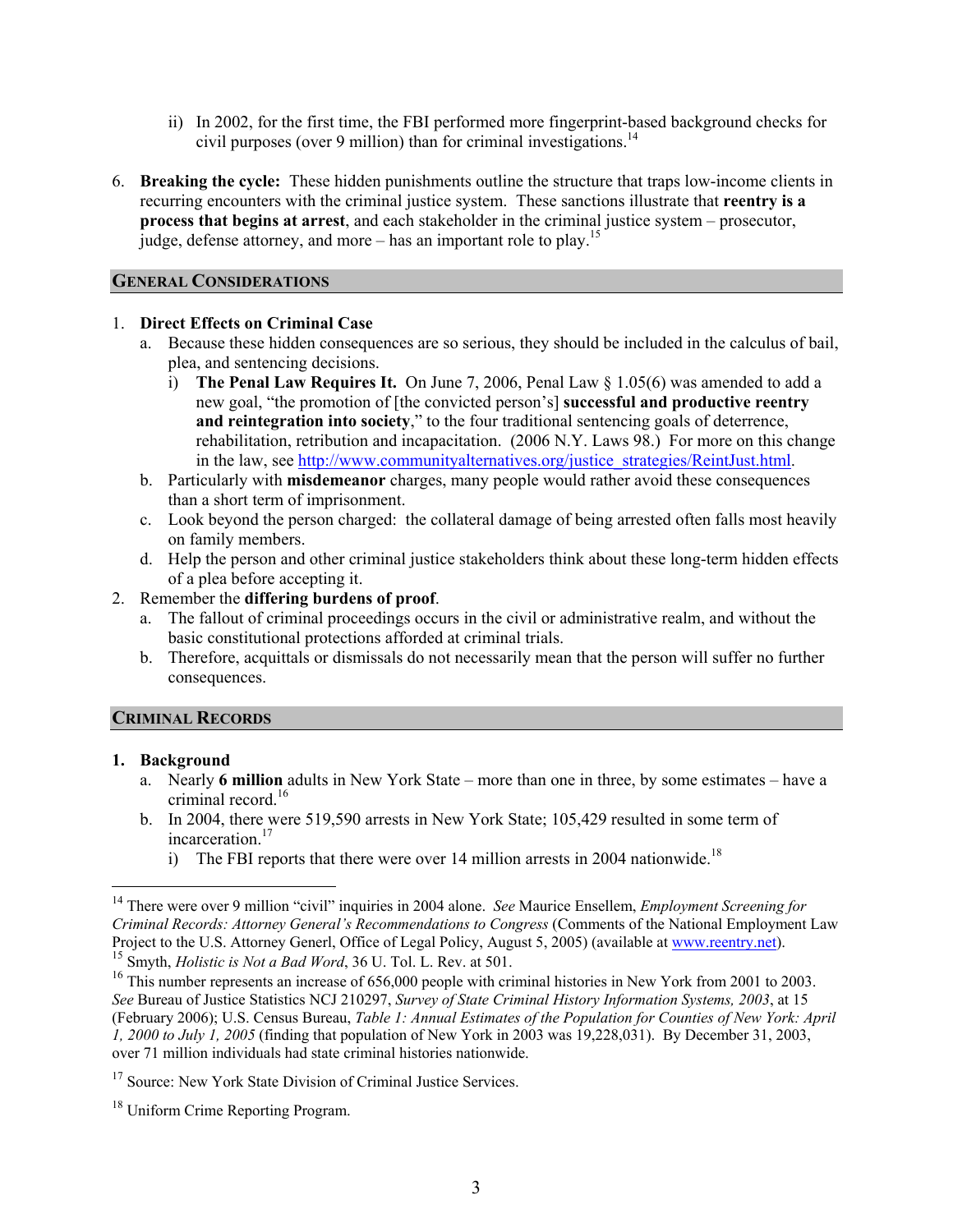ii) In 2002, for the first time, the FBI performed more fingerprint-based background checks for civil purposes (over 9 million) than for criminal investigations.[14]

6. **Breaking the cycle:** These hidden punishments outline the structure that traps low-income clients in recurring encounters with the criminal justice system. These sanctions illustrate that **reentry is a process that begins at arrest**, and each stakeholder in the criminal justice system – prosecutor, judge, defense attorney, and more – has an important role to play.[15]

## General Considerations

1. **Direct Effects on Criminal Case**
   a. Because these hidden consequences are so serious, they should be included in the calculus of bail, plea, and sentencing decisions.
      i) **The Penal Law Requires It.** On June 7, 2006, Penal Law § 1.05(6) was amended to add a new goal, "the promotion of [the convicted person's] **successful and productive reentry and reintegration into society**," to the four traditional sentencing goals of deterrence, rehabilitation, retribution and incapacitation. (2006 N.Y. Laws 98.) For more on this change in the law, see http://www.communityalternatives.org/justice_strategies/ReintJust.html.
   b. Particularly with **misdemeanor** charges, many people would rather avoid these consequences than a short term of imprisonment.
   c. Look beyond the person charged: the collateral damage of being arrested often falls most heavily on family members.
   d. Help the person and other criminal justice stakeholders think about these long-term hidden effects of a plea before accepting it.
2. Remember the **differing burdens of proof**.
   a. The fallout of criminal proceedings occurs in the civil or administrative realm, and without the basic constitutional protections afforded at criminal trials.
   b. Therefore, acquittals or dismissals do not necessarily mean that the person will suffer no further consequences.

## Criminal Records

1. **Background**
   a. Nearly **6 million** adults in New York State – more than one in three, by some estimates – have a criminal record.[16]
   b. In 2004, there were 519,590 arrests in New York State; 105,429 resulted in some term of incarceration.[17]
      i) The FBI reports that there were over 14 million arrests in 2004 nationwide.[18]

---

[14] There were over 9 million "civil" inquiries in 2004 alone. *See* Maurice Ensellem, *Employment Screening for Criminal Records: Attorney General's Recommendations to Congress* (Comments of the National Employment Law Project to the U.S. Attorney Generl, Office of Legal Policy, August 5, 2005) (available at www.reentry.net).

[15] Smyth, *Holistic is Not a Bad Word*, 36 U. Tol. L. Rev. at 501.

[16] This number represents an increase of 656,000 people with criminal histories in New York from 2001 to 2003. *See* Bureau of Justice Statistics NCJ 210297, *Survey of State Criminal History Information Systems, 2003*, at 15 (February 2006); U.S. Census Bureau, *Table 1: Annual Estimates of the Population for Counties of New York: April 1, 2000 to July 1, 2005* (finding that population of New York in 2003 was 19,228,031). By December 31, 2003, over 71 million individuals had state criminal histories nationwide.

[17] Source: New York State Division of Criminal Justice Services.

[18] Uniform Crime Reporting Program.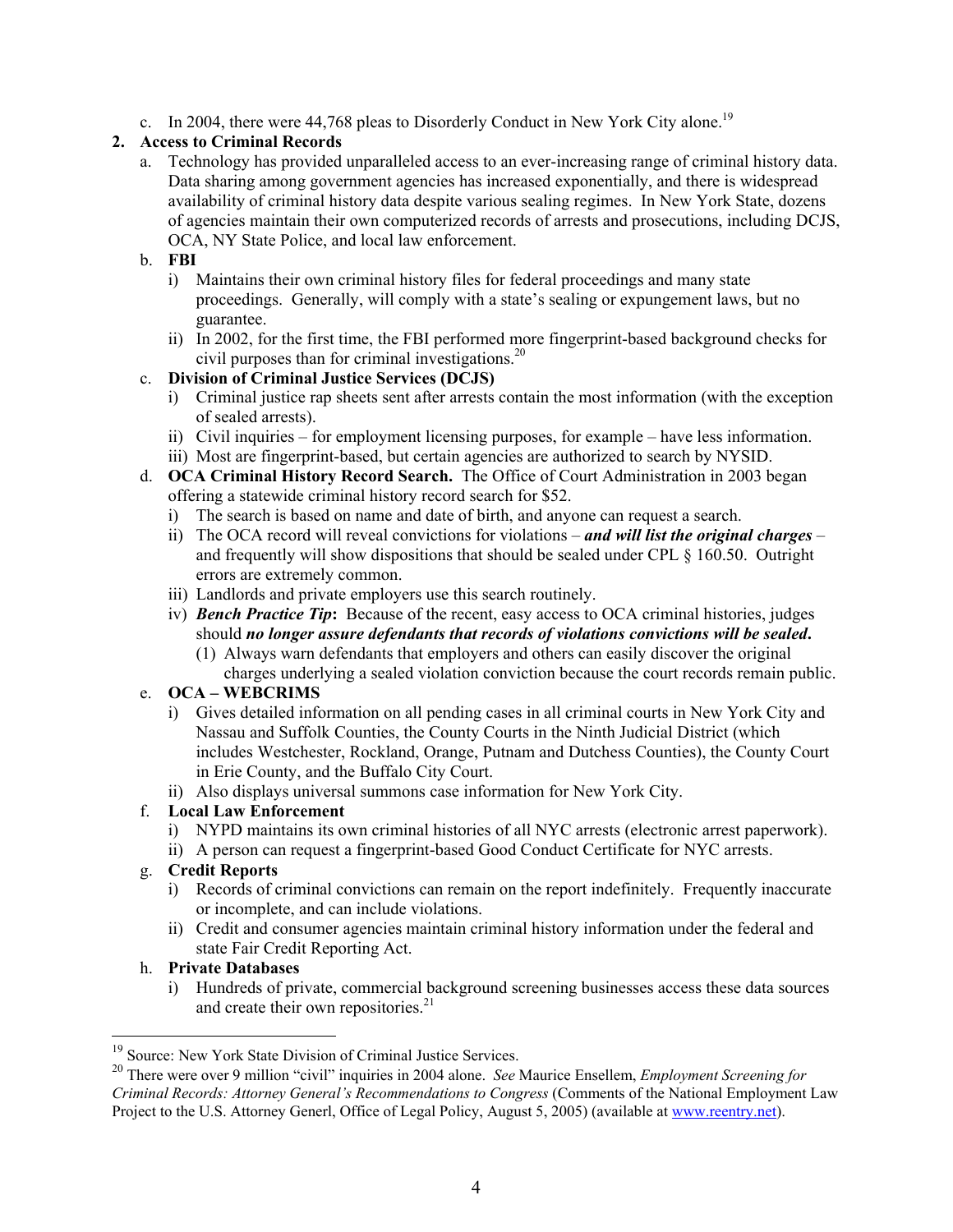c. In 2004, there were 44,768 pleas to Disorderly Conduct in New York City alone.[19]

**2. Access to Criminal Records**

a. Technology has provided unparalleled access to an ever-increasing range of criminal history data. Data sharing among government agencies has increased exponentially, and there is widespread availability of criminal history data despite various sealing regimes. In New York State, dozens of agencies maintain their own computerized records of arrests and prosecutions, including DCJS, OCA, NY State Police, and local law enforcement.

b. **FBI**

i) Maintains their own criminal history files for federal proceedings and many state proceedings. Generally, will comply with a state's sealing or expungement laws, but no guarantee.

ii) In 2002, for the first time, the FBI performed more fingerprint-based background checks for civil purposes than for criminal investigations.[20]

c. **Division of Criminal Justice Services (DCJS)**

i) Criminal justice rap sheets sent after arrests contain the most information (with the exception of sealed arrests).

ii) Civil inquiries – for employment licensing purposes, for example – have less information.

iii) Most are fingerprint-based, but certain agencies are authorized to search by NYSID.

d. **OCA Criminal History Record Search.** The Office of Court Administration in 2003 began offering a statewide criminal history record search for $52.

i) The search is based on name and date of birth, and anyone can request a search.

ii) The OCA record will reveal convictions for violations – ***and will list the original charges*** – and frequently will show dispositions that should be sealed under CPL § 160.50. Outright errors are extremely common.

iii) Landlords and private employers use this search routinely.

iv) ***Bench Practice Tip*****:** Because of the recent, easy access to OCA criminal histories, judges should ***no longer assure defendants that records of violations convictions will be sealed*****.**

(1) Always warn defendants that employers and others can easily discover the original charges underlying a sealed violation conviction because the court records remain public.

e. **OCA – WEBCRIMS**

i) Gives detailed information on all pending cases in all criminal courts in New York City and Nassau and Suffolk Counties, the County Courts in the Ninth Judicial District (which includes Westchester, Rockland, Orange, Putnam and Dutchess Counties), the County Court in Erie County, and the Buffalo City Court.

ii) Also displays universal summons case information for New York City.

f. **Local Law Enforcement**

i) NYPD maintains its own criminal histories of all NYC arrests (electronic arrest paperwork).

ii) A person can request a fingerprint-based Good Conduct Certificate for NYC arrests.

g. **Credit Reports**

i) Records of criminal convictions can remain on the report indefinitely. Frequently inaccurate or incomplete, and can include violations.

ii) Credit and consumer agencies maintain criminal history information under the federal and state Fair Credit Reporting Act.

h. **Private Databases**

i) Hundreds of private, commercial background screening businesses access these data sources and create their own repositories.[21]

---

[19] Source: New York State Division of Criminal Justice Services.

[20] There were over 9 million "civil" inquiries in 2004 alone. *See* Maurice Ensellem, *Employment Screening for Criminal Records: Attorney General's Recommendations to Congress* (Comments of the National Employment Law Project to the U.S. Attorney Generl, Office of Legal Policy, August 5, 2005) (available at www.reentry.net).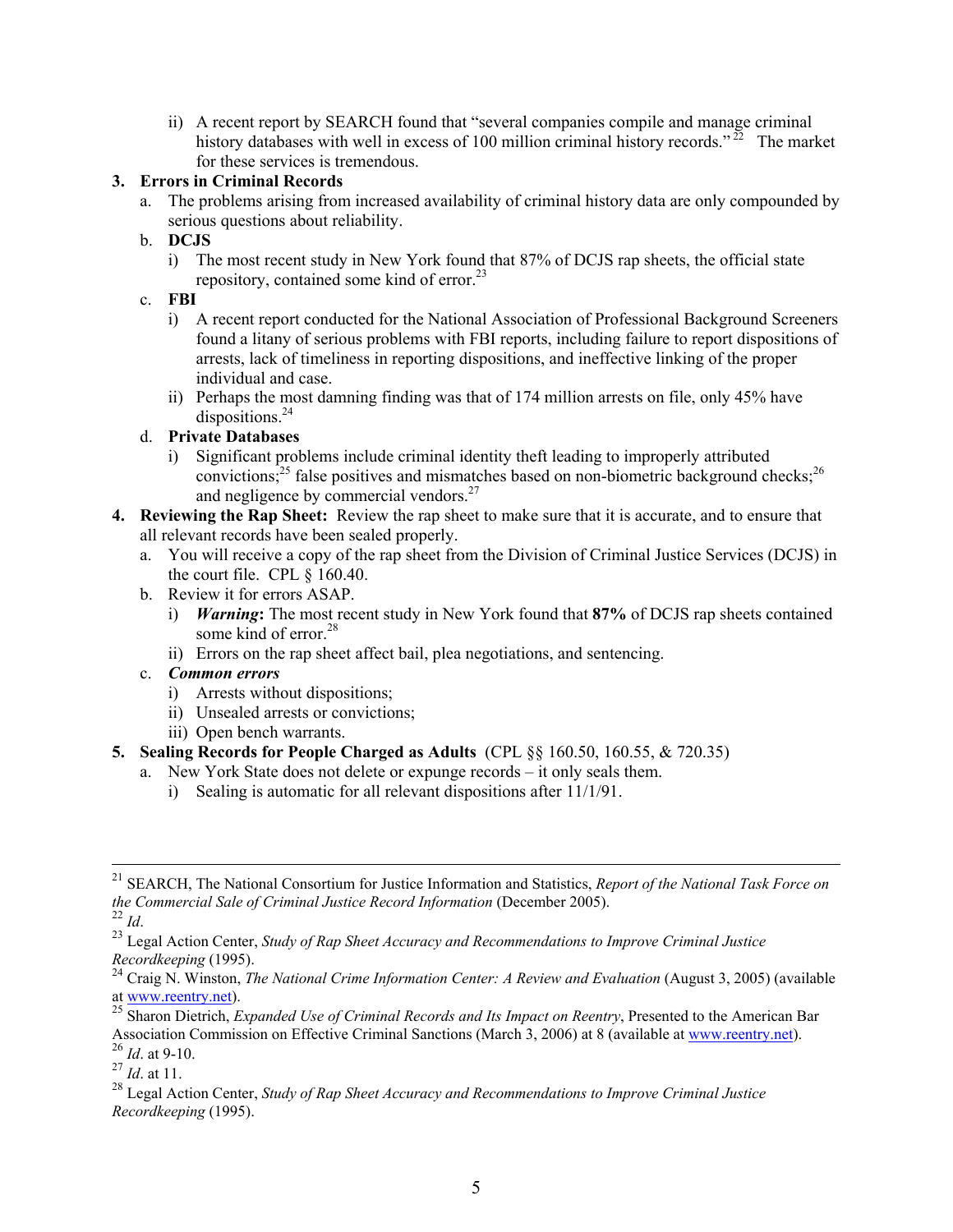ii) A recent report by SEARCH found that "several companies compile and manage criminal history databases with well in excess of 100 million criminal history records." [22] The market for these services is tremendous.

3. **Errors in Criminal Records**
   a. The problems arising from increased availability of criminal history data are only compounded by serious questions about reliability.
   b. **DCJS**
      i) The most recent study in New York found that 87% of DCJS rap sheets, the official state repository, contained some kind of error.[23]
   c. **FBI**
      i) A recent report conducted for the National Association of Professional Background Screeners found a litany of serious problems with FBI reports, including failure to report dispositions of arrests, lack of timeliness in reporting dispositions, and ineffective linking of the proper individual and case.
      ii) Perhaps the most damning finding was that of 174 million arrests on file, only 45% have dispositions.[24]
   d. **Private Databases**
      i) Significant problems include criminal identity theft leading to improperly attributed convictions;[25] false positives and mismatches based on non-biometric background checks;[26] and negligence by commercial vendors.[27]
4. **Reviewing the Rap Sheet:** Review the rap sheet to make sure that it is accurate, and to ensure that all relevant records have been sealed properly.
   a. You will receive a copy of the rap sheet from the Division of Criminal Justice Services (DCJS) in the court file. CPL § 160.40.
   b. Review it for errors ASAP.
      i) ***Warning*:** The most recent study in New York found that **87%** of DCJS rap sheets contained some kind of error.[28]
      ii) Errors on the rap sheet affect bail, plea negotiations, and sentencing.
   c. ***Common errors***
      i) Arrests without dispositions;
      ii) Unsealed arrests or convictions;
      iii) Open bench warrants.
5. **Sealing Records for People Charged as Adults** (CPL §§ 160.50, 160.55, & 720.35)
   a. New York State does not delete or expunge records – it only seals them.
      i) Sealing is automatic for all relevant dispositions after 11/1/91.

---

[21] SEARCH, The National Consortium for Justice Information and Statistics, *Report of the National Task Force on the Commercial Sale of Criminal Justice Record Information* (December 2005).
[22] *Id*.
[23] Legal Action Center, *Study of Rap Sheet Accuracy and Recommendations to Improve Criminal Justice Recordkeeping* (1995).
[24] Craig N. Winston, *The National Crime Information Center: A Review and Evaluation* (August 3, 2005) (available at www.reentry.net).
[25] Sharon Dietrich, *Expanded Use of Criminal Records and Its Impact on Reentry*, Presented to the American Bar Association Commission on Effective Criminal Sanctions (March 3, 2006) at 8 (available at www.reentry.net).
[26] *Id*. at 9-10.
[27] *Id*. at 11.
[28] Legal Action Center, *Study of Rap Sheet Accuracy and Recommendations to Improve Criminal Justice Recordkeeping* (1995).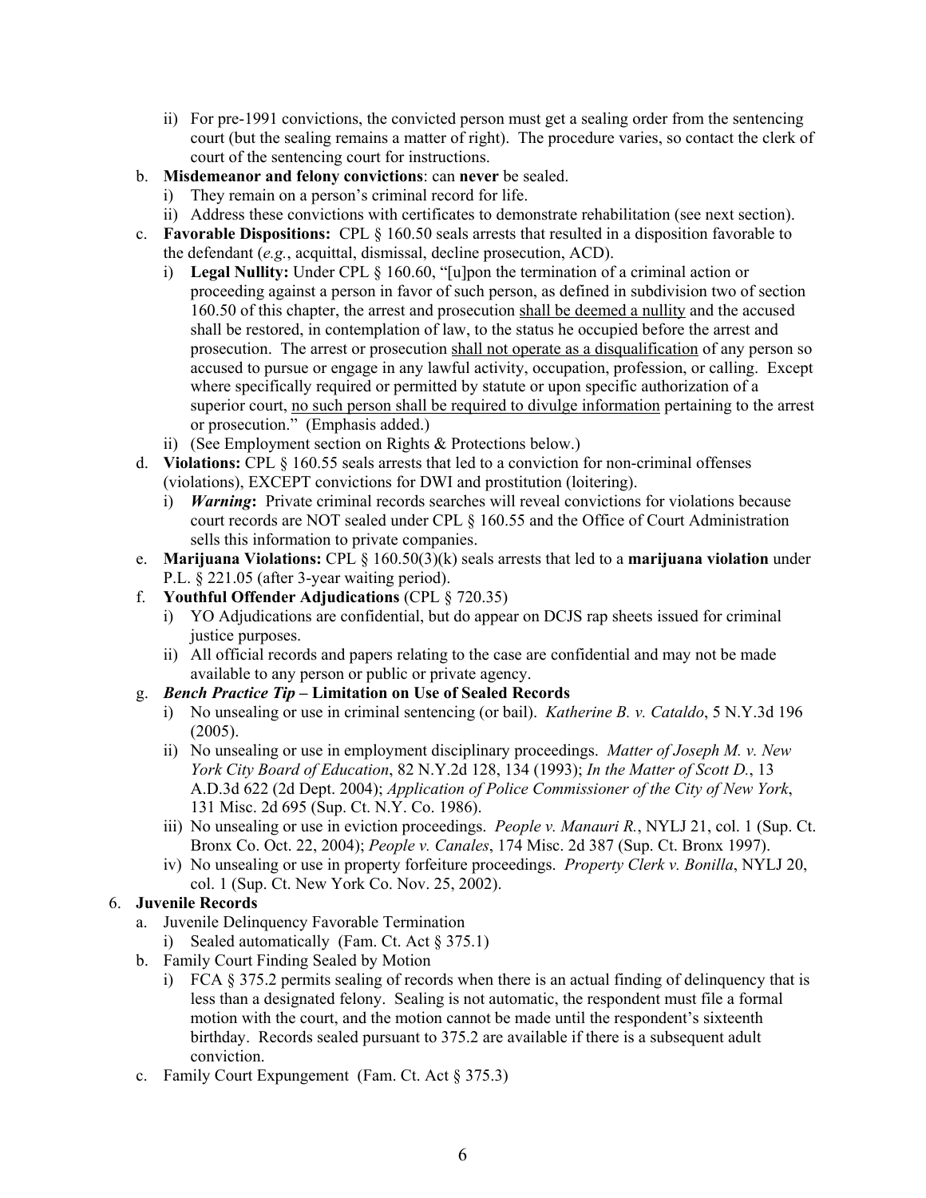ii) For pre-1991 convictions, the convicted person must get a sealing order from the sentencing court (but the sealing remains a matter of right). The procedure varies, so contact the clerk of court of the sentencing court for instructions.

   b. **Misdemeanor and felony convictions**: can **never** be sealed.
      i) They remain on a person's criminal record for life.
      ii) Address these convictions with certificates to demonstrate rehabilitation (see next section).
   c. **Favorable Dispositions:** CPL § 160.50 seals arrests that resulted in a disposition favorable to the defendant (*e.g.*, acquittal, dismissal, decline prosecution, ACD).
      i) **Legal Nullity:** Under CPL § 160.60, "[u]pon the termination of a criminal action or proceeding against a person in favor of such person, as defined in subdivision two of section 160.50 of this chapter, the arrest and prosecution <u>shall be deemed a nullity</u> and the accused shall be restored, in contemplation of law, to the status he occupied before the arrest and prosecution. The arrest or prosecution <u>shall not operate as a disqualification</u> of any person so accused to pursue or engage in any lawful activity, occupation, profession, or calling. Except where specifically required or permitted by statute or upon specific authorization of a superior court, <u>no such person shall be required to divulge information</u> pertaining to the arrest or prosecution." (Emphasis added.)
      ii) (See Employment section on Rights & Protections below.)
   d. **Violations:** CPL § 160.55 seals arrests that led to a conviction for non-criminal offenses (violations), EXCEPT convictions for DWI and prostitution (loitering).
      i) ***Warning*:** Private criminal records searches will reveal convictions for violations because court records are NOT sealed under CPL § 160.55 and the Office of Court Administration sells this information to private companies.
   e. **Marijuana Violations:** CPL § 160.50(3)(k) seals arrests that led to a **marijuana violation** under P.L. § 221.05 (after 3-year waiting period).
   f. **Youthful Offender Adjudications** (CPL § 720.35)
      i) YO Adjudications are confidential, but do appear on DCJS rap sheets issued for criminal justice purposes.
      ii) All official records and papers relating to the case are confidential and may not be made available to any person or public or private agency.
   g. ***Bench Practice Tip* – Limitation on Use of Sealed Records**
      i) No unsealing or use in criminal sentencing (or bail). *Katherine B. v. Cataldo*, 5 N.Y.3d 196 (2005).
      ii) No unsealing or use in employment disciplinary proceedings. *Matter of Joseph M. v. New York City Board of Education*, 82 N.Y.2d 128, 134 (1993); *In the Matter of Scott D.*, 13 A.D.3d 622 (2d Dept. 2004); *Application of Police Commissioner of the City of New York*, 131 Misc. 2d 695 (Sup. Ct. N.Y. Co. 1986).
      iii) No unsealing or use in eviction proceedings. *People v. Manauri R.*, NYLJ 21, col. 1 (Sup. Ct. Bronx Co. Oct. 22, 2004); *People v. Canales*, 174 Misc. 2d 387 (Sup. Ct. Bronx 1997).
      iv) No unsealing or use in property forfeiture proceedings. *Property Clerk v. Bonilla*, NYLJ 20, col. 1 (Sup. Ct. New York Co. Nov. 25, 2002).

6. **Juvenile Records**
   a. Juvenile Delinquency Favorable Termination
      i) Sealed automatically (Fam. Ct. Act § 375.1)
   b. Family Court Finding Sealed by Motion
      i) FCA § 375.2 permits sealing of records when there is an actual finding of delinquency that is less than a designated felony. Sealing is not automatic, the respondent must file a formal motion with the court, and the motion cannot be made until the respondent's sixteenth birthday. Records sealed pursuant to 375.2 are available if there is a subsequent adult conviction.
   c. Family Court Expungement (Fam. Ct. Act § 375.3)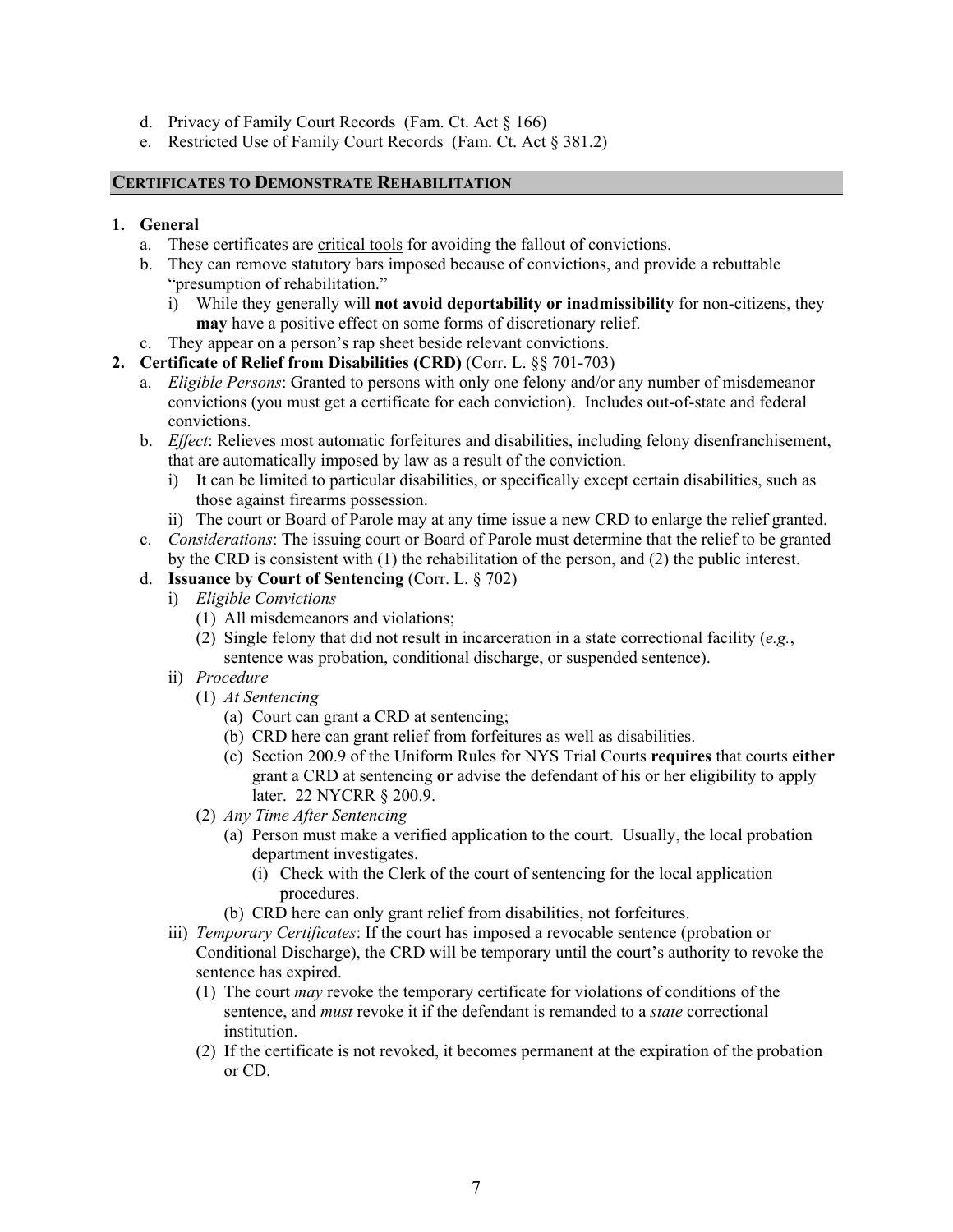d. Privacy of Family Court Records (Fam. Ct. Act § 166)
e. Restricted Use of Family Court Records (Fam. Ct. Act § 381.2)

## CERTIFICATES TO DEMONSTRATE REHABILITATION

1. **General**
   a. These certificates are critical tools for avoiding the fallout of convictions.
   b. They can remove statutory bars imposed because of convictions, and provide a rebuttable "presumption of rehabilitation."
      i) While they generally will **not avoid deportability or inadmissibility** for non-citizens, they **may** have a positive effect on some forms of discretionary relief.
   c. They appear on a person's rap sheet beside relevant convictions.
2. **Certificate of Relief from Disabilities (CRD)** (Corr. L. §§ 701-703)
   a. *Eligible Persons*: Granted to persons with only one felony and/or any number of misdemeanor convictions (you must get a certificate for each conviction). Includes out-of-state and federal convictions.
   b. *Effect*: Relieves most automatic forfeitures and disabilities, including felony disenfranchisement, that are automatically imposed by law as a result of the conviction.
      i) It can be limited to particular disabilities, or specifically except certain disabilities, such as those against firearms possession.
      ii) The court or Board of Parole may at any time issue a new CRD to enlarge the relief granted.
   c. *Considerations*: The issuing court or Board of Parole must determine that the relief to be granted by the CRD is consistent with (1) the rehabilitation of the person, and (2) the public interest.
   d. **Issuance by Court of Sentencing** (Corr. L. § 702)
      i) *Eligible Convictions*
         (1) All misdemeanors and violations;
         (2) Single felony that did not result in incarceration in a state correctional facility (*e.g.*, sentence was probation, conditional discharge, or suspended sentence).
      ii) *Procedure*
         (1) *At Sentencing*
            (a) Court can grant a CRD at sentencing;
            (b) CRD here can grant relief from forfeitures as well as disabilities.
            (c) Section 200.9 of the Uniform Rules for NYS Trial Courts **requires** that courts **either** grant a CRD at sentencing **or** advise the defendant of his or her eligibility to apply later. 22 NYCRR § 200.9.
         (2) *Any Time After Sentencing*
            (a) Person must make a verified application to the court. Usually, the local probation department investigates.
               (i) Check with the Clerk of the court of sentencing for the local application procedures.
            (b) CRD here can only grant relief from disabilities, not forfeitures.
      iii) *Temporary Certificates*: If the court has imposed a revocable sentence (probation or Conditional Discharge), the CRD will be temporary until the court's authority to revoke the sentence has expired.
         (1) The court *may* revoke the temporary certificate for violations of conditions of the sentence, and *must* revoke it if the defendant is remanded to a *state* correctional institution.
         (2) If the certificate is not revoked, it becomes permanent at the expiration of the probation or CD.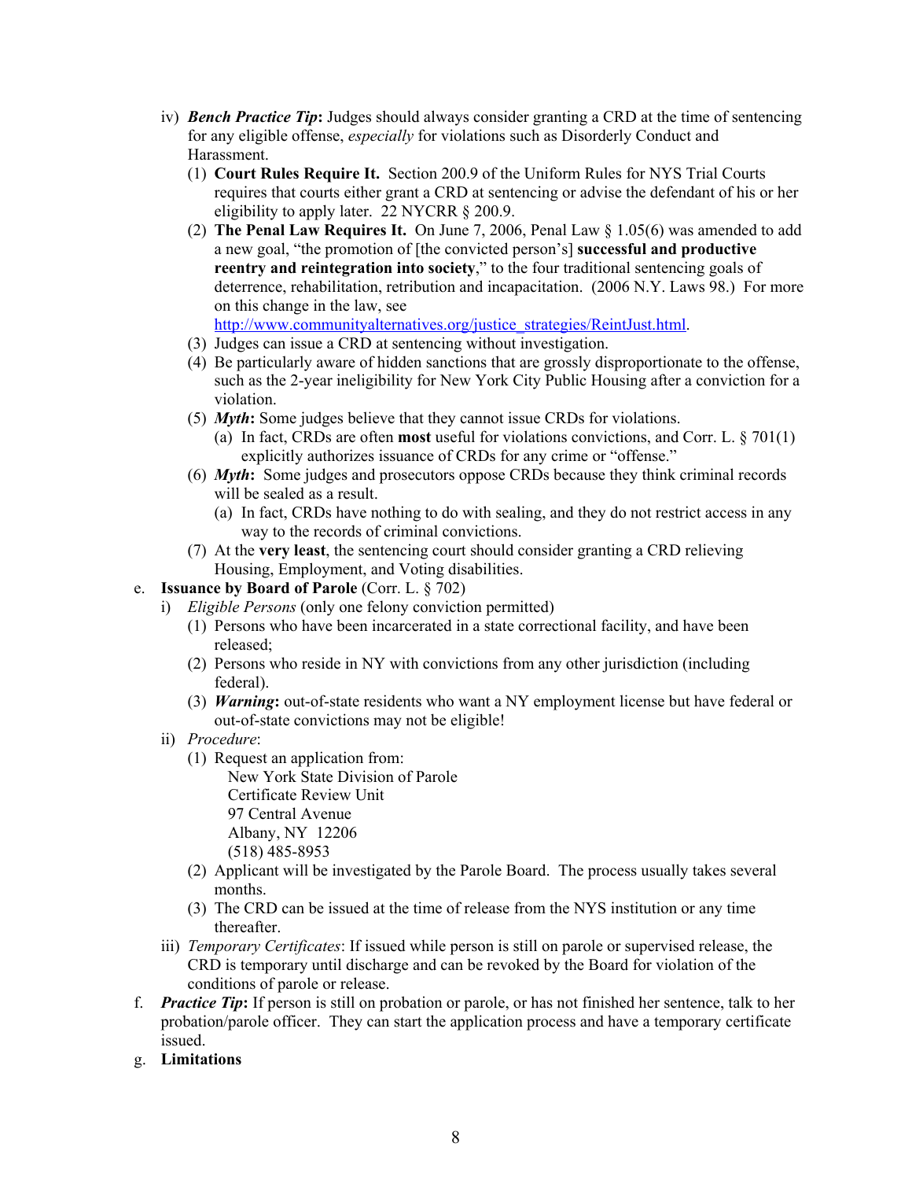- iv) ***Bench Practice Tip*:** Judges should always consider granting a CRD at the time of sentencing for any eligible offense, *especially* for violations such as Disorderly Conduct and Harassment.
  - (1) **Court Rules Require It.** Section 200.9 of the Uniform Rules for NYS Trial Courts requires that courts either grant a CRD at sentencing or advise the defendant of his or her eligibility to apply later. 22 NYCRR § 200.9.
  - (2) **The Penal Law Requires It.** On June 7, 2006, Penal Law § 1.05(6) was amended to add a new goal, "the promotion of [the convicted person's] **successful and productive reentry and reintegration into society**," to the four traditional sentencing goals of deterrence, rehabilitation, retribution and incapacitation. (2006 N.Y. Laws 98.) For more on this change in the law, see http://www.communityalternatives.org/justice_strategies/ReintJust.html.
  - (3) Judges can issue a CRD at sentencing without investigation.
  - (4) Be particularly aware of hidden sanctions that are grossly disproportionate to the offense, such as the 2-year ineligibility for New York City Public Housing after a conviction for a violation.
  - (5) ***Myth*:** Some judges believe that they cannot issue CRDs for violations.
    - (a) In fact, CRDs are often **most** useful for violations convictions, and Corr. L. § 701(1) explicitly authorizes issuance of CRDs for any crime or "offense."
  - (6) ***Myth*:** Some judges and prosecutors oppose CRDs because they think criminal records will be sealed as a result.
    - (a) In fact, CRDs have nothing to do with sealing, and they do not restrict access in any way to the records of criminal convictions.
  - (7) At the **very least**, the sentencing court should consider granting a CRD relieving Housing, Employment, and Voting disabilities.

e. **Issuance by Board of Parole** (Corr. L. § 702)

- i) *Eligible Persons* (only one felony conviction permitted)
  - (1) Persons who have been incarcerated in a state correctional facility, and have been released;
  - (2) Persons who reside in NY with convictions from any other jurisdiction (including federal).
  - (3) ***Warning*:** out-of-state residents who want a NY employment license but have federal or out-of-state convictions may not be eligible!
- ii) *Procedure*:
  - (1) Request an application from:
    New York State Division of Parole
    Certificate Review Unit
    97 Central Avenue
    Albany, NY 12206
    (518) 485-8953
  - (2) Applicant will be investigated by the Parole Board. The process usually takes several months.
  - (3) The CRD can be issued at the time of release from the NYS institution or any time thereafter.
- iii) *Temporary Certificates*: If issued while person is still on parole or supervised release, the CRD is temporary until discharge and can be revoked by the Board for violation of the conditions of parole or release.

f. ***Practice Tip*:** If person is still on probation or parole, or has not finished her sentence, talk to her probation/parole officer. They can start the application process and have a temporary certificate issued.

g. **Limitations**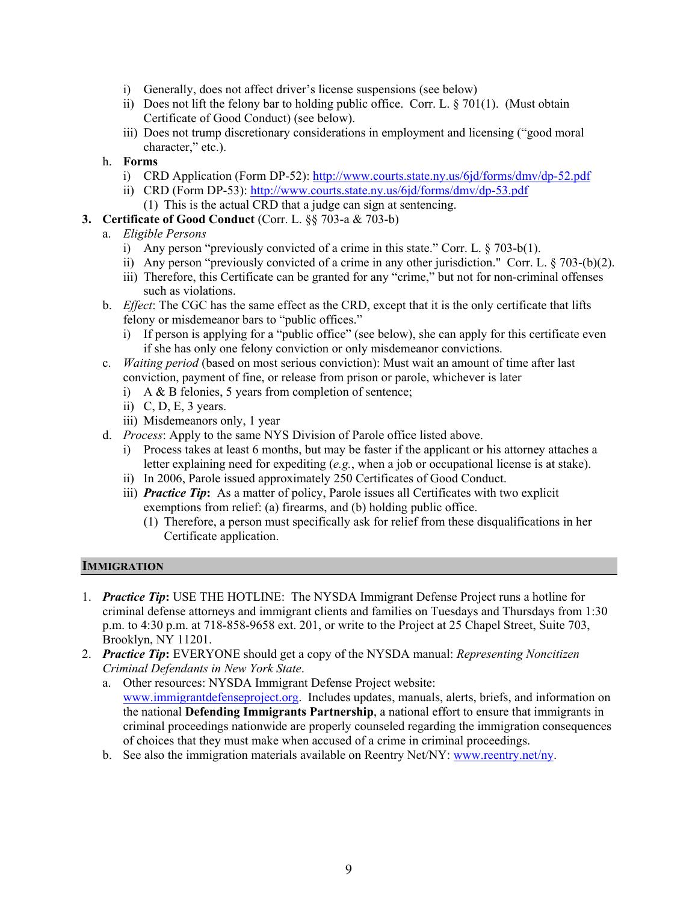i) Generally, does not affect driver's license suspensions (see below)
   ii) Does not lift the felony bar to holding public office. Corr. L. § 701(1). (Must obtain Certificate of Good Conduct) (see below).
   iii) Does not trump discretionary considerations in employment and licensing ("good moral character," etc.).

h. **Forms**
   i) CRD Application (Form DP-52): http://www.courts.state.ny.us/6jd/forms/dmv/dp-52.pdf
   ii) CRD (Form DP-53): http://www.courts.state.ny.us/6jd/forms/dmv/dp-53.pdf
      (1) This is the actual CRD that a judge can sign at sentencing.

3. **Certificate of Good Conduct** (Corr. L. §§ 703-a & 703-b)
   a. *Eligible Persons*
      i) Any person "previously convicted of a crime in this state." Corr. L. § 703-b(1).
      ii) Any person "previously convicted of a crime in any other jurisdiction." Corr. L. § 703-(b)(2).
      iii) Therefore, this Certificate can be granted for any "crime," but not for non-criminal offenses such as violations.
   b. *Effect*: The CGC has the same effect as the CRD, except that it is the only certificate that lifts felony or misdemeanor bars to "public offices."
      i) If person is applying for a "public office" (see below), she can apply for this certificate even if she has only one felony conviction or only misdemeanor convictions.
   c. *Waiting period* (based on most serious conviction): Must wait an amount of time after last conviction, payment of fine, or release from prison or parole, whichever is later
      i) A & B felonies, 5 years from completion of sentence;
      ii) C, D, E, 3 years.
      iii) Misdemeanors only, 1 year
   d. *Process*: Apply to the same NYS Division of Parole office listed above.
      i) Process takes at least 6 months, but may be faster if the applicant or his attorney attaches a letter explaining need for expediting (*e.g.*, when a job or occupational license is at stake).
      ii) In 2006, Parole issued approximately 250 Certificates of Good Conduct.
      iii) ***Practice Tip***: As a matter of policy, Parole issues all Certificates with two explicit exemptions from relief: (a) firearms, and (b) holding public office.
         (1) Therefore, a person must specifically ask for relief from these disqualifications in her Certificate application.

## IMMIGRATION

1. ***Practice Tip***: USE THE HOTLINE: The NYSDA Immigrant Defense Project runs a hotline for criminal defense attorneys and immigrant clients and families on Tuesdays and Thursdays from 1:30 p.m. to 4:30 p.m. at 718-858-9658 ext. 201, or write to the Project at 25 Chapel Street, Suite 703, Brooklyn, NY 11201.
2. ***Practice Tip***: EVERYONE should get a copy of the NYSDA manual: *Representing Noncitizen Criminal Defendants in New York State*.
   a. Other resources: NYSDA Immigrant Defense Project website: www.immigrantdefenseproject.org. Includes updates, manuals, alerts, briefs, and information on the national **Defending Immigrants Partnership**, a national effort to ensure that immigrants in criminal proceedings nationwide are properly counseled regarding the immigration consequences of choices that they must make when accused of a crime in criminal proceedings.
   b. See also the immigration materials available on Reentry Net/NY: www.reentry.net/ny.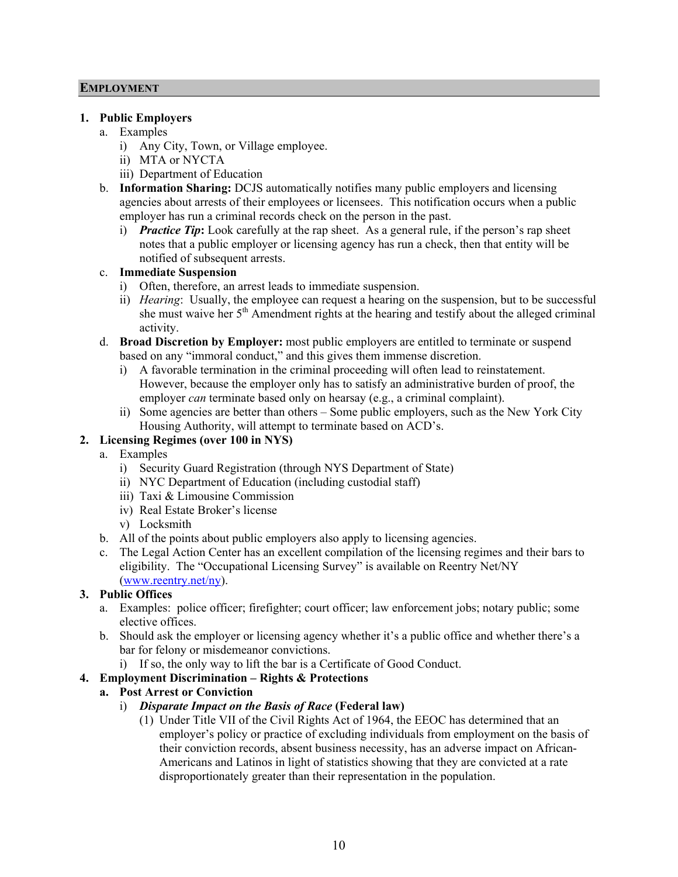## EMPLOYMENT

1. **Public Employers**
   a. Examples
      i) Any City, Town, or Village employee.
      ii) MTA or NYCTA
      iii) Department of Education
   b. **Information Sharing:** DCJS automatically notifies many public employers and licensing agencies about arrests of their employees or licensees. This notification occurs when a public employer has run a criminal records check on the person in the past.
      i) ***Practice Tip*:** Look carefully at the rap sheet. As a general rule, if the person's rap sheet notes that a public employer or licensing agency has run a check, then that entity will be notified of subsequent arrests.
   c. **Immediate Suspension**
      i) Often, therefore, an arrest leads to immediate suspension.
      ii) *Hearing*: Usually, the employee can request a hearing on the suspension, but to be successful she must waive her 5th Amendment rights at the hearing and testify about the alleged criminal activity.
   d. **Broad Discretion by Employer:** most public employers are entitled to terminate or suspend based on any "immoral conduct," and this gives them immense discretion.
      i) A favorable termination in the criminal proceeding will often lead to reinstatement. However, because the employer only has to satisfy an administrative burden of proof, the employer *can* terminate based only on hearsay (e.g., a criminal complaint).
      ii) Some agencies are better than others – Some public employers, such as the New York City Housing Authority, will attempt to terminate based on ACD's.
2. **Licensing Regimes (over 100 in NYS)**
   a. Examples
      i) Security Guard Registration (through NYS Department of State)
      ii) NYC Department of Education (including custodial staff)
      iii) Taxi & Limousine Commission
      iv) Real Estate Broker's license
      v) Locksmith
   b. All of the points about public employers also apply to licensing agencies.
   c. The Legal Action Center has an excellent compilation of the licensing regimes and their bars to eligibility. The "Occupational Licensing Survey" is available on Reentry Net/NY (www.reentry.net/ny).
3. **Public Offices**
   a. Examples: police officer; firefighter; court officer; law enforcement jobs; notary public; some elective offices.
   b. Should ask the employer or licensing agency whether it's a public office and whether there's a bar for felony or misdemeanor convictions.
      i) If so, the only way to lift the bar is a Certificate of Good Conduct.
4. **Employment Discrimination – Rights & Protections**
   **a. Post Arrest or Conviction**
      i) ***Disparate Impact on the Basis of Race* (Federal law)**
         (1) Under Title VII of the Civil Rights Act of 1964, the EEOC has determined that an employer's policy or practice of excluding individuals from employment on the basis of their conviction records, absent business necessity, has an adverse impact on African-Americans and Latinos in light of statistics showing that they are convicted at a rate disproportionately greater than their representation in the population.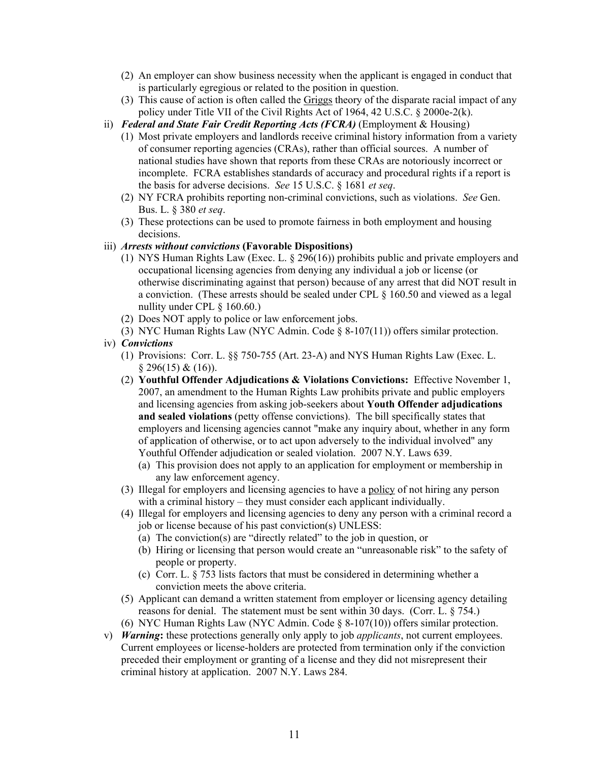(2) An employer can show business necessity when the applicant is engaged in conduct that is particularly egregious or related to the position in question.

(3) This cause of action is often called the Griggs theory of the disparate racial impact of any policy under Title VII of the Civil Rights Act of 1964, 42 U.S.C. § 2000e-2(k).

ii) ***Federal and State Fair Credit Reporting Acts (FCRA)*** (Employment & Housing)

(1) Most private employers and landlords receive criminal history information from a variety of consumer reporting agencies (CRAs), rather than official sources. A number of national studies have shown that reports from these CRAs are notoriously incorrect or incomplete. FCRA establishes standards of accuracy and procedural rights if a report is the basis for adverse decisions. *See* 15 U.S.C. § 1681 *et seq*.

(2) NY FCRA prohibits reporting non-criminal convictions, such as violations. *See* Gen. Bus. L. § 380 *et seq*.

(3) These protections can be used to promote fairness in both employment and housing decisions.

iii) ***Arrests without convictions* (Favorable Dispositions)**

(1) NYS Human Rights Law (Exec. L. § 296(16)) prohibits public and private employers and occupational licensing agencies from denying any individual a job or license (or otherwise discriminating against that person) because of any arrest that did NOT result in a conviction. (These arrests should be sealed under CPL § 160.50 and viewed as a legal nullity under CPL § 160.60.)

(2) Does NOT apply to police or law enforcement jobs.

(3) NYC Human Rights Law (NYC Admin. Code § 8-107(11)) offers similar protection.

iv) ***Convictions***

(1) Provisions: Corr. L. §§ 750-755 (Art. 23-A) and NYS Human Rights Law (Exec. L. § 296(15) & (16)).

(2) **Youthful Offender Adjudications & Violations Convictions:** Effective November 1, 2007, an amendment to the Human Rights Law prohibits private and public employers and licensing agencies from asking job-seekers about **Youth Offender adjudications and sealed violations** (petty offense convictions). The bill specifically states that employers and licensing agencies cannot "make any inquiry about, whether in any form of application of otherwise, or to act upon adversely to the individual involved" any Youthful Offender adjudication or sealed violation. 2007 N.Y. Laws 639.

   (a) This provision does not apply to an application for employment or membership in any law enforcement agency.

(3) Illegal for employers and licensing agencies to have a policy of not hiring any person with a criminal history – they must consider each applicant individually.

(4) Illegal for employers and licensing agencies to deny any person with a criminal record a job or license because of his past conviction(s) UNLESS:

   (a) The conviction(s) are "directly related" to the job in question, or

   (b) Hiring or licensing that person would create an "unreasonable risk" to the safety of people or property.

   (c) Corr. L. § 753 lists factors that must be considered in determining whether a conviction meets the above criteria.

(5) Applicant can demand a written statement from employer or licensing agency detailing reasons for denial. The statement must be sent within 30 days. (Corr. L. § 754.)

(6) NYC Human Rights Law (NYC Admin. Code § 8-107(10)) offers similar protection.

v) ***Warning*:** these protections generally only apply to job *applicants*, not current employees. Current employees or license-holders are protected from termination only if the conviction preceded their employment or granting of a license and they did not misrepresent their criminal history at application. 2007 N.Y. Laws 284.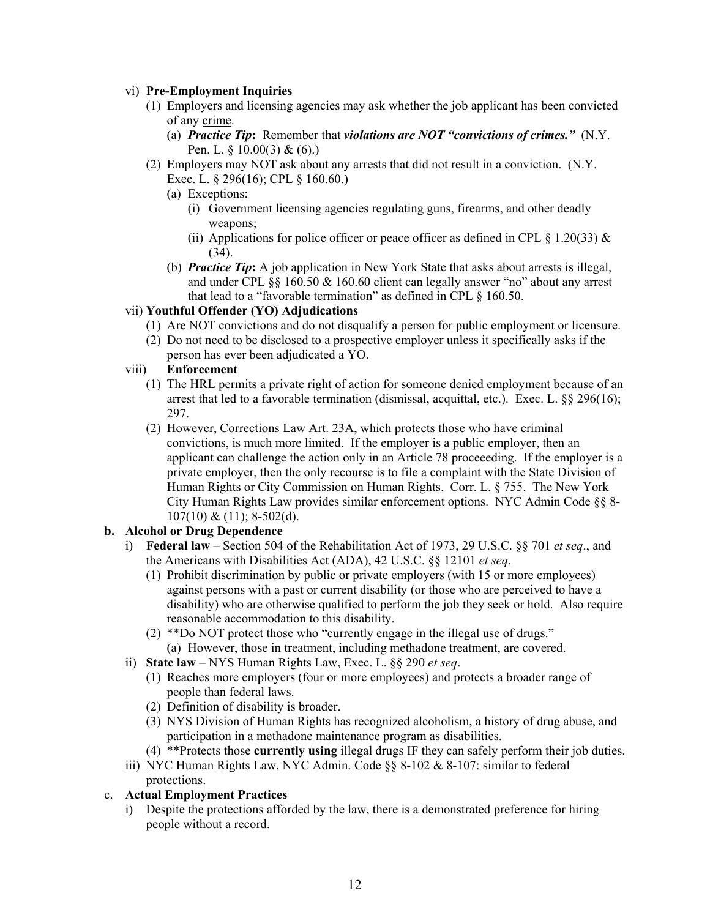vi) **Pre-Employment Inquiries**

(1) Employers and licensing agencies may ask whether the job applicant has been convicted of any crime.

(a) ***Practice Tip*****:** Remember that ***violations are NOT "convictions of crimes."*** (N.Y. Pen. L. § 10.00(3) & (6).)

(2) Employers may NOT ask about any arrests that did not result in a conviction. (N.Y. Exec. L. § 296(16); CPL § 160.60.)

(a) Exceptions:

(i) Government licensing agencies regulating guns, firearms, and other deadly weapons;

(ii) Applications for police officer or peace officer as defined in CPL § 1.20(33) & (34).

(b) ***Practice Tip*****:** A job application in New York State that asks about arrests is illegal, and under CPL §§ 160.50 & 160.60 client can legally answer "no" about any arrest that lead to a "favorable termination" as defined in CPL § 160.50.

vii) **Youthful Offender (YO) Adjudications**

(1) Are NOT convictions and do not disqualify a person for public employment or licensure.

(2) Do not need to be disclosed to a prospective employer unless it specifically asks if the person has ever been adjudicated a YO.

viii) **Enforcement**

(1) The HRL permits a private right of action for someone denied employment because of an arrest that led to a favorable termination (dismissal, acquittal, etc.). Exec. L. §§ 296(16); 297.

(2) However, Corrections Law Art. 23A, which protects those who have criminal convictions, is much more limited. If the employer is a public employer, then an applicant can challenge the action only in an Article 78 proceeeding. If the employer is a private employer, then the only recourse is to file a complaint with the State Division of Human Rights or City Commission on Human Rights. Corr. L. § 755. The New York City Human Rights Law provides similar enforcement options. NYC Admin Code §§ 8-107(10) & (11); 8-502(d).

**b. Alcohol or Drug Dependence**

i) **Federal law** – Section 504 of the Rehabilitation Act of 1973, 29 U.S.C. §§ 701 *et seq*., and the Americans with Disabilities Act (ADA), 42 U.S.C. §§ 12101 *et seq*.

(1) Prohibit discrimination by public or private employers (with 15 or more employees) against persons with a past or current disability (or those who are perceived to have a disability) who are otherwise qualified to perform the job they seek or hold. Also require reasonable accommodation to this disability.

(2) **Do NOT protect those who "currently engage in the illegal use of drugs."

(a) However, those in treatment, including methadone treatment, are covered.

ii) **State law** – NYS Human Rights Law, Exec. L. §§ 290 *et seq*.

(1) Reaches more employers (four or more employees) and protects a broader range of people than federal laws.

(2) Definition of disability is broader.

(3) NYS Division of Human Rights has recognized alcoholism, a history of drug abuse, and participation in a methadone maintenance program as disabilities.

(4) **Protects those **currently using** illegal drugs IF they can safely perform their job duties.

iii) NYC Human Rights Law, NYC Admin. Code §§ 8-102 & 8-107: similar to federal protections.

c. **Actual Employment Practices**

i) Despite the protections afforded by the law, there is a demonstrated preference for hiring people without a record.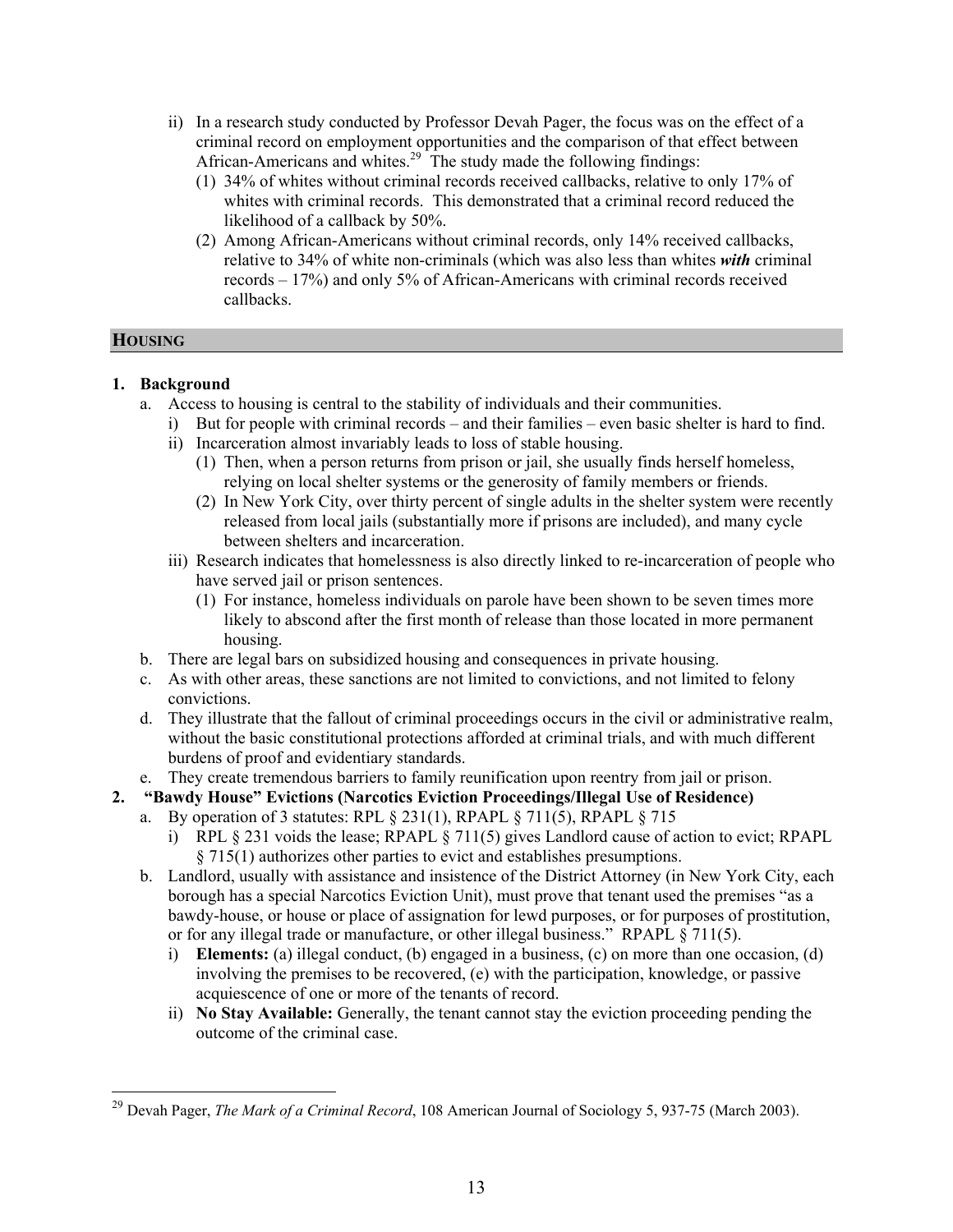ii) In a research study conducted by Professor Devah Pager, the focus was on the effect of a criminal record on employment opportunities and the comparison of that effect between African-Americans and whites.[29] The study made the following findings:

(1) 34% of whites without criminal records received callbacks, relative to only 17% of whites with criminal records. This demonstrated that a criminal record reduced the likelihood of a callback by 50%.

(2) Among African-Americans without criminal records, only 14% received callbacks, relative to 34% of white non-criminals (which was also less than whites ***with*** criminal records – 17%) and only 5% of African-Americans with criminal records received callbacks.

## HOUSING

**1. Background**

a. Access to housing is central to the stability of individuals and their communities.

i) But for people with criminal records – and their families – even basic shelter is hard to find.

ii) Incarceration almost invariably leads to loss of stable housing.

(1) Then, when a person returns from prison or jail, she usually finds herself homeless, relying on local shelter systems or the generosity of family members or friends.

(2) In New York City, over thirty percent of single adults in the shelter system were recently released from local jails (substantially more if prisons are included), and many cycle between shelters and incarceration.

iii) Research indicates that homelessness is also directly linked to re-incarceration of people who have served jail or prison sentences.

(1) For instance, homeless individuals on parole have been shown to be seven times more likely to abscond after the first month of release than those located in more permanent housing.

b. There are legal bars on subsidized housing and consequences in private housing.

c. As with other areas, these sanctions are not limited to convictions, and not limited to felony convictions.

d. They illustrate that the fallout of criminal proceedings occurs in the civil or administrative realm, without the basic constitutional protections afforded at criminal trials, and with much different burdens of proof and evidentiary standards.

e. They create tremendous barriers to family reunification upon reentry from jail or prison.

**2. "Bawdy House" Evictions (Narcotics Eviction Proceedings/Illegal Use of Residence)**

a. By operation of 3 statutes: RPL § 231(1), RPAPL § 711(5), RPAPL § 715

i) RPL § 231 voids the lease; RPAPL § 711(5) gives Landlord cause of action to evict; RPAPL § 715(1) authorizes other parties to evict and establishes presumptions.

b. Landlord, usually with assistance and insistence of the District Attorney (in New York City, each borough has a special Narcotics Eviction Unit), must prove that tenant used the premises "as a bawdy-house, or house or place of assignation for lewd purposes, or for purposes of prostitution, or for any illegal trade or manufacture, or other illegal business." RPAPL § 711(5).

i) **Elements:** (a) illegal conduct, (b) engaged in a business, (c) on more than one occasion, (d) involving the premises to be recovered, (e) with the participation, knowledge, or passive acquiescence of one or more of the tenants of record.

ii) **No Stay Available:** Generally, the tenant cannot stay the eviction proceeding pending the outcome of the criminal case.

---

[29] Devah Pager, *The Mark of a Criminal Record*, 108 American Journal of Sociology 5, 937-75 (March 2003).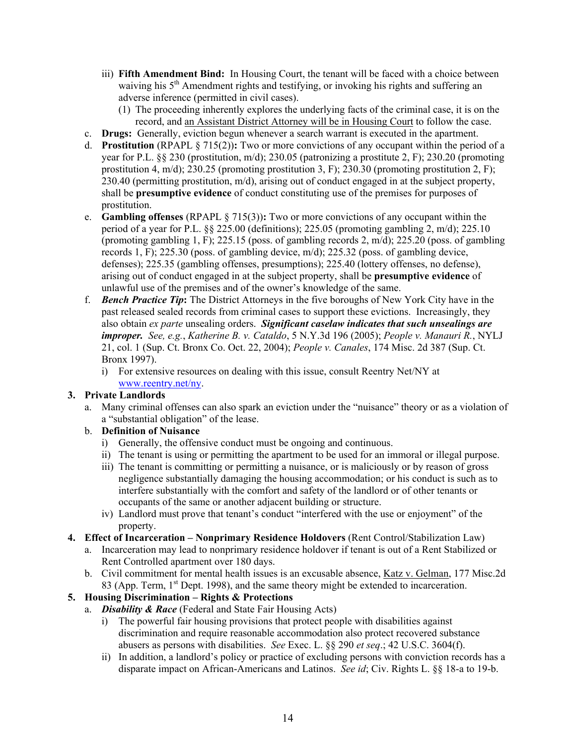iii) **Fifth Amendment Bind:** In Housing Court, the tenant will be faced with a choice between waiving his 5th Amendment rights and testifying, or invoking his rights and suffering an adverse inference (permitted in civil cases).

(1) The proceeding inherently explores the underlying facts of the criminal case, it is on the record, and an Assistant District Attorney will be in Housing Court to follow the case.

c. **Drugs:** Generally, eviction begun whenever a search warrant is executed in the apartment.

d. **Prostitution** (RPAPL § 715(2))**:** Two or more convictions of any occupant within the period of a year for P.L. §§ 230 (prostitution, m/d); 230.05 (patronizing a prostitute 2, F); 230.20 (promoting prostitution 4, m/d); 230.25 (promoting prostitution 3, F); 230.30 (promoting prostitution 2, F); 230.40 (permitting prostitution, m/d), arising out of conduct engaged in at the subject property, shall be **presumptive evidence** of conduct constituting use of the premises for purposes of prostitution.

e. **Gambling offenses** (RPAPL § 715(3))**:** Two or more convictions of any occupant within the period of a year for P.L. §§ 225.00 (definitions); 225.05 (promoting gambling 2, m/d); 225.10 (promoting gambling 1, F); 225.15 (poss. of gambling records 2, m/d); 225.20 (poss. of gambling records 1, F); 225.30 (poss. of gambling device, m/d); 225.32 (poss. of gambling device, defenses); 225.35 (gambling offenses, presumptions); 225.40 (lottery offenses, no defense), arising out of conduct engaged in at the subject property, shall be **presumptive evidence** of unlawful use of the premises and of the owner's knowledge of the same.

f. ***Bench Practice Tip*:** The District Attorneys in the five boroughs of New York City have in the past released sealed records from criminal cases to support these evictions. Increasingly, they also obtain *ex parte* unsealing orders. ***Significant caselaw indicates that such unsealings are improper.*** *See, e.g.*, *Katherine B. v. Cataldo*, 5 N.Y.3d 196 (2005); *People v. Manauri R.*, NYLJ 21, col. 1 (Sup. Ct. Bronx Co. Oct. 22, 2004); *People v. Canales*, 174 Misc. 2d 387 (Sup. Ct. Bronx 1997).

i) For extensive resources on dealing with this issue, consult Reentry Net/NY at www.reentry.net/ny.

**3. Private Landlords**

a. Many criminal offenses can also spark an eviction under the "nuisance" theory or as a violation of a "substantial obligation" of the lease.

b. **Definition of Nuisance**

i) Generally, the offensive conduct must be ongoing and continuous.

ii) The tenant is using or permitting the apartment to be used for an immoral or illegal purpose.

iii) The tenant is committing or permitting a nuisance, or is maliciously or by reason of gross negligence substantially damaging the housing accommodation; or his conduct is such as to interfere substantially with the comfort and safety of the landlord or of other tenants or occupants of the same or another adjacent building or structure.

iv) Landlord must prove that tenant's conduct "interfered with the use or enjoyment" of the property.

**4. Effect of Incarceration – Nonprimary Residence Holdovers** (Rent Control/Stabilization Law)

a. Incarceration may lead to nonprimary residence holdover if tenant is out of a Rent Stabilized or Rent Controlled apartment over 180 days.

b. Civil commitment for mental health issues is an excusable absence, Katz v. Gelman, 177 Misc.2d 83 (App. Term, 1st Dept. 1998), and the same theory might be extended to incarceration.

**5. Housing Discrimination – Rights & Protections**

a. ***Disability & Race*** (Federal and State Fair Housing Acts)

i) The powerful fair housing provisions that protect people with disabilities against discrimination and require reasonable accommodation also protect recovered substance abusers as persons with disabilities. *See* Exec. L. §§ 290 *et seq*.; 42 U.S.C. 3604(f).

ii) In addition, a landlord's policy or practice of excluding persons with conviction records has a disparate impact on African-Americans and Latinos. *See id*; Civ. Rights L. §§ 18-a to 19-b.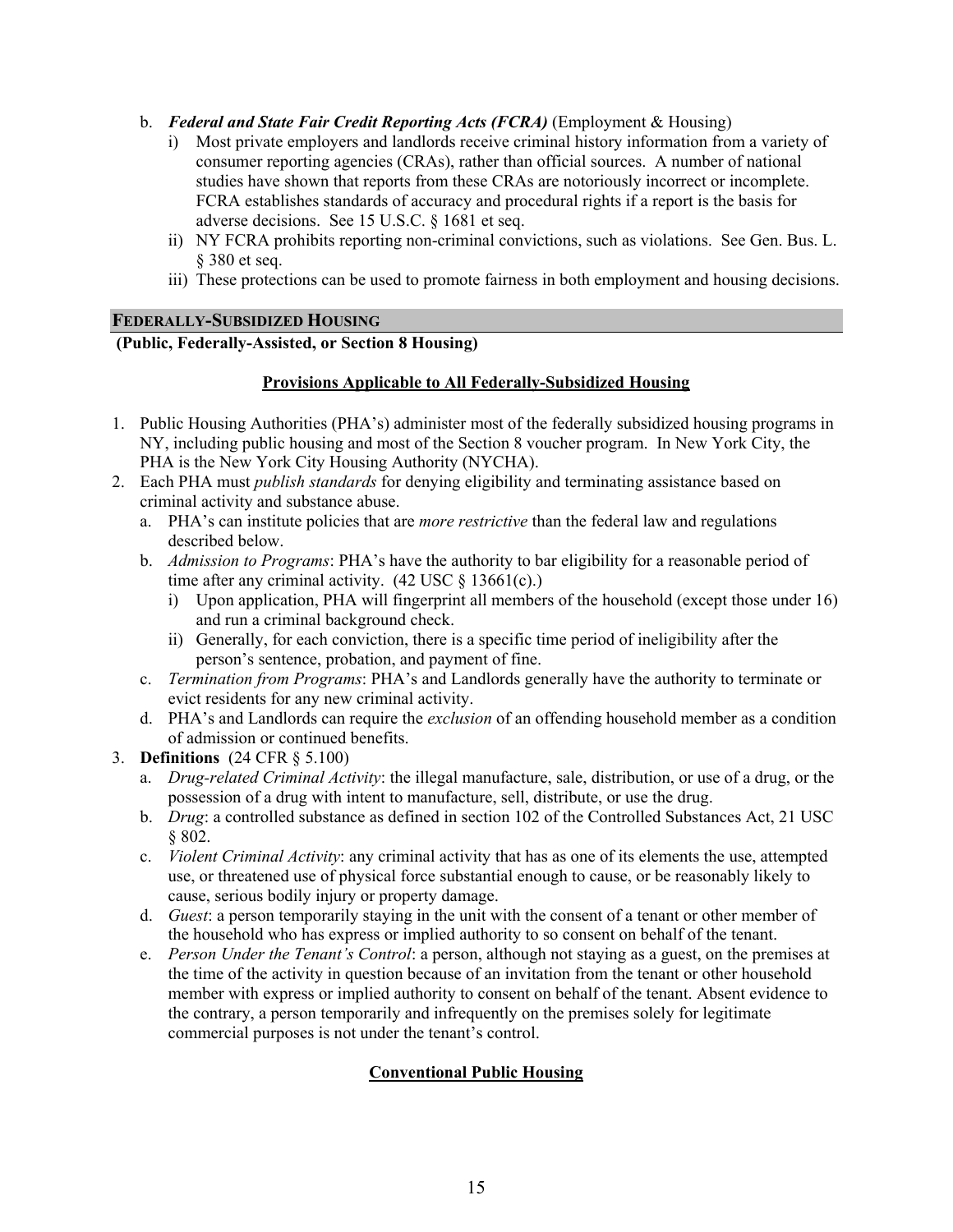b. ***Federal and State Fair Credit Reporting Acts (FCRA)*** (Employment & Housing)
   i) Most private employers and landlords receive criminal history information from a variety of consumer reporting agencies (CRAs), rather than official sources. A number of national studies have shown that reports from these CRAs are notoriously incorrect or incomplete. FCRA establishes standards of accuracy and procedural rights if a report is the basis for adverse decisions. See 15 U.S.C. § 1681 et seq.
   ii) NY FCRA prohibits reporting non-criminal convictions, such as violations. See Gen. Bus. L. § 380 et seq.
   iii) These protections can be used to promote fairness in both employment and housing decisions.

## FEDERALLY-SUBSIDIZED HOUSING

**(Public, Federally-Assisted, or Section 8 Housing)**

### Provisions Applicable to All Federally-Subsidized Housing

1. Public Housing Authorities (PHA's) administer most of the federally subsidized housing programs in NY, including public housing and most of the Section 8 voucher program. In New York City, the PHA is the New York City Housing Authority (NYCHA).
2. Each PHA must *publish standards* for denying eligibility and terminating assistance based on criminal activity and substance abuse.
   a. PHA's can institute policies that are *more restrictive* than the federal law and regulations described below.
   b. *Admission to Programs*: PHA's have the authority to bar eligibility for a reasonable period of time after any criminal activity. (42 USC § 13661(c).)
      i) Upon application, PHA will fingerprint all members of the household (except those under 16) and run a criminal background check.
      ii) Generally, for each conviction, there is a specific time period of ineligibility after the person's sentence, probation, and payment of fine.
   c. *Termination from Programs*: PHA's and Landlords generally have the authority to terminate or evict residents for any new criminal activity.
   d. PHA's and Landlords can require the *exclusion* of an offending household member as a condition of admission or continued benefits.
3. **Definitions** (24 CFR § 5.100)
   a. *Drug-related Criminal Activity*: the illegal manufacture, sale, distribution, or use of a drug, or the possession of a drug with intent to manufacture, sell, distribute, or use the drug.
   b. *Drug*: a controlled substance as defined in section 102 of the Controlled Substances Act, 21 USC § 802.
   c. *Violent Criminal Activity*: any criminal activity that has as one of its elements the use, attempted use, or threatened use of physical force substantial enough to cause, or be reasonably likely to cause, serious bodily injury or property damage.
   d. *Guest*: a person temporarily staying in the unit with the consent of a tenant or other member of the household who has express or implied authority to so consent on behalf of the tenant.
   e. *Person Under the Tenant's Control*: a person, although not staying as a guest, on the premises at the time of the activity in question because of an invitation from the tenant or other household member with express or implied authority to consent on behalf of the tenant. Absent evidence to the contrary, a person temporarily and infrequently on the premises solely for legitimate commercial purposes is not under the tenant's control.

### Conventional Public Housing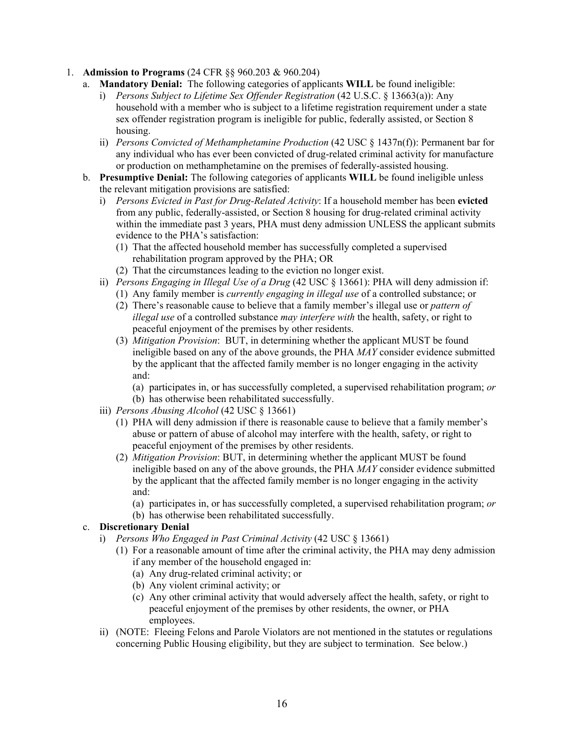1. **Admission to Programs** (24 CFR §§ 960.203 & 960.204)
   a. **Mandatory Denial:** The following categories of applicants **WILL** be found ineligible:
      i) *Persons Subject to Lifetime Sex Offender Registration* (42 U.S.C. § 13663(a)): Any household with a member who is subject to a lifetime registration requirement under a state sex offender registration program is ineligible for public, federally assisted, or Section 8 housing.
      ii) *Persons Convicted of Methamphetamine Production* (42 USC § 1437n(f)): Permanent bar for any individual who has ever been convicted of drug-related criminal activity for manufacture or production on methamphetamine on the premises of federally-assisted housing.
   b. **Presumptive Denial:** The following categories of applicants **WILL** be found ineligible unless the relevant mitigation provisions are satisfied:
      i) *Persons Evicted in Past for Drug-Related Activity*: If a household member has been **evicted** from any public, federally-assisted, or Section 8 housing for drug-related criminal activity within the immediate past 3 years, PHA must deny admission UNLESS the applicant submits evidence to the PHA's satisfaction:
         (1) That the affected household member has successfully completed a supervised rehabilitation program approved by the PHA; OR
         (2) That the circumstances leading to the eviction no longer exist.
      ii) *Persons Engaging in Illegal Use of a Drug* (42 USC § 13661): PHA will deny admission if:
         (1) Any family member is *currently engaging in illegal use* of a controlled substance; or
         (2) There's reasonable cause to believe that a family member's illegal use or *pattern of illegal use* of a controlled substance *may interfere with* the health, safety, or right to peaceful enjoyment of the premises by other residents.
         (3) *Mitigation Provision*: BUT, in determining whether the applicant MUST be found ineligible based on any of the above grounds, the PHA *MAY* consider evidence submitted by the applicant that the affected family member is no longer engaging in the activity and:
            (a) participates in, or has successfully completed, a supervised rehabilitation program; *or*
            (b) has otherwise been rehabilitated successfully.
      iii) *Persons Abusing Alcohol* (42 USC § 13661)
         (1) PHA will deny admission if there is reasonable cause to believe that a family member's abuse or pattern of abuse of alcohol may interfere with the health, safety, or right to peaceful enjoyment of the premises by other residents.
         (2) *Mitigation Provision*: BUT, in determining whether the applicant MUST be found ineligible based on any of the above grounds, the PHA *MAY* consider evidence submitted by the applicant that the affected family member is no longer engaging in the activity and:
            (a) participates in, or has successfully completed, a supervised rehabilitation program; *or*
            (b) has otherwise been rehabilitated successfully.
   c. **Discretionary Denial**
      i) *Persons Who Engaged in Past Criminal Activity* (42 USC § 13661)
         (1) For a reasonable amount of time after the criminal activity, the PHA may deny admission if any member of the household engaged in:
            (a) Any drug-related criminal activity; or
            (b) Any violent criminal activity; or
            (c) Any other criminal activity that would adversely affect the health, safety, or right to peaceful enjoyment of the premises by other residents, the owner, or PHA employees.
      ii) (NOTE: Fleeing Felons and Parole Violators are not mentioned in the statutes or regulations concerning Public Housing eligibility, but they are subject to termination. See below.)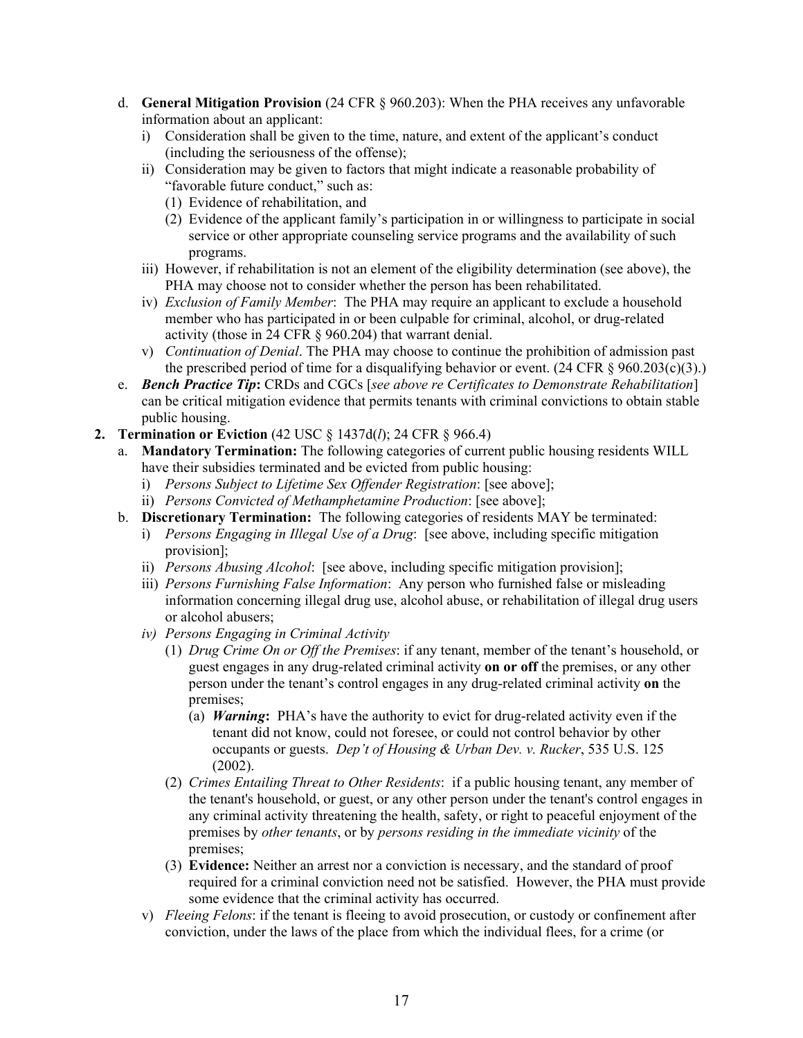d. **General Mitigation Provision** (24 CFR § 960.203): When the PHA receives any unfavorable information about an applicant:
   i) Consideration shall be given to the time, nature, and extent of the applicant's conduct (including the seriousness of the offense);
   ii) Consideration may be given to factors that might indicate a reasonable probability of "favorable future conduct," such as:
      (1) Evidence of rehabilitation, and
      (2) Evidence of the applicant family's participation in or willingness to participate in social service or other appropriate counseling service programs and the availability of such programs.
   iii) However, if rehabilitation is not an element of the eligibility determination (see above), the PHA may choose not to consider whether the person has been rehabilitated.
   iv) *Exclusion of Family Member*: The PHA may require an applicant to exclude a household member who has participated in or been culpable for criminal, alcohol, or drug-related activity (those in 24 CFR § 960.204) that warrant denial.
   v) *Continuation of Denial*. The PHA may choose to continue the prohibition of admission past the prescribed period of time for a disqualifying behavior or event. (24 CFR § 960.203(c)(3).)

e. ***Bench Practice Tip*:** CRDs and CGCs [*see above re Certificates to Demonstrate Rehabilitation*] can be critical mitigation evidence that permits tenants with criminal convictions to obtain stable public housing.

**2. Termination or Eviction** (42 USC § 1437d(*l*); 24 CFR § 966.4)

a. **Mandatory Termination:** The following categories of current public housing residents WILL have their subsidies terminated and be evicted from public housing:
   i) *Persons Subject to Lifetime Sex Offender Registration*: [see above];
   ii) *Persons Convicted of Methamphetamine Production*: [see above];

b. **Discretionary Termination:** The following categories of residents MAY be terminated:
   i) *Persons Engaging in Illegal Use of a Drug*: [see above, including specific mitigation provision];
   ii) *Persons Abusing Alcohol*: [see above, including specific mitigation provision];
   iii) *Persons Furnishing False Information*: Any person who furnished false or misleading information concerning illegal drug use, alcohol abuse, or rehabilitation of illegal drug users or alcohol abusers;
   iv) *Persons Engaging in Criminal Activity*
      (1) *Drug Crime On or Off the Premises*: if any tenant, member of the tenant's household, or guest engages in any drug-related criminal activity **on or off** the premises, or any other person under the tenant's control engages in any drug-related criminal activity **on** the premises;
         (a) ***Warning*:** PHA's have the authority to evict for drug-related activity even if the tenant did not know, could not foresee, or could not control behavior by other occupants or guests. *Dep't of Housing & Urban Dev. v. Rucker*, 535 U.S. 125 (2002).
      (2) *Crimes Entailing Threat to Other Residents*: if a public housing tenant, any member of the tenant's household, or guest, or any other person under the tenant's control engages in any criminal activity threatening the health, safety, or right to peaceful enjoyment of the premises by *other tenants*, or by *persons residing in the immediate vicinity* of the premises;
      (3) **Evidence:** Neither an arrest nor a conviction is necessary, and the standard of proof required for a criminal conviction need not be satisfied. However, the PHA must provide some evidence that the criminal activity has occurred.
   v) *Fleeing Felons*: if the tenant is fleeing to avoid prosecution, or custody or confinement after conviction, under the laws of the place from which the individual flees, for a crime (or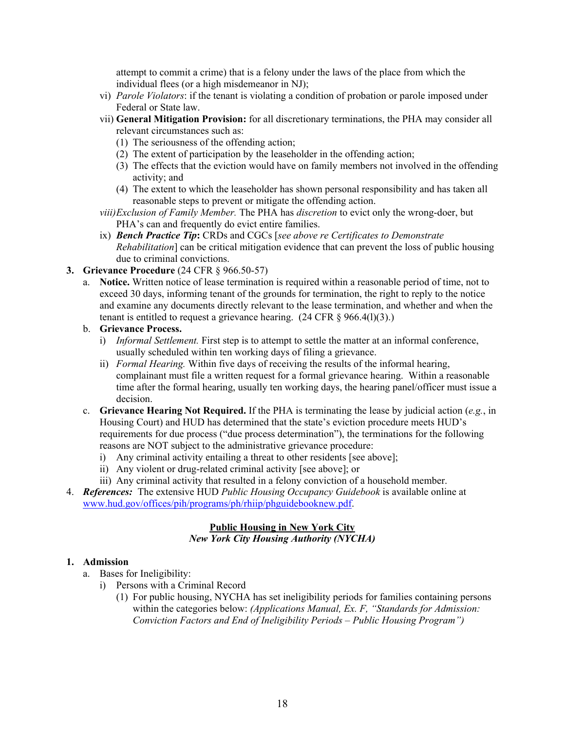attempt to commit a crime) that is a felony under the laws of the place from which the individual flees (or a high misdemeanor in NJ);

vi) *Parole Violators*: if the tenant is violating a condition of probation or parole imposed under Federal or State law.

vii) **General Mitigation Provision:** for all discretionary terminations, the PHA may consider all relevant circumstances such as:

(1) The seriousness of the offending action;

(2) The extent of participation by the leaseholder in the offending action;

(3) The effects that the eviction would have on family members not involved in the offending activity; and

(4) The extent to which the leaseholder has shown personal responsibility and has taken all reasonable steps to prevent or mitigate the offending action.

viii) *Exclusion of Family Member.* The PHA has *discretion* to evict only the wrong-doer, but PHA's can and frequently do evict entire families.

ix) ***Bench Practice Tip*:** CRDs and CGCs [*see above re Certificates to Demonstrate Rehabilitation*] can be critical mitigation evidence that can prevent the loss of public housing due to criminal convictions.

3. **Grievance Procedure** (24 CFR § 966.50-57)

   a. **Notice.** Written notice of lease termination is required within a reasonable period of time, not to exceed 30 days, informing tenant of the grounds for termination, the right to reply to the notice and examine any documents directly relevant to the lease termination, and whether and when the tenant is entitled to request a grievance hearing. (24 CFR § 966.4(l)(3).)

   b. **Grievance Process.**

      i) *Informal Settlement.* First step is to attempt to settle the matter at an informal conference, usually scheduled within ten working days of filing a grievance.

      ii) *Formal Hearing.* Within five days of receiving the results of the informal hearing, complainant must file a written request for a formal grievance hearing. Within a reasonable time after the formal hearing, usually ten working days, the hearing panel/officer must issue a decision.

   c. **Grievance Hearing Not Required.** If the PHA is terminating the lease by judicial action (*e.g.*, in Housing Court) and HUD has determined that the state's eviction procedure meets HUD's requirements for due process ("due process determination"), the terminations for the following reasons are NOT subject to the administrative grievance procedure:

      i) Any criminal activity entailing a threat to other residents [see above];

      ii) Any violent or drug-related criminal activity [see above]; or

      iii) Any criminal activity that resulted in a felony conviction of a household member.

4. ***References:*** The extensive HUD *Public Housing Occupancy Guidebook* is available online at www.hud.gov/offices/pih/programs/ph/rhiip/phguidebooknew.pdf.

## Public Housing in New York City

***New York City Housing Authority (NYCHA)***

1. **Admission**

   a. Bases for Ineligibility:

      i) Persons with a Criminal Record

         (1) For public housing, NYCHA has set ineligibility periods for families containing persons within the categories below: *(Applications Manual, Ex. F, "Standards for Admission: Conviction Factors and End of Ineligibility Periods – Public Housing Program")*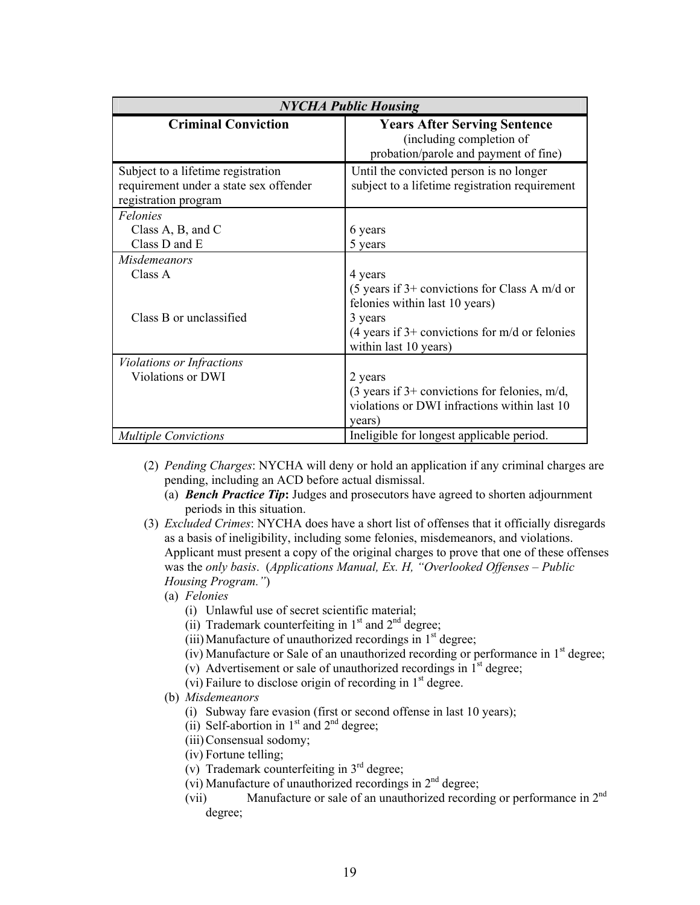| *NYCHA Public Housing* | |
|---|---|
| **Criminal Conviction** | **Years After Serving Sentence** (including completion of probation/parole and payment of fine) |
| Subject to a lifetime registration requirement under a state sex offender registration program | Until the convicted person is no longer subject to a lifetime registration requirement |
| *Felonies*<br>Class A, B, and C<br>Class D and E | <br>6 years<br>5 years |
| *Misdemeanors*<br>Class A<br><br><br>Class B or unclassified | <br>4 years<br>(5 years if 3+ convictions for Class A m/d or felonies within last 10 years)<br>3 years<br>(4 years if 3+ convictions for m/d or felonies within last 10 years) |
| *Violations or Infractions*<br>Violations or DWI | <br>2 years<br>(3 years if 3+ convictions for felonies, m/d, violations or DWI infractions within last 10 years) |
| *Multiple Convictions* | Ineligible for longest applicable period. |

(2) *Pending Charges*: NYCHA will deny or hold an application if any criminal charges are pending, including an ACD before actual dismissal.
   (a) ***Bench Practice Tip*:** Judges and prosecutors have agreed to shorten adjournment periods in this situation.

(3) *Excluded Crimes*: NYCHA does have a short list of offenses that it officially disregards as a basis of ineligibility, including some felonies, misdemeanors, and violations. Applicant must present a copy of the original charges to prove that one of these offenses was the *only basis*. (*Applications Manual, Ex. H, "Overlooked Offenses – Public Housing Program."*)
   (a) *Felonies*
      (i) Unlawful use of secret scientific material;
      (ii) Trademark counterfeiting in 1st and 2nd degree;
      (iii) Manufacture of unauthorized recordings in 1st degree;
      (iv) Manufacture or Sale of an unauthorized recording or performance in 1st degree;
      (v) Advertisement or sale of unauthorized recordings in 1st degree;
      (vi) Failure to disclose origin of recording in 1st degree.
   (b) *Misdemeanors*
      (i) Subway fare evasion (first or second offense in last 10 years);
      (ii) Self-abortion in 1st and 2nd degree;
      (iii) Consensual sodomy;
      (iv) Fortune telling;
      (v) Trademark counterfeiting in 3rd degree;
      (vi) Manufacture of unauthorized recordings in 2nd degree;
      (vii) Manufacture or sale of an unauthorized recording or performance in 2nd degree;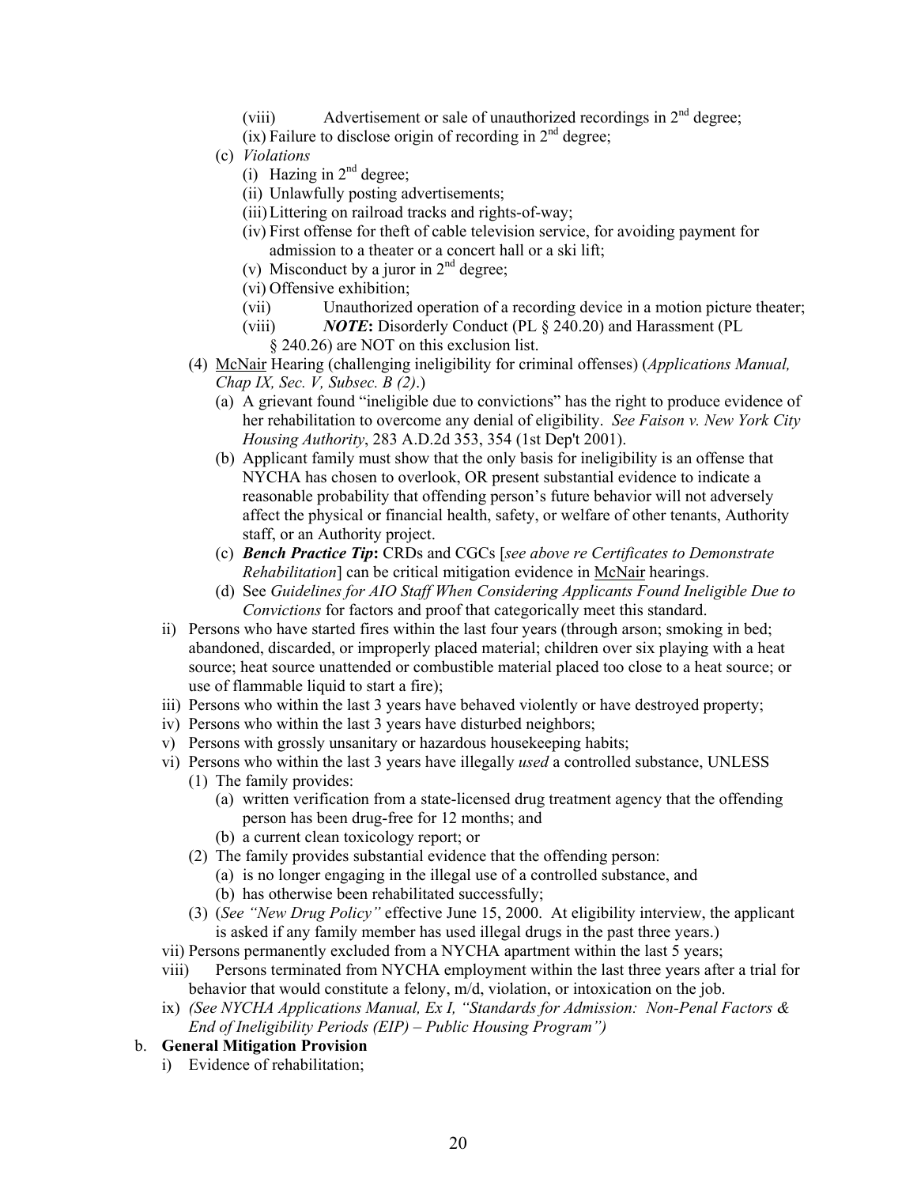- (viii) Advertisement or sale of unauthorized recordings in 2nd degree;
- (ix) Failure to disclose origin of recording in 2nd degree;

(c) *Violations*

- (i) Hazing in 2nd degree;
- (ii) Unlawfully posting advertisements;
- (iii) Littering on railroad tracks and rights-of-way;
- (iv) First offense for theft of cable television service, for avoiding payment for admission to a theater or a concert hall or a ski lift;
- (v) Misconduct by a juror in 2nd degree;
- (vi) Offensive exhibition;
- (vii) Unauthorized operation of a recording device in a motion picture theater;
- (viii) ***NOTE*:** Disorderly Conduct (PL § 240.20) and Harassment (PL § 240.26) are NOT on this exclusion list.

(4) McNair Hearing (challenging ineligibility for criminal offenses) (*Applications Manual, Chap IX, Sec. V, Subsec. B (2)*.)

- (a) A grievant found "ineligible due to convictions" has the right to produce evidence of her rehabilitation to overcome any denial of eligibility. *See Faison v. New York City Housing Authority*, 283 A.D.2d 353, 354 (1st Dep't 2001).
- (b) Applicant family must show that the only basis for ineligibility is an offense that NYCHA has chosen to overlook, OR present substantial evidence to indicate a reasonable probability that offending person's future behavior will not adversely affect the physical or financial health, safety, or welfare of other tenants, Authority staff, or an Authority project.
- (c) ***Bench Practice Tip*:** CRDs and CGCs [*see above re Certificates to Demonstrate Rehabilitation*] can be critical mitigation evidence in McNair hearings.
- (d) See *Guidelines for AIO Staff When Considering Applicants Found Ineligible Due to Convictions* for factors and proof that categorically meet this standard.

ii) Persons who have started fires within the last four years (through arson; smoking in bed; abandoned, discarded, or improperly placed material; children over six playing with a heat source; heat source unattended or combustible material placed too close to a heat source; or use of flammable liquid to start a fire);

iii) Persons who within the last 3 years have behaved violently or have destroyed property;

iv) Persons who within the last 3 years have disturbed neighbors;

v) Persons with grossly unsanitary or hazardous housekeeping habits;

vi) Persons who within the last 3 years have illegally *used* a controlled substance, UNLESS

- (1) The family provides:
  - (a) written verification from a state-licensed drug treatment agency that the offending person has been drug-free for 12 months; and
  - (b) a current clean toxicology report; or
- (2) The family provides substantial evidence that the offending person:
  - (a) is no longer engaging in the illegal use of a controlled substance, and
  - (b) has otherwise been rehabilitated successfully;
- (3) (*See "New Drug Policy"* effective June 15, 2000. At eligibility interview, the applicant is asked if any family member has used illegal drugs in the past three years.)

vii) Persons permanently excluded from a NYCHA apartment within the last 5 years;

viii) Persons terminated from NYCHA employment within the last three years after a trial for behavior that would constitute a felony, m/d, violation, or intoxication on the job.

ix) *(See NYCHA Applications Manual, Ex I, "Standards for Admission: Non-Penal Factors & End of Ineligibility Periods (EIP) – Public Housing Program")*

b. **General Mitigation Provision**

i) Evidence of rehabilitation;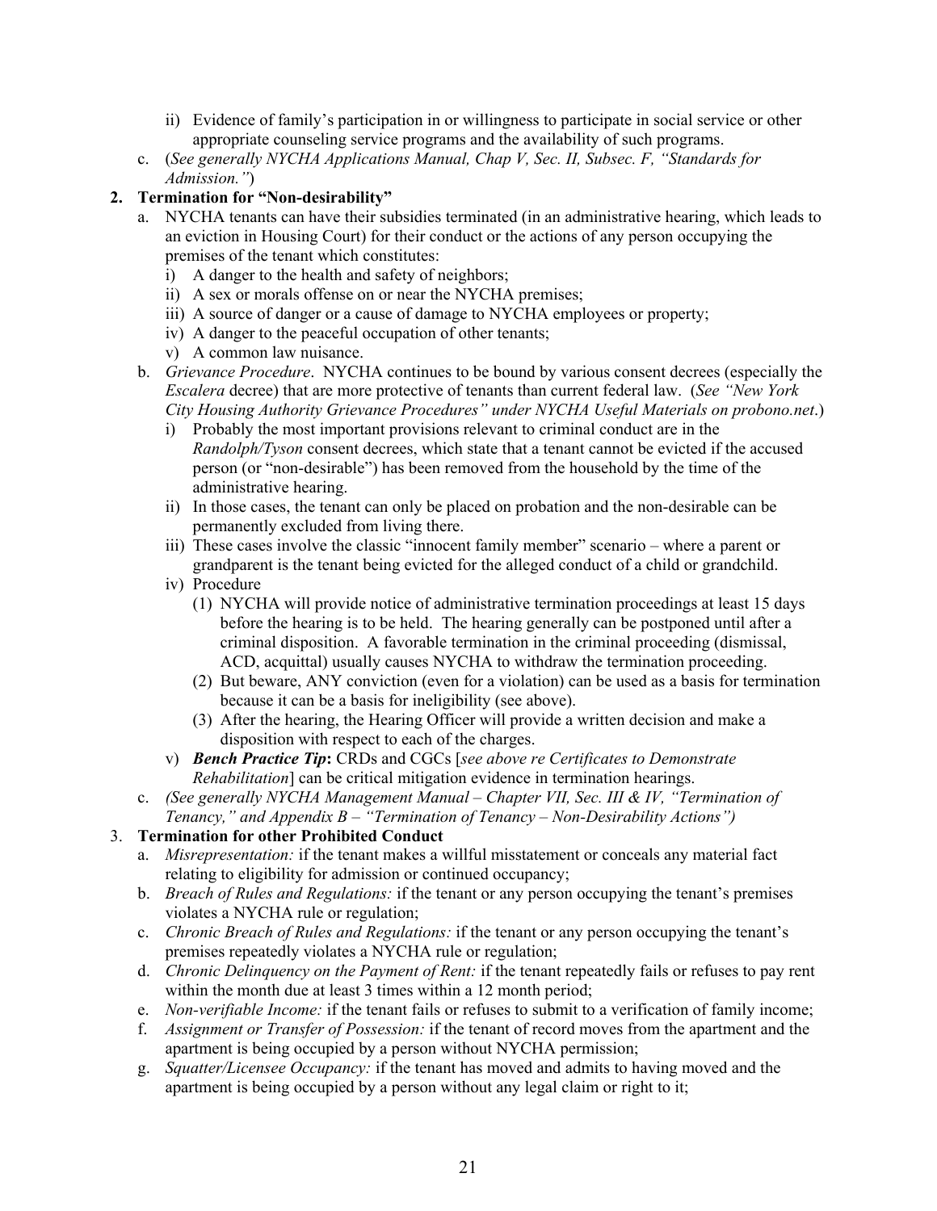ii) Evidence of family's participation in or willingness to participate in social service or other appropriate counseling service programs and the availability of such programs.

  c. (*See generally NYCHA Applications Manual, Chap V, Sec. II, Subsec. F, "Standards for Admission."*)

**2. Termination for "Non-desirability"**

  a. NYCHA tenants can have their subsidies terminated (in an administrative hearing, which leads to an eviction in Housing Court) for their conduct or the actions of any person occupying the premises of the tenant which constitutes:
    i) A danger to the health and safety of neighbors;
    ii) A sex or morals offense on or near the NYCHA premises;
    iii) A source of danger or a cause of damage to NYCHA employees or property;
    iv) A danger to the peaceful occupation of other tenants;
    v) A common law nuisance.

  b. *Grievance Procedure*. NYCHA continues to be bound by various consent decrees (especially the *Escalera* decree) that are more protective of tenants than current federal law. (*See "New York City Housing Authority Grievance Procedures" under NYCHA Useful Materials on probono.net*.)
    i) Probably the most important provisions relevant to criminal conduct are in the *Randolph/Tyson* consent decrees, which state that a tenant cannot be evicted if the accused person (or "non-desirable") has been removed from the household by the time of the administrative hearing.
    ii) In those cases, the tenant can only be placed on probation and the non-desirable can be permanently excluded from living there.
    iii) These cases involve the classic "innocent family member" scenario – where a parent or grandparent is the tenant being evicted for the alleged conduct of a child or grandchild.
    iv) Procedure
      (1) NYCHA will provide notice of administrative termination proceedings at least 15 days before the hearing is to be held. The hearing generally can be postponed until after a criminal disposition. A favorable termination in the criminal proceeding (dismissal, ACD, acquittal) usually causes NYCHA to withdraw the termination proceeding.
      (2) But beware, ANY conviction (even for a violation) can be used as a basis for termination because it can be a basis for ineligibility (see above).
      (3) After the hearing, the Hearing Officer will provide a written decision and make a disposition with respect to each of the charges.
    v) ***Bench Practice Tip*:** CRDs and CGCs [*see above re Certificates to Demonstrate Rehabilitation*] can be critical mitigation evidence in termination hearings.

  c. *(See generally NYCHA Management Manual – Chapter VII, Sec. III & IV, "Termination of Tenancy," and Appendix B – "Termination of Tenancy – Non-Desirability Actions")*

3. **Termination for other Prohibited Conduct**

  a. *Misrepresentation:* if the tenant makes a willful misstatement or conceals any material fact relating to eligibility for admission or continued occupancy;
  b. *Breach of Rules and Regulations:* if the tenant or any person occupying the tenant's premises violates a NYCHA rule or regulation;
  c. *Chronic Breach of Rules and Regulations:* if the tenant or any person occupying the tenant's premises repeatedly violates a NYCHA rule or regulation;
  d. *Chronic Delinquency on the Payment of Rent:* if the tenant repeatedly fails or refuses to pay rent within the month due at least 3 times within a 12 month period;
  e. *Non-verifiable Income:* if the tenant fails or refuses to submit to a verification of family income;
  f. *Assignment or Transfer of Possession:* if the tenant of record moves from the apartment and the apartment is being occupied by a person without NYCHA permission;
  g. *Squatter/Licensee Occupancy:* if the tenant has moved and admits to having moved and the apartment is being occupied by a person without any legal claim or right to it;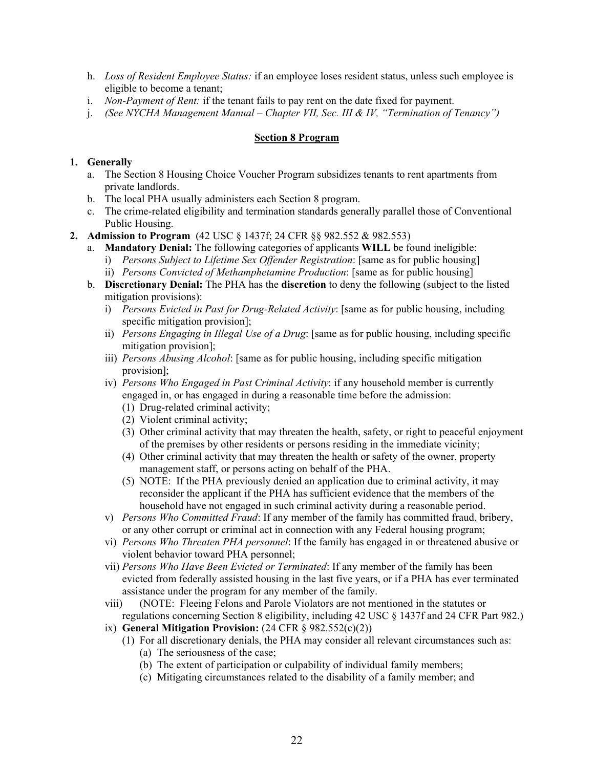h. *Loss of Resident Employee Status:* if an employee loses resident status, unless such employee is eligible to become a tenant;
i. *Non-Payment of Rent:* if the tenant fails to pay rent on the date fixed for payment.
j. *(See NYCHA Management Manual – Chapter VII, Sec. III & IV, "Termination of Tenancy")*

## Section 8 Program

**1. Generally**

a. The Section 8 Housing Choice Voucher Program subsidizes tenants to rent apartments from private landlords.
b. The local PHA usually administers each Section 8 program.
c. The crime-related eligibility and termination standards generally parallel those of Conventional Public Housing.

**2. Admission to Program** (42 USC § 1437f; 24 CFR §§ 982.552 & 982.553)

a. **Mandatory Denial:** The following categories of applicants **WILL** be found ineligible:
   i) *Persons Subject to Lifetime Sex Offender Registration*: [same as for public housing]
   ii) *Persons Convicted of Methamphetamine Production*: [same as for public housing]

b. **Discretionary Denial:** The PHA has the **discretion** to deny the following (subject to the listed mitigation provisions):
   i) *Persons Evicted in Past for Drug-Related Activity*: [same as for public housing, including specific mitigation provision];
   ii) *Persons Engaging in Illegal Use of a Drug*: [same as for public housing, including specific mitigation provision];
   iii) *Persons Abusing Alcohol*: [same as for public housing, including specific mitigation provision];
   iv) *Persons Who Engaged in Past Criminal Activity*: if any household member is currently engaged in, or has engaged in during a reasonable time before the admission:
      (1) Drug-related criminal activity;
      (2) Violent criminal activity;
      (3) Other criminal activity that may threaten the health, safety, or right to peaceful enjoyment of the premises by other residents or persons residing in the immediate vicinity;
      (4) Other criminal activity that may threaten the health or safety of the owner, property management staff, or persons acting on behalf of the PHA.
      (5) NOTE: If the PHA previously denied an application due to criminal activity, it may reconsider the applicant if the PHA has sufficient evidence that the members of the household have not engaged in such criminal activity during a reasonable period.
   v) *Persons Who Committed Fraud*: If any member of the family has committed fraud, bribery, or any other corrupt or criminal act in connection with any Federal housing program;
   vi) *Persons Who Threaten PHA personnel*: If the family has engaged in or threatened abusive or violent behavior toward PHA personnel;
   vii) *Persons Who Have Been Evicted or Terminated*: If any member of the family has been evicted from federally assisted housing in the last five years, or if a PHA has ever terminated assistance under the program for any member of the family.
   viii) (NOTE: Fleeing Felons and Parole Violators are not mentioned in the statutes or regulations concerning Section 8 eligibility, including 42 USC § 1437f and 24 CFR Part 982.)
   ix) **General Mitigation Provision:** (24 CFR § 982.552(c)(2))
      (1) For all discretionary denials, the PHA may consider all relevant circumstances such as:
         (a) The seriousness of the case;
         (b) The extent of participation or culpability of individual family members;
         (c) Mitigating circumstances related to the disability of a family member; and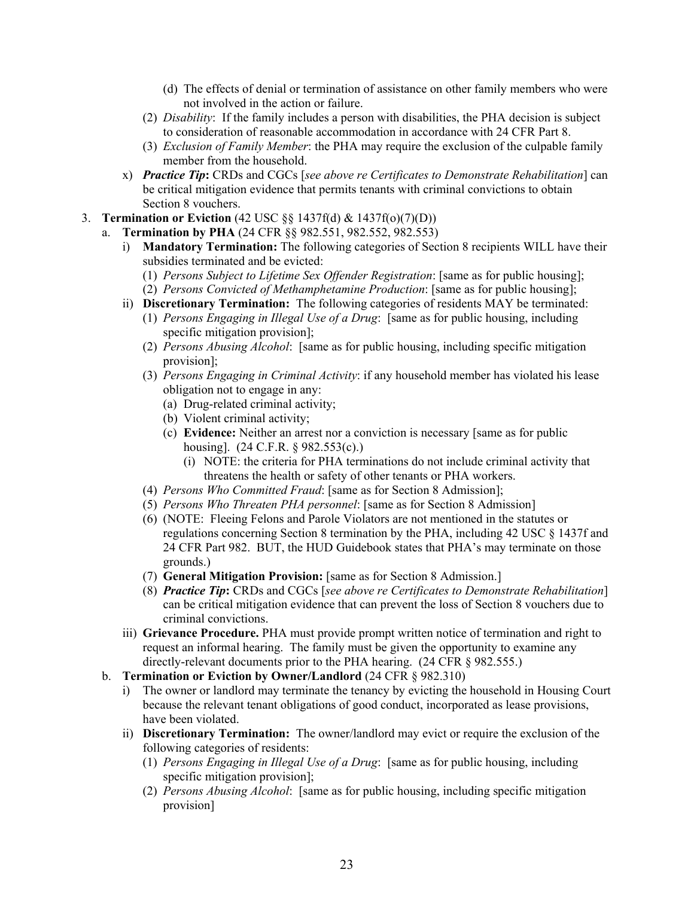(d) The effects of denial or termination of assistance on other family members who were not involved in the action or failure.

(2) *Disability*: If the family includes a person with disabilities, the PHA decision is subject to consideration of reasonable accommodation in accordance with 24 CFR Part 8.

(3) *Exclusion of Family Member*: the PHA may require the exclusion of the culpable family member from the household.

x) ***Practice Tip*:** CRDs and CGCs [*see above re Certificates to Demonstrate Rehabilitation*] can be critical mitigation evidence that permits tenants with criminal convictions to obtain Section 8 vouchers.

3. **Termination or Eviction** (42 USC §§ 1437f(d) & 1437f(o)(7)(D))

   a. **Termination by PHA** (24 CFR §§ 982.551, 982.552, 982.553)

      i) **Mandatory Termination:** The following categories of Section 8 recipients WILL have their subsidies terminated and be evicted:

         (1) *Persons Subject to Lifetime Sex Offender Registration*: [same as for public housing];

         (2) *Persons Convicted of Methamphetamine Production*: [same as for public housing];

      ii) **Discretionary Termination:** The following categories of residents MAY be terminated:

         (1) *Persons Engaging in Illegal Use of a Drug*: [same as for public housing, including specific mitigation provision];

         (2) *Persons Abusing Alcohol*: [same as for public housing, including specific mitigation provision];

         (3) *Persons Engaging in Criminal Activity*: if any household member has violated his lease obligation not to engage in any:

            (a) Drug-related criminal activity;

            (b) Violent criminal activity;

            (c) **Evidence:** Neither an arrest nor a conviction is necessary [same as for public housing]. (24 C.F.R. § 982.553(c).)

               (i) NOTE: the criteria for PHA terminations do not include criminal activity that threatens the health or safety of other tenants or PHA workers.

         (4) *Persons Who Committed Fraud*: [same as for Section 8 Admission];

         (5) *Persons Who Threaten PHA personnel*: [same as for Section 8 Admission]

         (6) (NOTE: Fleeing Felons and Parole Violators are not mentioned in the statutes or regulations concerning Section 8 termination by the PHA, including 42 USC § 1437f and 24 CFR Part 982. BUT, the HUD Guidebook states that PHA's may terminate on those grounds.)

         (7) **General Mitigation Provision:** [same as for Section 8 Admission.]

         (8) ***Practice Tip*:** CRDs and CGCs [*see above re Certificates to Demonstrate Rehabilitation*] can be critical mitigation evidence that can prevent the loss of Section 8 vouchers due to criminal convictions.

      iii) **Grievance Procedure.** PHA must provide prompt written notice of termination and right to request an informal hearing. The family must be given the opportunity to examine any directly-relevant documents prior to the PHA hearing. (24 CFR § 982.555.)

   b. **Termination or Eviction by Owner/Landlord** (24 CFR § 982.310)

      i) The owner or landlord may terminate the tenancy by evicting the household in Housing Court because the relevant tenant obligations of good conduct, incorporated as lease provisions, have been violated.

      ii) **Discretionary Termination:** The owner/landlord may evict or require the exclusion of the following categories of residents:

         (1) *Persons Engaging in Illegal Use of a Drug*: [same as for public housing, including specific mitigation provision];

         (2) *Persons Abusing Alcohol*: [same as for public housing, including specific mitigation provision]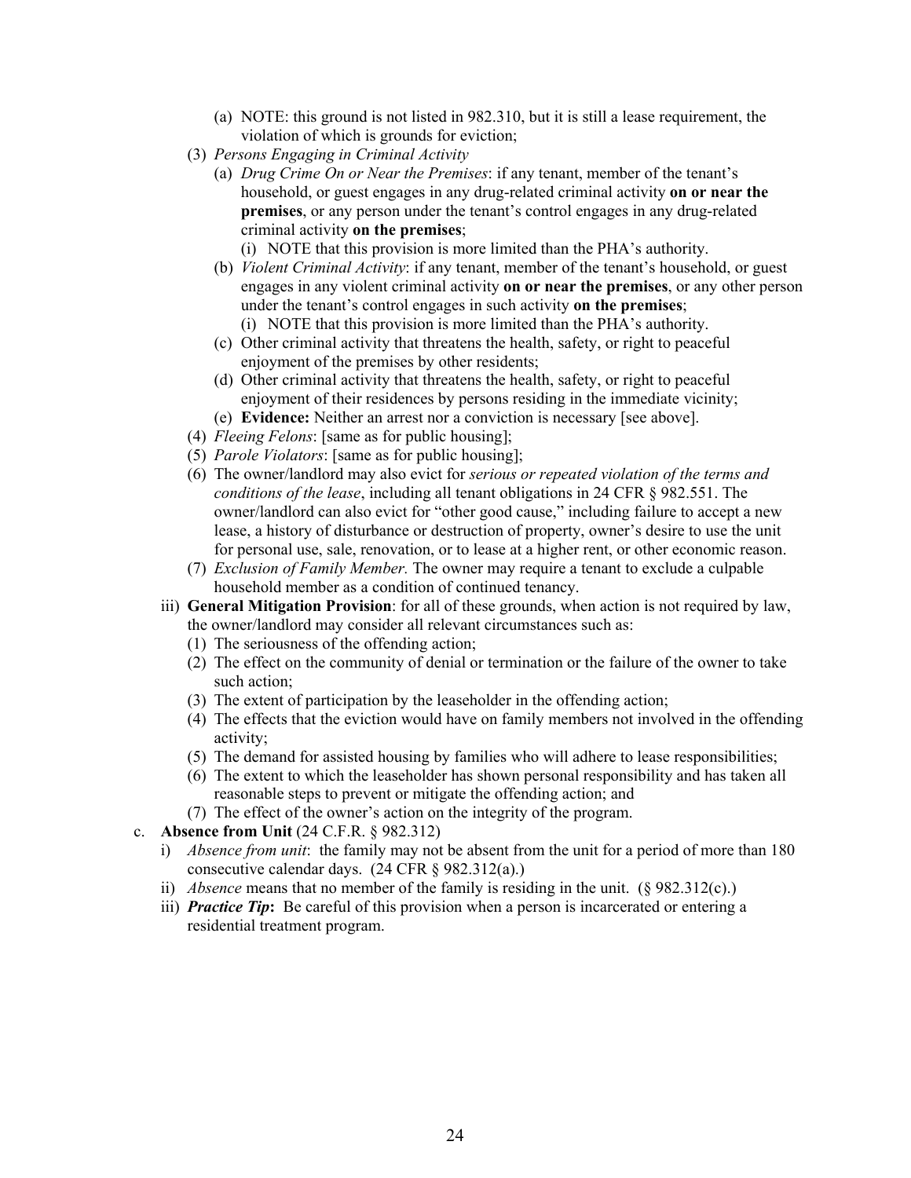- (a) NOTE: this ground is not listed in 982.310, but it is still a lease requirement, the violation of which is grounds for eviction;
- (3) *Persons Engaging in Criminal Activity*
  - (a) *Drug Crime On or Near the Premises*: if any tenant, member of the tenant's household, or guest engages in any drug-related criminal activity **on or near the premises**, or any person under the tenant's control engages in any drug-related criminal activity **on the premises**;
    - (i) NOTE that this provision is more limited than the PHA's authority.
  - (b) *Violent Criminal Activity*: if any tenant, member of the tenant's household, or guest engages in any violent criminal activity **on or near the premises**, or any other person under the tenant's control engages in such activity **on the premises**;
    - (i) NOTE that this provision is more limited than the PHA's authority.
  - (c) Other criminal activity that threatens the health, safety, or right to peaceful enjoyment of the premises by other residents;
  - (d) Other criminal activity that threatens the health, safety, or right to peaceful enjoyment of their residences by persons residing in the immediate vicinity;
  - (e) **Evidence:** Neither an arrest nor a conviction is necessary [see above].
- (4) *Fleeing Felons*: [same as for public housing];
- (5) *Parole Violators*: [same as for public housing];
- (6) The owner/landlord may also evict for *serious or repeated violation of the terms and conditions of the lease*, including all tenant obligations in 24 CFR § 982.551. The owner/landlord can also evict for "other good cause," including failure to accept a new lease, a history of disturbance or destruction of property, owner's desire to use the unit for personal use, sale, renovation, or to lease at a higher rent, or other economic reason.
- (7) *Exclusion of Family Member.* The owner may require a tenant to exclude a culpable household member as a condition of continued tenancy.

iii) **General Mitigation Provision**: for all of these grounds, when action is not required by law, the owner/landlord may consider all relevant circumstances such as:
- (1) The seriousness of the offending action;
- (2) The effect on the community of denial or termination or the failure of the owner to take such action;
- (3) The extent of participation by the leaseholder in the offending action;
- (4) The effects that the eviction would have on family members not involved in the offending activity;
- (5) The demand for assisted housing by families who will adhere to lease responsibilities;
- (6) The extent to which the leaseholder has shown personal responsibility and has taken all reasonable steps to prevent or mitigate the offending action; and
- (7) The effect of the owner's action on the integrity of the program.

c. **Absence from Unit** (24 C.F.R. § 982.312)
- i) *Absence from unit*: the family may not be absent from the unit for a period of more than 180 consecutive calendar days. (24 CFR § 982.312(a).)
- ii) *Absence* means that no member of the family is residing in the unit. (§ 982.312(c).)
- iii) ***Practice Tip*:** Be careful of this provision when a person is incarcerated or entering a residential treatment program.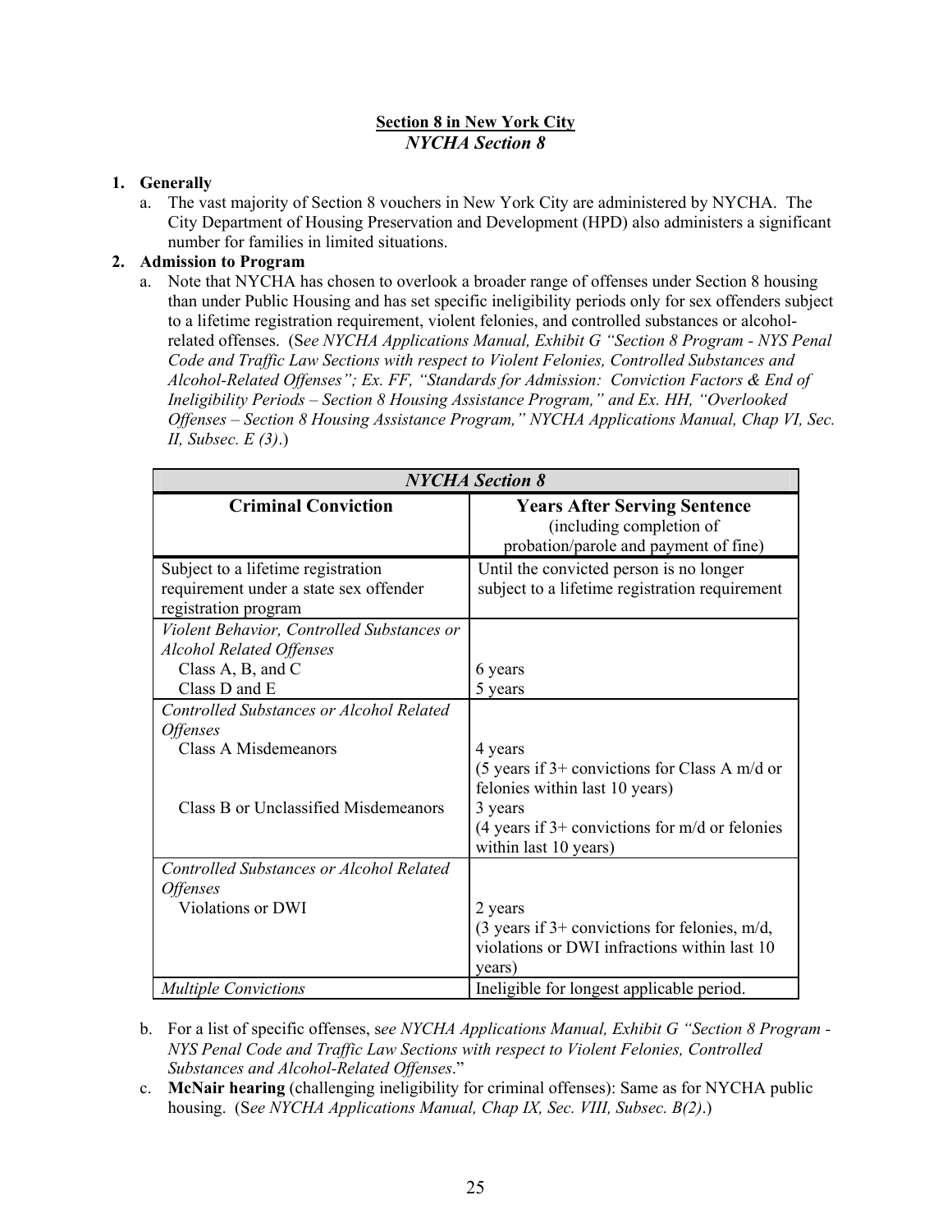## Section 8 in New York City

### *NYCHA Section 8*

1. **Generally**
   a. The vast majority of Section 8 vouchers in New York City are administered by NYCHA. The City Department of Housing Preservation and Development (HPD) also administers a significant number for families in limited situations.

2. **Admission to Program**
   a. Note that NYCHA has chosen to overlook a broader range of offenses under Section 8 housing than under Public Housing and has set specific ineligibility periods only for sex offenders subject to a lifetime registration requirement, violent felonies, and controlled substances or alcohol-related offenses. (S*ee NYCHA Applications Manual, Exhibit G "Section 8 Program - NYS Penal Code and Traffic Law Sections with respect to Violent Felonies, Controlled Substances and Alcohol-Related Offenses"; Ex. FF, "Standards for Admission: Conviction Factors & End of Ineligibility Periods – Section 8 Housing Assistance Program," and Ex. HH, "Overlooked Offenses – Section 8 Housing Assistance Program," NYCHA Applications Manual, Chap VI, Sec. II, Subsec. E (3)*.)

| ***NYCHA Section 8*** | |
|---|---|
| **Criminal Conviction** | **Years After Serving Sentence** (including completion of probation/parole and payment of fine) |
| Subject to a lifetime registration requirement under a state sex offender registration program | Until the convicted person is no longer subject to a lifetime registration requirement |
| *Violent Behavior, Controlled Substances or Alcohol Related Offenses*<br>Class A, B, and C<br>Class D and E | <br><br>6 years<br>5 years |
| *Controlled Substances or Alcohol Related Offenses*<br>Class A Misdemeanors<br><br>Class B or Unclassified Misdemeanors | <br>4 years<br>(5 years if 3+ convictions for Class A m/d or felonies within last 10 years)<br>3 years<br>(4 years if 3+ convictions for m/d or felonies within last 10 years) |
| *Controlled Substances or Alcohol Related Offenses*<br>Violations or DWI | <br>2 years<br>(3 years if 3+ convictions for felonies, m/d, violations or DWI infractions within last 10 years) |
| *Multiple Convictions* | Ineligible for longest applicable period. |

   b. For a list of specific offenses, s*ee NYCHA Applications Manual, Exhibit G "Section 8 Program - NYS Penal Code and Traffic Law Sections with respect to Violent Felonies, Controlled Substances and Alcohol-Related Offenses*."

   c. **McNair hearing** (challenging ineligibility for criminal offenses): Same as for NYCHA public housing. (S*ee NYCHA Applications Manual, Chap IX, Sec. VIII, Subsec. B(2)*.)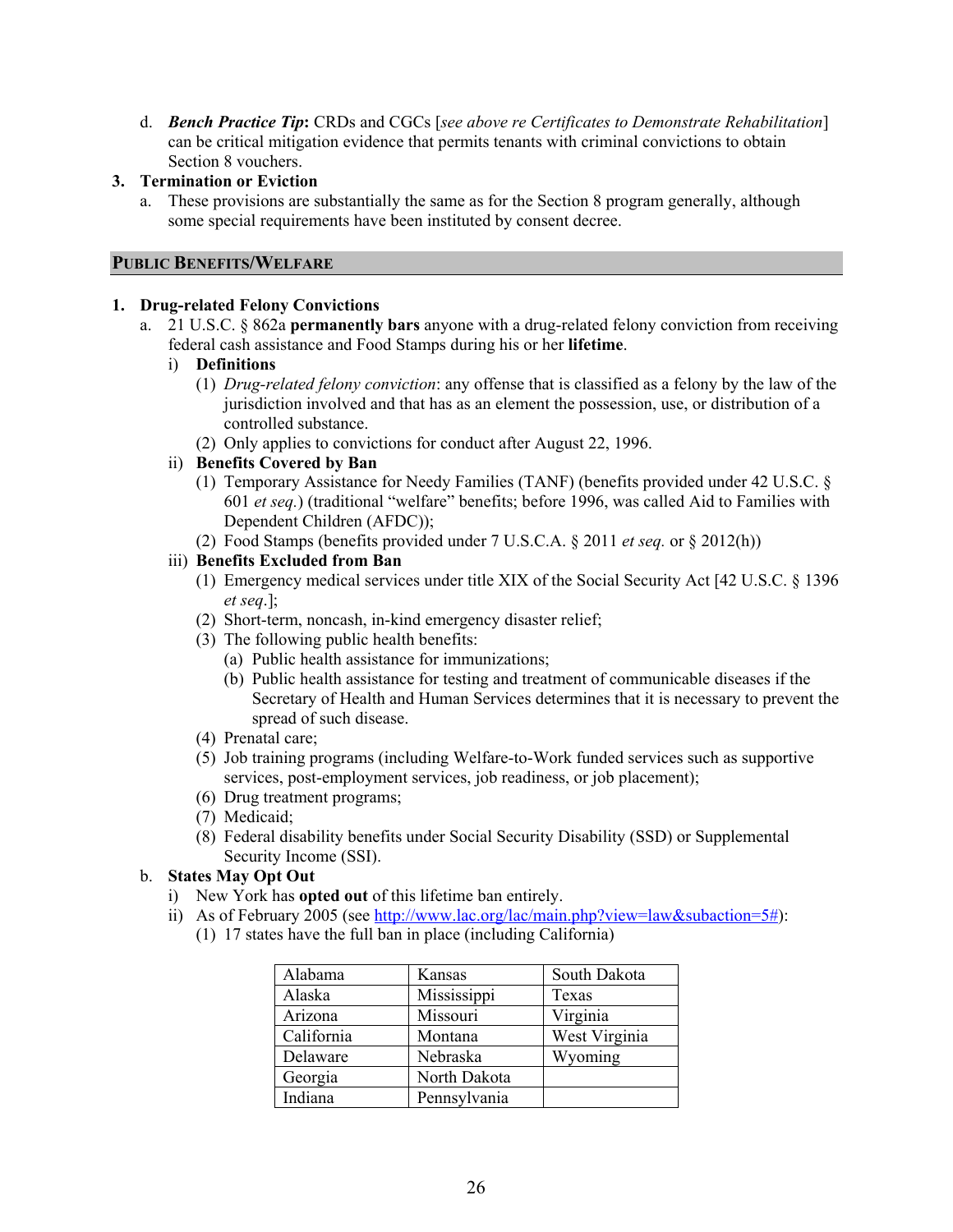d. ***Bench Practice Tip*****:** CRDs and CGCs [*see above re Certificates to Demonstrate Rehabilitation*] can be critical mitigation evidence that permits tenants with criminal convictions to obtain Section 8 vouchers.

**3. Termination or Eviction**

a. These provisions are substantially the same as for the Section 8 program generally, although some special requirements have been instituted by consent decree.

## PUBLIC BENEFITS/WELFARE

**1. Drug-related Felony Convictions**

a. 21 U.S.C. § 862a **permanently bars** anyone with a drug-related felony conviction from receiving federal cash assistance and Food Stamps during his or her **lifetime**.

i) **Definitions**

(1) *Drug-related felony conviction*: any offense that is classified as a felony by the law of the jurisdiction involved and that has as an element the possession, use, or distribution of a controlled substance.

(2) Only applies to convictions for conduct after August 22, 1996.

ii) **Benefits Covered by Ban**

(1) Temporary Assistance for Needy Families (TANF) (benefits provided under 42 U.S.C. § 601 *et seq.*) (traditional "welfare" benefits; before 1996, was called Aid to Families with Dependent Children (AFDC));

(2) Food Stamps (benefits provided under 7 U.S.C.A. § 2011 *et seq.* or § 2012(h))

iii) **Benefits Excluded from Ban**

(1) Emergency medical services under title XIX of the Social Security Act [42 U.S.C. § 1396 *et seq*.];

(2) Short-term, noncash, in-kind emergency disaster relief;

(3) The following public health benefits:

(a) Public health assistance for immunizations;

(b) Public health assistance for testing and treatment of communicable diseases if the Secretary of Health and Human Services determines that it is necessary to prevent the spread of such disease.

(4) Prenatal care;

(5) Job training programs (including Welfare-to-Work funded services such as supportive services, post-employment services, job readiness, or job placement);

(6) Drug treatment programs;

(7) Medicaid;

(8) Federal disability benefits under Social Security Disability (SSD) or Supplemental Security Income (SSI).

b. **States May Opt Out**

i) New York has **opted out** of this lifetime ban entirely.

ii) As of February 2005 (see http://www.lac.org/lac/main.php?view=law&subaction=5#):

(1) 17 states have the full ban in place (including California)

| | | |
|---|---|---|
| Alabama | Kansas | South Dakota |
| Alaska | Mississippi | Texas |
| Arizona | Missouri | Virginia |
| California | Montana | West Virginia |
| Delaware | Nebraska | Wyoming |
| Georgia | North Dakota | |
| Indiana | Pennsylvania | |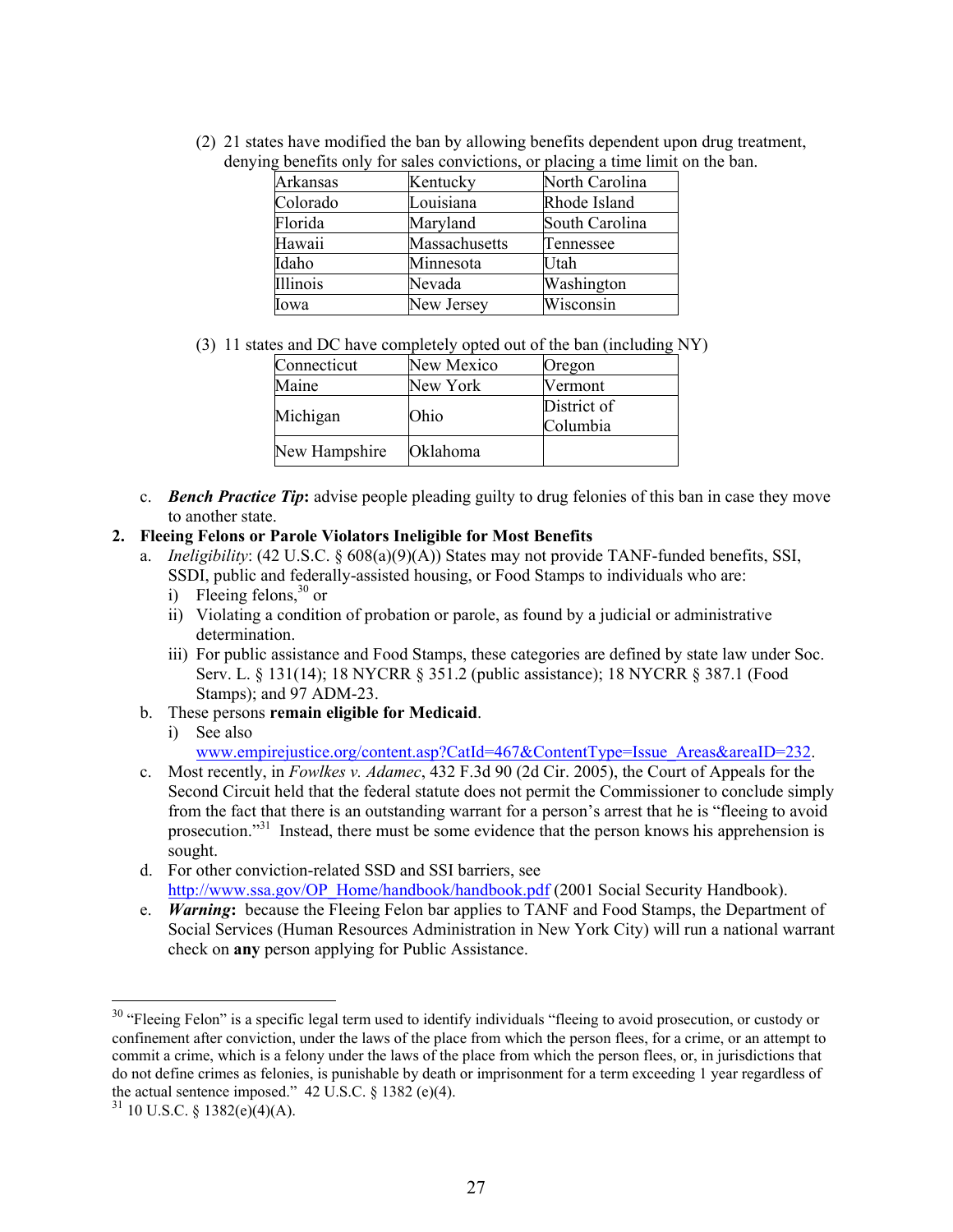(2) 21 states have modified the ban by allowing benefits dependent upon drug treatment, denying benefits only for sales convictions, or placing a time limit on the ban.

| Arkansas | Kentucky | North Carolina |
|---|---|---|
| Colorado | Louisiana | Rhode Island |
| Florida | Maryland | South Carolina |
| Hawaii | Massachusetts | Tennessee |
| Idaho | Minnesota | Utah |
| Illinois | Nevada | Washington |
| Iowa | New Jersey | Wisconsin |

(3) 11 states and DC have completely opted out of the ban (including NY)

| Connecticut | New Mexico | Oregon |
|---|---|---|
| Maine | New York | Vermont |
| Michigan | Ohio | District of Columbia |
| New Hampshire | Oklahoma | |

c. ***Bench Practice Tip*****:** advise people pleading guilty to drug felonies of this ban in case they move to another state.

**2. Fleeing Felons or Parole Violators Ineligible for Most Benefits**

a. *Ineligibility*: (42 U.S.C. § 608(a)(9)(A)) States may not provide TANF-funded benefits, SSI, SSDI, public and federally-assisted housing, or Food Stamps to individuals who are:
   i) Fleeing felons,[30] or
   ii) Violating a condition of probation or parole, as found by a judicial or administrative determination.
   iii) For public assistance and Food Stamps, these categories are defined by state law under Soc. Serv. L. § 131(14); 18 NYCRR § 351.2 (public assistance); 18 NYCRR § 387.1 (Food Stamps); and 97 ADM-23.

b. These persons **remain eligible for Medicaid**.
   i) See also www.empirejustice.org/content.asp?CatId=467&ContentType=Issue_Areas&areaID=232.

c. Most recently, in *Fowlkes v. Adamec*, 432 F.3d 90 (2d Cir. 2005), the Court of Appeals for the Second Circuit held that the federal statute does not permit the Commissioner to conclude simply from the fact that there is an outstanding warrant for a person's arrest that he is "fleeing to avoid prosecution."[31] Instead, there must be some evidence that the person knows his apprehension is sought.

d. For other conviction-related SSD and SSI barriers, see http://www.ssa.gov/OP_Home/handbook/handbook.pdf (2001 Social Security Handbook).

e. ***Warning*****:** because the Fleeing Felon bar applies to TANF and Food Stamps, the Department of Social Services (Human Resources Administration in New York City) will run a national warrant check on **any** person applying for Public Assistance.

---

[30] "Fleeing Felon" is a specific legal term used to identify individuals "fleeing to avoid prosecution, or custody or confinement after conviction, under the laws of the place from which the person flees, for a crime, or an attempt to commit a crime, which is a felony under the laws of the place from which the person flees, or, in jurisdictions that do not define crimes as felonies, is punishable by death or imprisonment for a term exceeding 1 year regardless of the actual sentence imposed." 42 U.S.C. § 1382 (e)(4).

[31] 10 U.S.C. § 1382(e)(4)(A).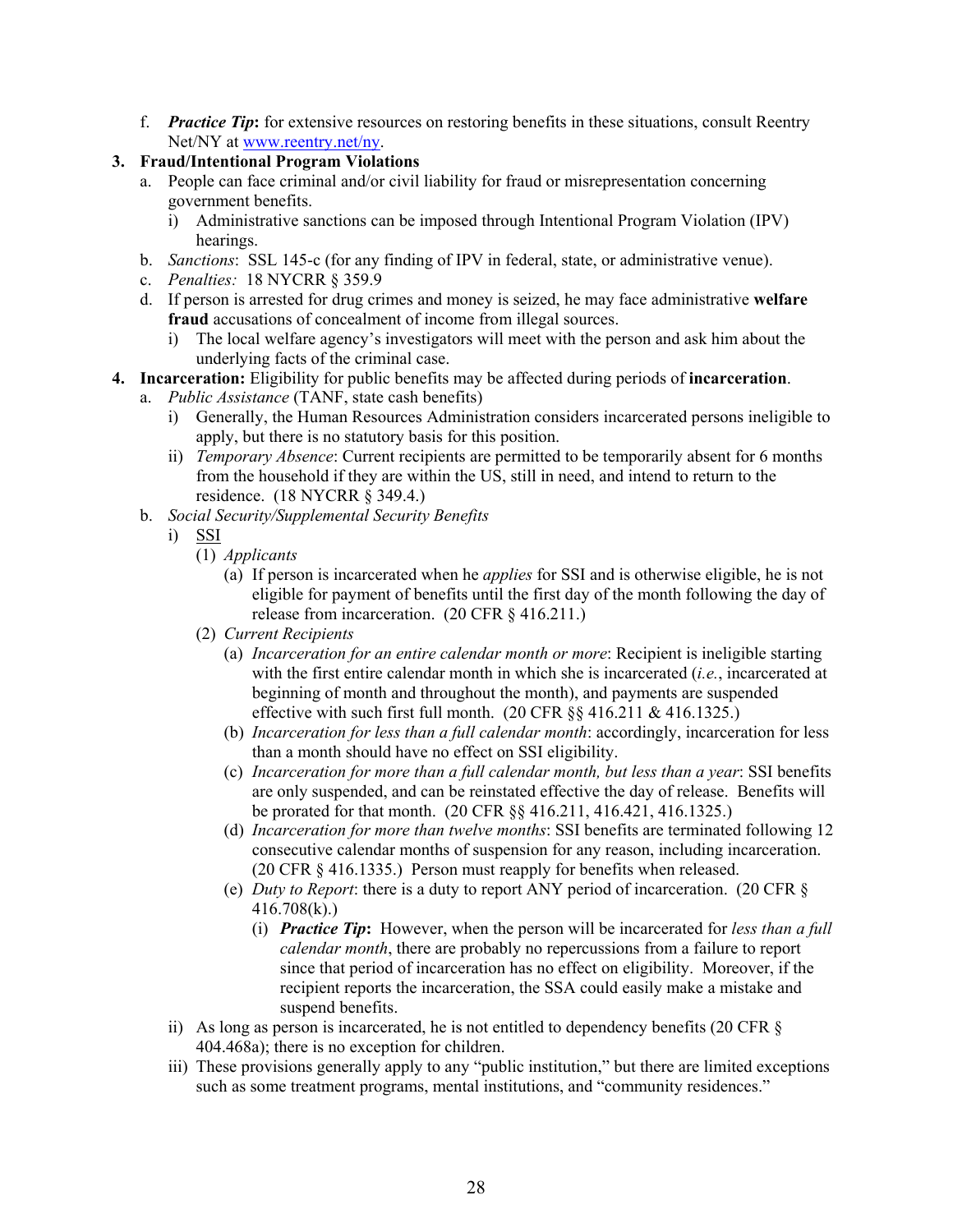f. ***Practice Tip*****:** for extensive resources on restoring benefits in these situations, consult Reentry Net/NY at www.reentry.net/ny.

3. **Fraud/Intentional Program Violations**
   a. People can face criminal and/or civil liability for fraud or misrepresentation concerning government benefits.
      i) Administrative sanctions can be imposed through Intentional Program Violation (IPV) hearings.
   b. *Sanctions*: SSL 145-c (for any finding of IPV in federal, state, or administrative venue).
   c. *Penalties:* 18 NYCRR § 359.9
   d. If person is arrested for drug crimes and money is seized, he may face administrative **welfare fraud** accusations of concealment of income from illegal sources.
      i) The local welfare agency's investigators will meet with the person and ask him about the underlying facts of the criminal case.

4. **Incarceration:** Eligibility for public benefits may be affected during periods of **incarceration**.
   a. *Public Assistance* (TANF, state cash benefits)
      i) Generally, the Human Resources Administration considers incarcerated persons ineligible to apply, but there is no statutory basis for this position.
      ii) *Temporary Absence*: Current recipients are permitted to be temporarily absent for 6 months from the household if they are within the US, still in need, and intend to return to the residence. (18 NYCRR § 349.4.)
   b. *Social Security/Supplemental Security Benefits*
      i) <u>SSI</u>
         (1) *Applicants*
            (a) If person is incarcerated when he *applies* for SSI and is otherwise eligible, he is not eligible for payment of benefits until the first day of the month following the day of release from incarceration. (20 CFR § 416.211.)
         (2) *Current Recipients*
            (a) *Incarceration for an entire calendar month or more*: Recipient is ineligible starting with the first entire calendar month in which she is incarcerated (*i.e.*, incarcerated at beginning of month and throughout the month), and payments are suspended effective with such first full month. (20 CFR §§ 416.211 & 416.1325.)
            (b) *Incarceration for less than a full calendar month*: accordingly, incarceration for less than a month should have no effect on SSI eligibility.
            (c) *Incarceration for more than a full calendar month, but less than a year*: SSI benefits are only suspended, and can be reinstated effective the day of release. Benefits will be prorated for that month. (20 CFR §§ 416.211, 416.421, 416.1325.)
            (d) *Incarceration for more than twelve months*: SSI benefits are terminated following 12 consecutive calendar months of suspension for any reason, including incarceration. (20 CFR § 416.1335.) Person must reapply for benefits when released.
            (e) *Duty to Report*: there is a duty to report ANY period of incarceration. (20 CFR § 416.708(k).)
               (i) ***Practice Tip*****:** However, when the person will be incarcerated for *less than a full calendar month*, there are probably no repercussions from a failure to report since that period of incarceration has no effect on eligibility. Moreover, if the recipient reports the incarceration, the SSA could easily make a mistake and suspend benefits.
      ii) As long as person is incarcerated, he is not entitled to dependency benefits (20 CFR § 404.468a); there is no exception for children.
      iii) These provisions generally apply to any "public institution," but there are limited exceptions such as some treatment programs, mental institutions, and "community residences."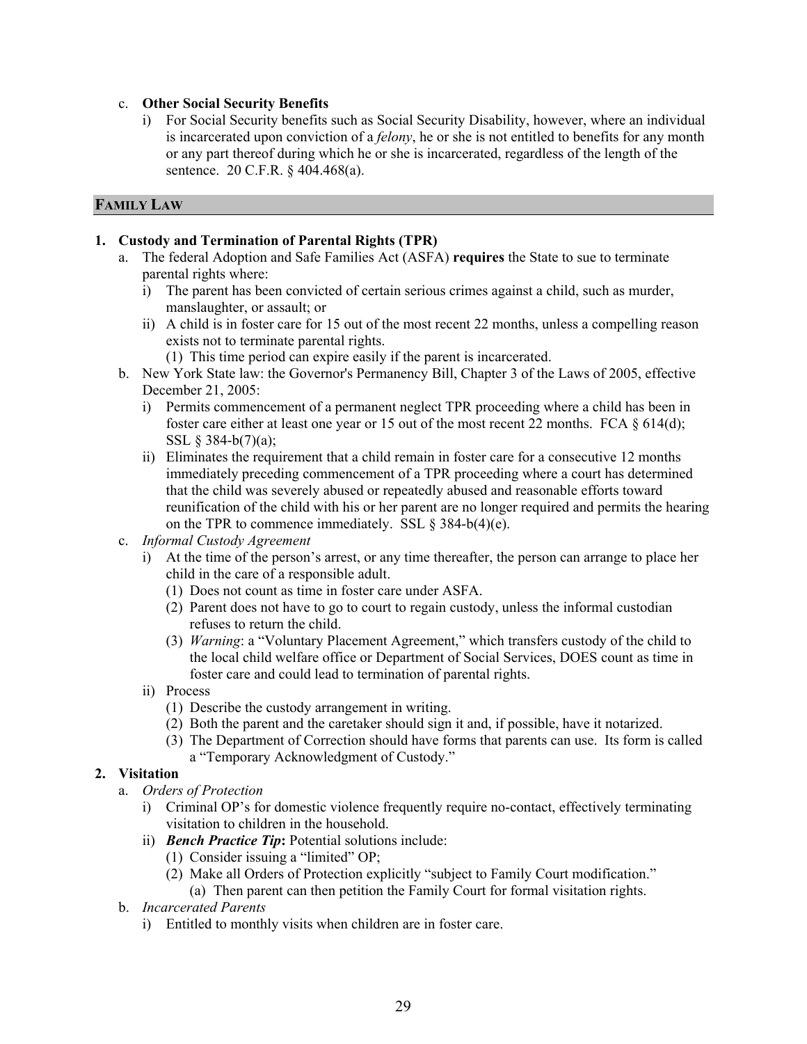c. **Other Social Security Benefits**
   i) For Social Security benefits such as Social Security Disability, however, where an individual is incarcerated upon conviction of a *felony*, he or she is not entitled to benefits for any month or any part thereof during which he or she is incarcerated, regardless of the length of the sentence. 20 C.F.R. § 404.468(a).

## FAMILY LAW

**1. Custody and Termination of Parental Rights (TPR)**

a. The federal Adoption and Safe Families Act (ASFA) **requires** the State to sue to terminate parental rights where:
   i) The parent has been convicted of certain serious crimes against a child, such as murder, manslaughter, or assault; or
   ii) A child is in foster care for 15 out of the most recent 22 months, unless a compelling reason exists not to terminate parental rights.
      (1) This time period can expire easily if the parent is incarcerated.

b. New York State law: the Governor's Permanency Bill, Chapter 3 of the Laws of 2005, effective December 21, 2005:
   i) Permits commencement of a permanent neglect TPR proceeding where a child has been in foster care either at least one year or 15 out of the most recent 22 months. FCA § 614(d); SSL § 384-b(7)(a);
   ii) Eliminates the requirement that a child remain in foster care for a consecutive 12 months immediately preceding commencement of a TPR proceeding where a court has determined that the child was severely abused or repeatedly abused and reasonable efforts toward reunification of the child with his or her parent are no longer required and permits the hearing on the TPR to commence immediately. SSL § 384-b(4)(e).

c. *Informal Custody Agreement*
   i) At the time of the person's arrest, or any time thereafter, the person can arrange to place her child in the care of a responsible adult.
      (1) Does not count as time in foster care under ASFA.
      (2) Parent does not have to go to court to regain custody, unless the informal custodian refuses to return the child.
      (3) *Warning*: a "Voluntary Placement Agreement," which transfers custody of the child to the local child welfare office or Department of Social Services, DOES count as time in foster care and could lead to termination of parental rights.
   ii) Process
      (1) Describe the custody arrangement in writing.
      (2) Both the parent and the caretaker should sign it and, if possible, have it notarized.
      (3) The Department of Correction should have forms that parents can use. Its form is called a "Temporary Acknowledgment of Custody."

**2. Visitation**

a. *Orders of Protection*
   i) Criminal OP's for domestic violence frequently require no-contact, effectively terminating visitation to children in the household.
   ii) ***Bench Practice Tip*:** Potential solutions include:
      (1) Consider issuing a "limited" OP;
      (2) Make all Orders of Protection explicitly "subject to Family Court modification."
         (a) Then parent can then petition the Family Court for formal visitation rights.

b. *Incarcerated Parents*
   i) Entitled to monthly visits when children are in foster care.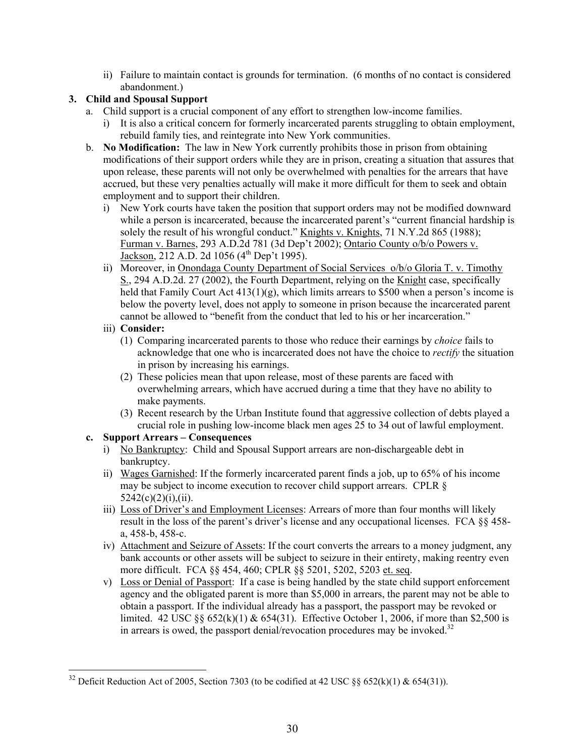ii) Failure to maintain contact is grounds for termination. (6 months of no contact is considered abandonment.)

**3. Child and Spousal Support**

a. Child support is a crucial component of any effort to strengthen low-income families.

   i) It is also a critical concern for formerly incarcerated parents struggling to obtain employment, rebuild family ties, and reintegrate into New York communities.

b. **No Modification:** The law in New York currently prohibits those in prison from obtaining modifications of their support orders while they are in prison, creating a situation that assures that upon release, these parents will not only be overwhelmed with penalties for the arrears that have accrued, but these very penalties actually will make it more difficult for them to seek and obtain employment and to support their children.

   i) New York courts have taken the position that support orders may not be modified downward while a person is incarcerated, because the incarcerated parent's "current financial hardship is solely the result of his wrongful conduct." Knights v. Knights, 71 N.Y.2d 865 (1988); Furman v. Barnes, 293 A.D.2d 781 (3d Dep't 2002); Ontario County o/b/o Powers v. Jackson, 212 A.D. 2d 1056 (4th Dep't 1995).

   ii) Moreover, in Onondaga County Department of Social Services o/b/o Gloria T. v. Timothy S., 294 A.D.2d. 27 (2002), the Fourth Department, relying on the Knight case, specifically held that Family Court Act 413(1)(g), which limits arrears to $500 when a person's income is below the poverty level, does not apply to someone in prison because the incarcerated parent cannot be allowed to "benefit from the conduct that led to his or her incarceration."

   iii) **Consider:**

      (1) Comparing incarcerated parents to those who reduce their earnings by *choice* fails to acknowledge that one who is incarcerated does not have the choice to *rectify* the situation in prison by increasing his earnings.

      (2) These policies mean that upon release, most of these parents are faced with overwhelming arrears, which have accrued during a time that they have no ability to make payments.

      (3) Recent research by the Urban Institute found that aggressive collection of debts played a crucial role in pushing low-income black men ages 25 to 34 out of lawful employment.

c. **Support Arrears – Consequences**

   i) No Bankruptcy: Child and Spousal Support arrears are non-dischargeable debt in bankruptcy.

   ii) Wages Garnished: If the formerly incarcerated parent finds a job, up to 65% of his income may be subject to income execution to recover child support arrears. CPLR § 5242(c)(2)(i),(ii).

   iii) Loss of Driver's and Employment Licenses: Arrears of more than four months will likely result in the loss of the parent's driver's license and any occupational licenses. FCA §§ 458-a, 458-b, 458-c.

   iv) Attachment and Seizure of Assets: If the court converts the arrears to a money judgment, any bank accounts or other assets will be subject to seizure in their entirety, making reentry even more difficult. FCA §§ 454, 460; CPLR §§ 5201, 5202, 5203 et. seq.

   v) Loss or Denial of Passport: If a case is being handled by the state child support enforcement agency and the obligated parent is more than $5,000 in arrears, the parent may not be able to obtain a passport. If the individual already has a passport, the passport may be revoked or limited. 42 USC §§ 652(k)(1) & 654(31). Effective October 1, 2006, if more than $2,500 is in arrears is owed, the passport denial/revocation procedures may be invoked.[32]

---

[32] Deficit Reduction Act of 2005, Section 7303 (to be codified at 42 USC §§ 652(k)(1) & 654(31)).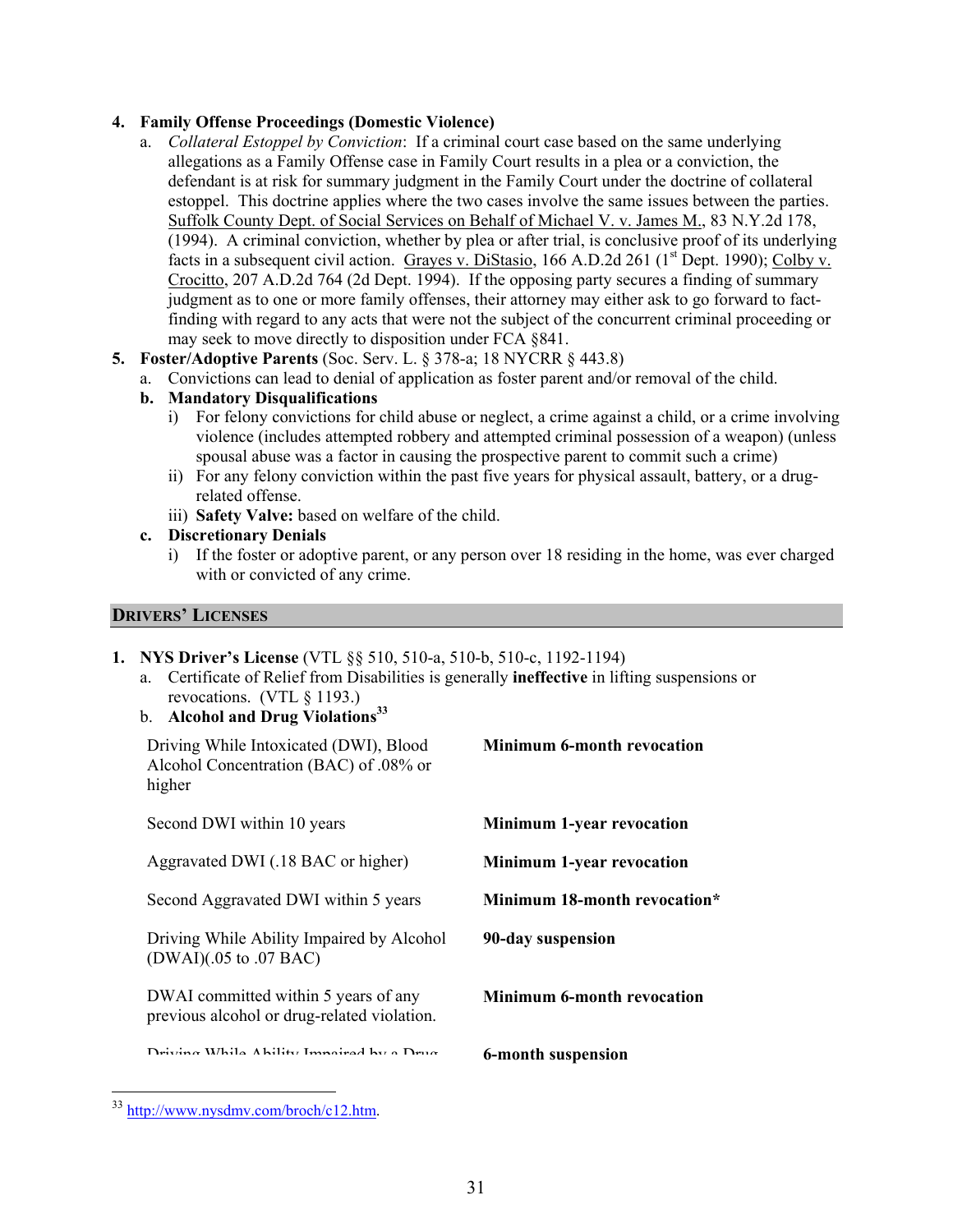4. **Family Offense Proceedings (Domestic Violence)**
   a. *Collateral Estoppel by Conviction*: If a criminal court case based on the same underlying allegations as a Family Offense case in Family Court results in a plea or a conviction, the defendant is at risk for summary judgment in the Family Court under the doctrine of collateral estoppel. This doctrine applies where the two cases involve the same issues between the parties. Suffolk County Dept. of Social Services on Behalf of Michael V. v. James M., 83 N.Y.2d 178, (1994). A criminal conviction, whether by plea or after trial, is conclusive proof of its underlying facts in a subsequent civil action. Grayes v. DiStasio, 166 A.D.2d 261 (1st Dept. 1990); Colby v. Crocitto, 207 A.D.2d 764 (2d Dept. 1994). If the opposing party secures a finding of summary judgment as to one or more family offenses, their attorney may either ask to go forward to fact-finding with regard to any acts that were not the subject of the concurrent criminal proceeding or may seek to move directly to disposition under FCA §841.
5. **Foster/Adoptive Parents** (Soc. Serv. L. § 378-a; 18 NYCRR § 443.8)
   a. Convictions can lead to denial of application as foster parent and/or removal of the child.
   b. **Mandatory Disqualifications**
      i) For felony convictions for child abuse or neglect, a crime against a child, or a crime involving violence (includes attempted robbery and attempted criminal possession of a weapon) (unless spousal abuse was a factor in causing the prospective parent to commit such a crime)
      ii) For any felony conviction within the past five years for physical assault, battery, or a drug-related offense.
      iii) **Safety Valve:** based on welfare of the child.
   c. **Discretionary Denials**
      i) If the foster or adoptive parent, or any person over 18 residing in the home, was ever charged with or convicted of any crime.

## Drivers' Licenses

1. **NYS Driver's License** (VTL §§ 510, 510-a, 510-b, 510-c, 1192-1194)
   a. Certificate of Relief from Disabilities is generally **ineffective** in lifting suspensions or revocations. (VTL § 1193.)
   b. **Alcohol and Drug Violations**[33]

| | |
|---|---|
| Driving While Intoxicated (DWI), Blood Alcohol Concentration (BAC) of .08% or higher | **Minimum 6-month revocation** |
| Second DWI within 10 years | **Minimum 1-year revocation** |
| Aggravated DWI (.18 BAC or higher) | **Minimum 1-year revocation** |
| Second Aggravated DWI within 5 years | **Minimum 18-month revocation*** |
| Driving While Ability Impaired by Alcohol (DWAI)(.05 to .07 BAC) | **90-day suspension** |
| DWAI committed within 5 years of any previous alcohol or drug-related violation. | **Minimum 6-month revocation** |
| Driving While Ability Impaired by a Drug | **6-month suspension** |

[33] http://www.nysdmv.com/broch/c12.htm.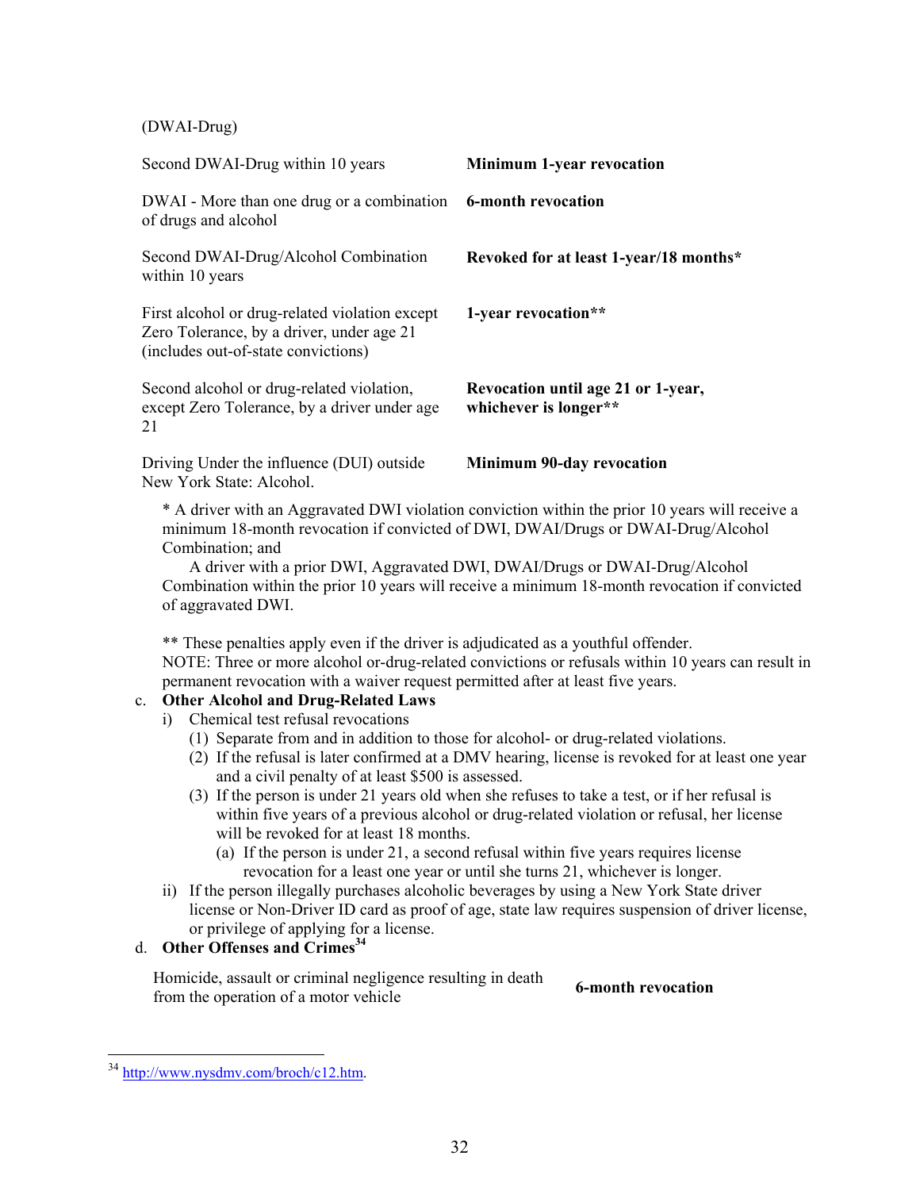(DWAI-Drug)

| | |
|---|---|
| Second DWAI-Drug within 10 years | **Minimum 1-year revocation** |
| DWAI - More than one drug or a combination of drugs and alcohol | **6-month revocation** |
| Second DWAI-Drug/Alcohol Combination within 10 years | **Revoked for at least 1-year/18 months*** |
| First alcohol or drug-related violation except Zero Tolerance, by a driver, under age 21 (includes out-of-state convictions) | **1-year revocation**** |
| Second alcohol or drug-related violation, except Zero Tolerance, by a driver under age 21 | **Revocation until age 21 or 1-year, whichever is longer**** |
| Driving Under the influence (DUI) outside New York State: Alcohol. | **Minimum 90-day revocation** |

\* A driver with an Aggravated DWI violation conviction within the prior 10 years will receive a minimum 18-month revocation if convicted of DWI, DWAI/Drugs or DWAI-Drug/Alcohol Combination; and

A driver with a prior DWI, Aggravated DWI, DWAI/Drugs or DWAI-Drug/Alcohol Combination within the prior 10 years will receive a minimum 18-month revocation if convicted of aggravated DWI.

\** These penalties apply even if the driver is adjudicated as a youthful offender.

NOTE: Three or more alcohol or-drug-related convictions or refusals within 10 years can result in permanent revocation with a waiver request permitted after at least five years.

c. **Other Alcohol and Drug-Related Laws**
   i) Chemical test refusal revocations
      (1) Separate from and in addition to those for alcohol- or drug-related violations.
      (2) If the refusal is later confirmed at a DMV hearing, license is revoked for at least one year and a civil penalty of at least $500 is assessed.
      (3) If the person is under 21 years old when she refuses to take a test, or if her refusal is within five years of a previous alcohol or drug-related violation or refusal, her license will be revoked for at least 18 months.
         (a) If the person is under 21, a second refusal within five years requires license revocation for a least one year or until she turns 21, whichever is longer.
   ii) If the person illegally purchases alcoholic beverages by using a New York State driver license or Non-Driver ID card as proof of age, state law requires suspension of driver license, or privilege of applying for a license.

d. **Other Offenses and Crimes**[34]

| | |
|---|---|
| Homicide, assault or criminal negligence resulting in death from the operation of a motor vehicle | **6-month revocation** |

[34] http://www.nysdmv.com/broch/c12.htm.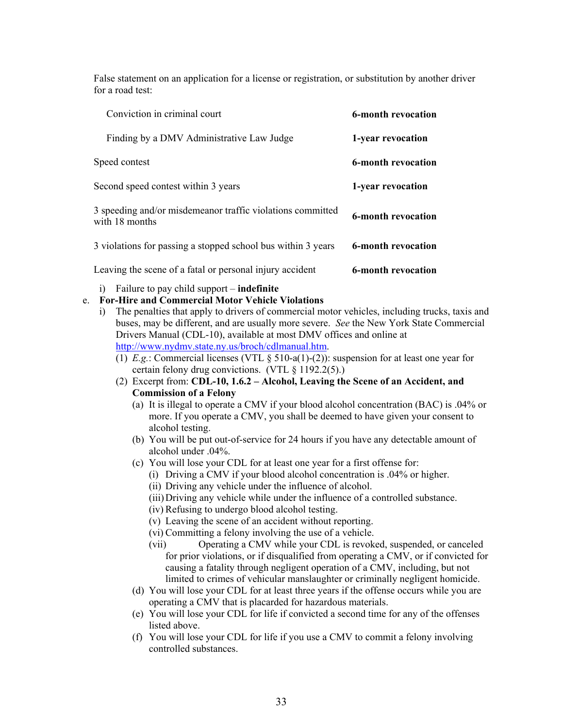False statement on an application for a license or registration, or substitution by another driver for a road test:

| | |
|---|---|
| Conviction in criminal court | **6-month revocation** |
| Finding by a DMV Administrative Law Judge | **1-year revocation** |
| Speed contest | **6-month revocation** |
| Second speed contest within 3 years | **1-year revocation** |
| 3 speeding and/or misdemeanor traffic violations committed with 18 months | **6-month revocation** |
| 3 violations for passing a stopped school bus within 3 years | **6-month revocation** |
| Leaving the scene of a fatal or personal injury accident | **6-month revocation** |

i) Failure to pay child support – **indefinite**

e. **For-Hire and Commercial Motor Vehicle Violations**

   i) The penalties that apply to drivers of commercial motor vehicles, including trucks, taxis and buses, may be different, and are usually more severe. *See* the New York State Commercial Drivers Manual (CDL-10), available at most DMV offices and online at http://www.nydmv.state.ny.us/broch/cdlmanual.htm.

      (1) *E.g.*: Commercial licenses (VTL § 510-a(1)-(2)): suspension for at least one year for certain felony drug convictions. (VTL § 1192.2(5).)

      (2) Excerpt from: **CDL-10, 1.6.2 – Alcohol, Leaving the Scene of an Accident, and Commission of a Felony**

         (a) It is illegal to operate a CMV if your blood alcohol concentration (BAC) is .04% or more. If you operate a CMV, you shall be deemed to have given your consent to alcohol testing.

         (b) You will be put out-of-service for 24 hours if you have any detectable amount of alcohol under .04%.

         (c) You will lose your CDL for at least one year for a first offense for:

            (i) Driving a CMV if your blood alcohol concentration is .04% or higher.

            (ii) Driving any vehicle under the influence of alcohol.

            (iii) Driving any vehicle while under the influence of a controlled substance.

            (iv) Refusing to undergo blood alcohol testing.

            (v) Leaving the scene of an accident without reporting.

            (vi) Committing a felony involving the use of a vehicle.

            (vii) Operating a CMV while your CDL is revoked, suspended, or canceled for prior violations, or if disqualified from operating a CMV, or if convicted for causing a fatality through negligent operation of a CMV, including, but not limited to crimes of vehicular manslaughter or criminally negligent homicide.

         (d) You will lose your CDL for at least three years if the offense occurs while you are operating a CMV that is placarded for hazardous materials.

         (e) You will lose your CDL for life if convicted a second time for any of the offenses listed above.

         (f) You will lose your CDL for life if you use a CMV to commit a felony involving controlled substances.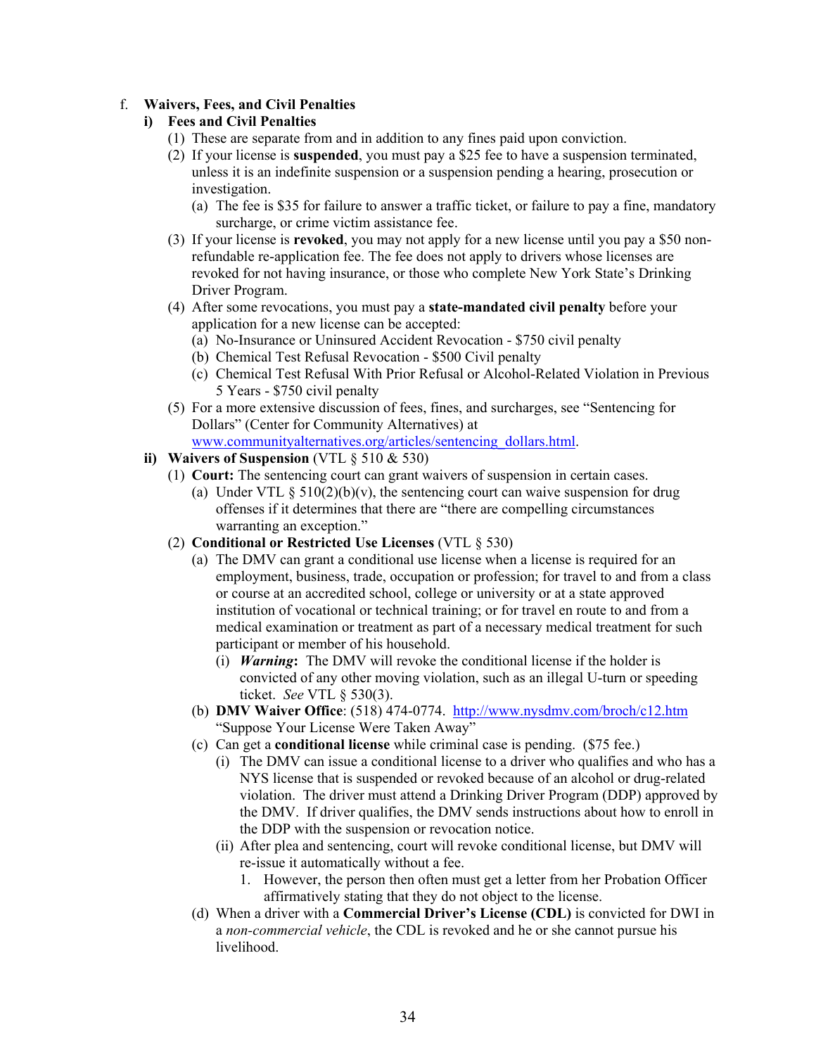f. **Waivers, Fees, and Civil Penalties**

**i) Fees and Civil Penalties**

(1) These are separate from and in addition to any fines paid upon conviction.

(2) If your license is **suspended**, you must pay a $25 fee to have a suspension terminated, unless it is an indefinite suspension or a suspension pending a hearing, prosecution or investigation.

- (a) The fee is $35 for failure to answer a traffic ticket, or failure to pay a fine, mandatory surcharge, or crime victim assistance fee.

(3) If your license is **revoked**, you may not apply for a new license until you pay a $50 non-refundable re-application fee. The fee does not apply to drivers whose licenses are revoked for not having insurance, or those who complete New York State's Drinking Driver Program.

(4) After some revocations, you must pay a **state-mandated civil penalty** before your application for a new license can be accepted:

- (a) No-Insurance or Uninsured Accident Revocation - $750 civil penalty
- (b) Chemical Test Refusal Revocation - $500 Civil penalty
- (c) Chemical Test Refusal With Prior Refusal or Alcohol-Related Violation in Previous 5 Years - $750 civil penalty

(5) For a more extensive discussion of fees, fines, and surcharges, see "Sentencing for Dollars" (Center for Community Alternatives) at [www.communityalternatives.org/articles/sentencing_dollars.html](www.communityalternatives.org/articles/sentencing_dollars.html).

**ii) Waivers of Suspension** (VTL § 510 & 530)

(1) **Court:** The sentencing court can grant waivers of suspension in certain cases.

- (a) Under VTL § 510(2)(b)(v), the sentencing court can waive suspension for drug offenses if it determines that there are "there are compelling circumstances warranting an exception."

(2) **Conditional or Restricted Use Licenses** (VTL § 530)

- (a) The DMV can grant a conditional use license when a license is required for an employment, business, trade, occupation or profession; for travel to and from a class or course at an accredited school, college or university or at a state approved institution of vocational or technical training; or for travel en route to and from a medical examination or treatment as part of a necessary medical treatment for such participant or member of his household.
  - (i) ***Warning*****:** The DMV will revoke the conditional license if the holder is convicted of any other moving violation, such as an illegal U-turn or speeding ticket. *See* VTL § 530(3).
- (b) **DMV Waiver Office**: (518) 474-0774. [http://www.nysdmv.com/broch/c12.htm](http://www.nysdmv.com/broch/c12.htm) "Suppose Your License Were Taken Away"
- (c) Can get a **conditional license** while criminal case is pending. ($75 fee.)
  - (i) The DMV can issue a conditional license to a driver who qualifies and who has a NYS license that is suspended or revoked because of an alcohol or drug-related violation. The driver must attend a Drinking Driver Program (DDP) approved by the DMV. If driver qualifies, the DMV sends instructions about how to enroll in the DDP with the suspension or revocation notice.
  - (ii) After plea and sentencing, court will revoke conditional license, but DMV will re-issue it automatically without a fee.
    1. However, the person then often must get a letter from her Probation Officer affirmatively stating that they do not object to the license.
- (d) When a driver with a **Commercial Driver's License (CDL)** is convicted for DWI in a *non-commercial vehicle*, the CDL is revoked and he or she cannot pursue his livelihood.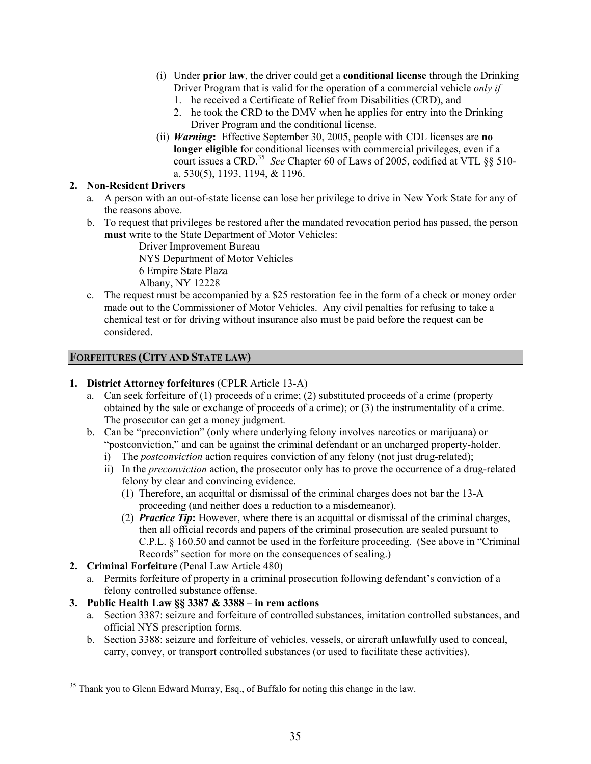(i) Under **prior law**, the driver could get a **conditional license** through the Drinking Driver Program that is valid for the operation of a commercial vehicle ***only if***
   1. he received a Certificate of Relief from Disabilities (CRD), and
   2. he took the CRD to the DMV when he applies for entry into the Drinking Driver Program and the conditional license.

(ii) ***Warning*:** Effective September 30, 2005, people with CDL licenses are **no longer eligible** for conditional licenses with commercial privileges, even if a court issues a CRD.[35] *See* Chapter 60 of Laws of 2005, codified at VTL §§ 510-a, 530(5), 1193, 1194, & 1196.

**2. Non-Resident Drivers**

a. A person with an out-of-state license can lose her privilege to drive in New York State for any of the reasons above.

b. To request that privileges be restored after the mandated revocation period has passed, the person **must** write to the State Department of Motor Vehicles:

   Driver Improvement Bureau
   NYS Department of Motor Vehicles
   6 Empire State Plaza
   Albany, NY 12228

c. The request must be accompanied by a $25 restoration fee in the form of a check or money order made out to the Commissioner of Motor Vehicles. Any civil penalties for refusing to take a chemical test or for driving without insurance also must be paid before the request can be considered.

## FORFEITURES (CITY AND STATE LAW)

**1. District Attorney forfeitures** (CPLR Article 13-A)

a. Can seek forfeiture of (1) proceeds of a crime; (2) substituted proceeds of a crime (property obtained by the sale or exchange of proceeds of a crime); or (3) the instrumentality of a crime. The prosecutor can get a money judgment.

b. Can be "preconviction" (only where underlying felony involves narcotics or marijuana) or "postconviction," and can be against the criminal defendant or an uncharged property-holder.

   i) The *postconviction* action requires conviction of any felony (not just drug-related);

   ii) In the *preconviction* action, the prosecutor only has to prove the occurrence of a drug-related felony by clear and convincing evidence.

      (1) Therefore, an acquittal or dismissal of the criminal charges does not bar the 13-A proceeding (and neither does a reduction to a misdemeanor).

      (2) ***Practice Tip*:** However, where there is an acquittal or dismissal of the criminal charges, then all official records and papers of the criminal prosecution are sealed pursuant to C.P.L. § 160.50 and cannot be used in the forfeiture proceeding. (See above in "Criminal Records" section for more on the consequences of sealing.)

**2. Criminal Forfeiture** (Penal Law Article 480)

a. Permits forfeiture of property in a criminal prosecution following defendant's conviction of a felony controlled substance offense.

**3. Public Health Law §§ 3387 & 3388 – in rem actions**

a. Section 3387: seizure and forfeiture of controlled substances, imitation controlled substances, and official NYS prescription forms.

b. Section 3388: seizure and forfeiture of vehicles, vessels, or aircraft unlawfully used to conceal, carry, convey, or transport controlled substances (or used to facilitate these activities).

---

[35] Thank you to Glenn Edward Murray, Esq., of Buffalo for noting this change in the law.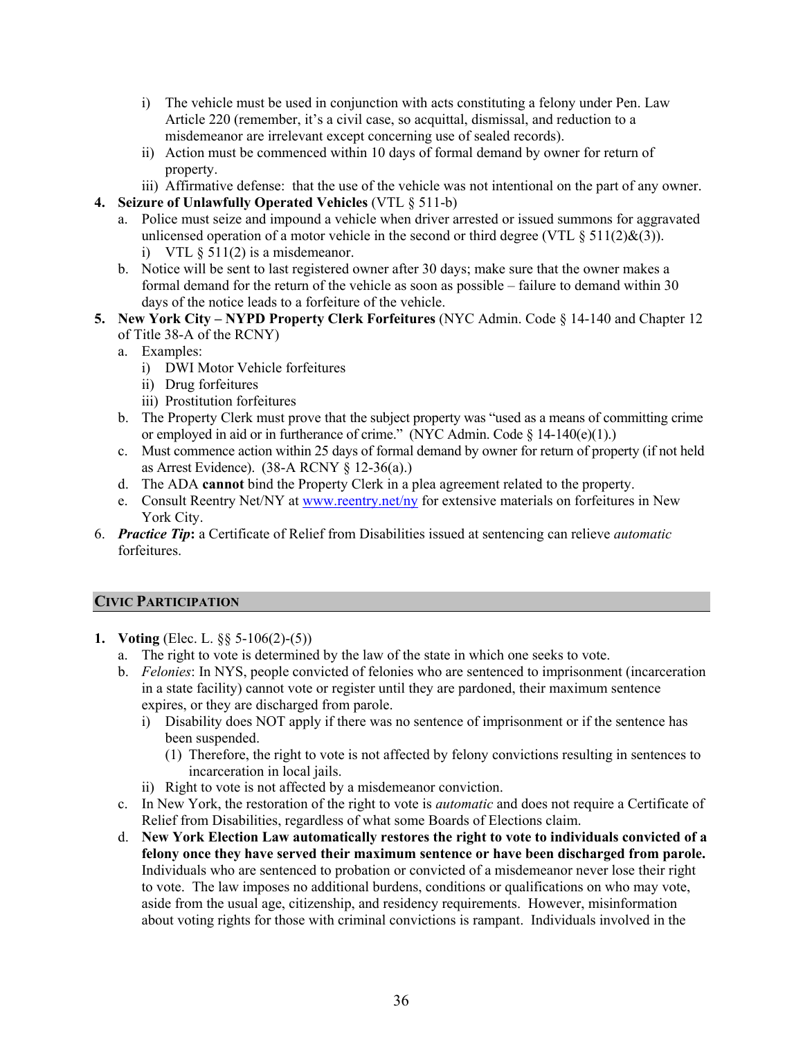- i) The vehicle must be used in conjunction with acts constituting a felony under Pen. Law Article 220 (remember, it's a civil case, so acquittal, dismissal, and reduction to a misdemeanor are irrelevant except concerning use of sealed records).
   - ii) Action must be commenced within 10 days of formal demand by owner for return of property.
   - iii) Affirmative defense: that the use of the vehicle was not intentional on the part of any owner.

4. **Seizure of Unlawfully Operated Vehicles** (VTL § 511-b)
   - a. Police must seize and impound a vehicle when driver arrested or issued summons for aggravated unlicensed operation of a motor vehicle in the second or third degree (VTL § 511(2)&(3)).
     - i) VTL § 511(2) is a misdemeanor.
   - b. Notice will be sent to last registered owner after 30 days; make sure that the owner makes a formal demand for the return of the vehicle as soon as possible – failure to demand within 30 days of the notice leads to a forfeiture of the vehicle.

5. **New York City – NYPD Property Clerk Forfeitures** (NYC Admin. Code § 14-140 and Chapter 12 of Title 38-A of the RCNY)
   - a. Examples:
     - i) DWI Motor Vehicle forfeitures
     - ii) Drug forfeitures
     - iii) Prostitution forfeitures
   - b. The Property Clerk must prove that the subject property was "used as a means of committing crime or employed in aid or in furtherance of crime." (NYC Admin. Code § 14-140(e)(1).)
   - c. Must commence action within 25 days of formal demand by owner for return of property (if not held as Arrest Evidence). (38-A RCNY § 12-36(a).)
   - d. The ADA **cannot** bind the Property Clerk in a plea agreement related to the property.
   - e. Consult Reentry Net/NY at www.reentry.net/ny for extensive materials on forfeitures in New York City.

6. ***Practice Tip***: a Certificate of Relief from Disabilities issued at sentencing can relieve *automatic* forfeitures.

## CIVIC PARTICIPATION

1. **Voting** (Elec. L. §§ 5-106(2)-(5))
   - a. The right to vote is determined by the law of the state in which one seeks to vote.
   - b. *Felonies*: In NYS, people convicted of felonies who are sentenced to imprisonment (incarceration in a state facility) cannot vote or register until they are pardoned, their maximum sentence expires, or they are discharged from parole.
     - i) Disability does NOT apply if there was no sentence of imprisonment or if the sentence has been suspended.
       - (1) Therefore, the right to vote is not affected by felony convictions resulting in sentences to incarceration in local jails.
     - ii) Right to vote is not affected by a misdemeanor conviction.
   - c. In New York, the restoration of the right to vote is *automatic* and does not require a Certificate of Relief from Disabilities, regardless of what some Boards of Elections claim.
   - d. **New York Election Law automatically restores the right to vote to individuals convicted of a felony once they have served their maximum sentence or have been discharged from parole.** Individuals who are sentenced to probation or convicted of a misdemeanor never lose their right to vote. The law imposes no additional burdens, conditions or qualifications on who may vote, aside from the usual age, citizenship, and residency requirements. However, misinformation about voting rights for those with criminal convictions is rampant. Individuals involved in the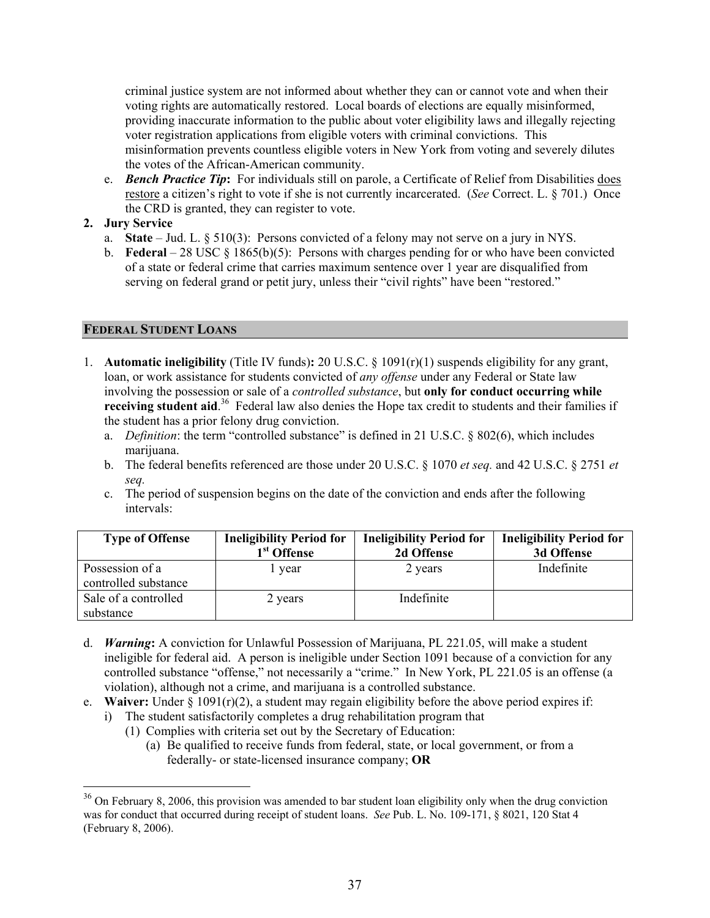criminal justice system are not informed about whether they can or cannot vote and when their voting rights are automatically restored. Local boards of elections are equally misinformed, providing inaccurate information to the public about voter eligibility laws and illegally rejecting voter registration applications from eligible voters with criminal convictions. This misinformation prevents countless eligible voters in New York from voting and severely dilutes the votes of the African-American community.

e. ***Bench Practice Tip*:** For individuals still on parole, a Certificate of Relief from Disabilities does restore a citizen's right to vote if she is not currently incarcerated. (*See* Correct. L. § 701.) Once the CRD is granted, they can register to vote.

**2. Jury Service**

a. **State** – Jud. L. § 510(3): Persons convicted of a felony may not serve on a jury in NYS.

b. **Federal** – 28 USC § 1865(b)(5): Persons with charges pending for or who have been convicted of a state or federal crime that carries maximum sentence over 1 year are disqualified from serving on federal grand or petit jury, unless their "civil rights" have been "restored."

## FEDERAL STUDENT LOANS

1. **Automatic ineligibility** (Title IV funds)**:** 20 U.S.C. § 1091(r)(1) suspends eligibility for any grant, loan, or work assistance for students convicted of *any offense* under any Federal or State law involving the possession or sale of a *controlled substance*, but **only for conduct occurring while receiving student aid**.[36] Federal law also denies the Hope tax credit to students and their families if the student has a prior felony drug conviction.

   a. *Definition*: the term "controlled substance" is defined in 21 U.S.C. § 802(6), which includes marijuana.

   b. The federal benefits referenced are those under 20 U.S.C. § 1070 *et seq.* and 42 U.S.C. § 2751 *et seq.*

   c. The period of suspension begins on the date of the conviction and ends after the following intervals:

| Type of Offense | Ineligibility Period for 1st Offense | Ineligibility Period for 2d Offense | Ineligibility Period for 3d Offense |
|---|---|---|---|
| Possession of a controlled substance | 1 year | 2 years | Indefinite |
| Sale of a controlled substance | 2 years | Indefinite | |

d. ***Warning*:** A conviction for Unlawful Possession of Marijuana, PL 221.05, will make a student ineligible for federal aid. A person is ineligible under Section 1091 because of a conviction for any controlled substance "offense," not necessarily a "crime." In New York, PL 221.05 is an offense (a violation), although not a crime, and marijuana is a controlled substance.

e. **Waiver:** Under § 1091(r)(2), a student may regain eligibility before the above period expires if:

   i) The student satisfactorily completes a drug rehabilitation program that

      (1) Complies with criteria set out by the Secretary of Education:

         (a) Be qualified to receive funds from federal, state, or local government, or from a federally- or state-licensed insurance company; **OR**

---

[36] On February 8, 2006, this provision was amended to bar student loan eligibility only when the drug conviction was for conduct that occurred during receipt of student loans. *See* Pub. L. No. 109-171, § 8021, 120 Stat 4 (February 8, 2006).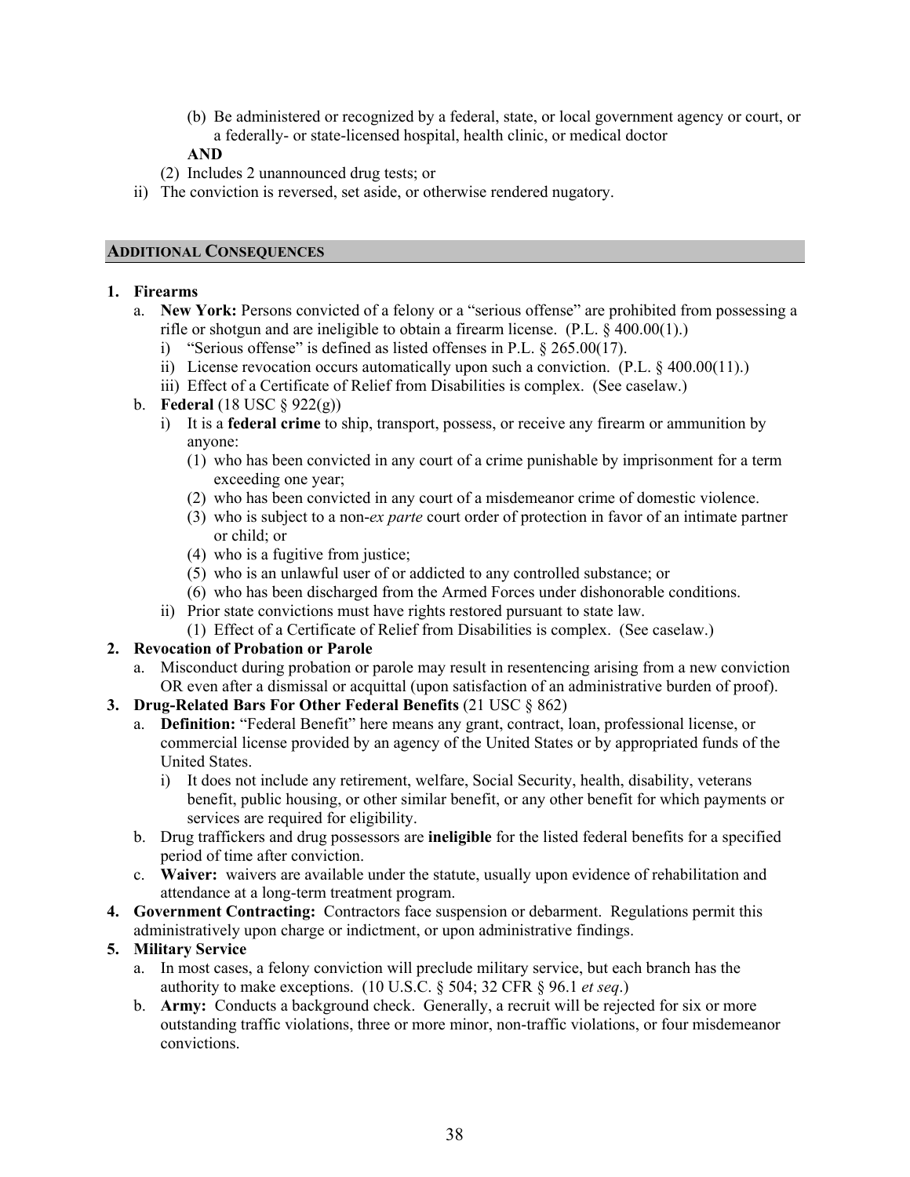(b) Be administered or recognized by a federal, state, or local government agency or court, or a federally- or state-licensed hospital, health clinic, or medical doctor

**AND**

(2) Includes 2 unannounced drug tests; or

ii) The conviction is reversed, set aside, or otherwise rendered nugatory.

## ADDITIONAL CONSEQUENCES

1. **Firearms**
   a. **New York:** Persons convicted of a felony or a "serious offense" are prohibited from possessing a rifle or shotgun and are ineligible to obtain a firearm license. (P.L. § 400.00(1).)
      i) "Serious offense" is defined as listed offenses in P.L. § 265.00(17).
      ii) License revocation occurs automatically upon such a conviction. (P.L. § 400.00(11).)
      iii) Effect of a Certificate of Relief from Disabilities is complex. (See caselaw.)
   b. **Federal** (18 USC § 922(g))
      i) It is a **federal crime** to ship, transport, possess, or receive any firearm or ammunition by anyone:
         (1) who has been convicted in any court of a crime punishable by imprisonment for a term exceeding one year;
         (2) who has been convicted in any court of a misdemeanor crime of domestic violence.
         (3) who is subject to a non-*ex parte* court order of protection in favor of an intimate partner or child; or
         (4) who is a fugitive from justice;
         (5) who is an unlawful user of or addicted to any controlled substance; or
         (6) who has been discharged from the Armed Forces under dishonorable conditions.
      ii) Prior state convictions must have rights restored pursuant to state law.
         (1) Effect of a Certificate of Relief from Disabilities is complex. (See caselaw.)
2. **Revocation of Probation or Parole**
   a. Misconduct during probation or parole may result in resentencing arising from a new conviction OR even after a dismissal or acquittal (upon satisfaction of an administrative burden of proof).
3. **Drug-Related Bars For Other Federal Benefits** (21 USC § 862)
   a. **Definition:** "Federal Benefit" here means any grant, contract, loan, professional license, or commercial license provided by an agency of the United States or by appropriated funds of the United States.
      i) It does not include any retirement, welfare, Social Security, health, disability, veterans benefit, public housing, or other similar benefit, or any other benefit for which payments or services are required for eligibility.
   b. Drug traffickers and drug possessors are **ineligible** for the listed federal benefits for a specified period of time after conviction.
   c. **Waiver:** waivers are available under the statute, usually upon evidence of rehabilitation and attendance at a long-term treatment program.
4. **Government Contracting:** Contractors face suspension or debarment. Regulations permit this administratively upon charge or indictment, or upon administrative findings.
5. **Military Service**
   a. In most cases, a felony conviction will preclude military service, but each branch has the authority to make exceptions. (10 U.S.C. § 504; 32 CFR § 96.1 *et seq*.)
   b. **Army:** Conducts a background check. Generally, a recruit will be rejected for six or more outstanding traffic violations, three or more minor, non-traffic violations, or four misdemeanor convictions.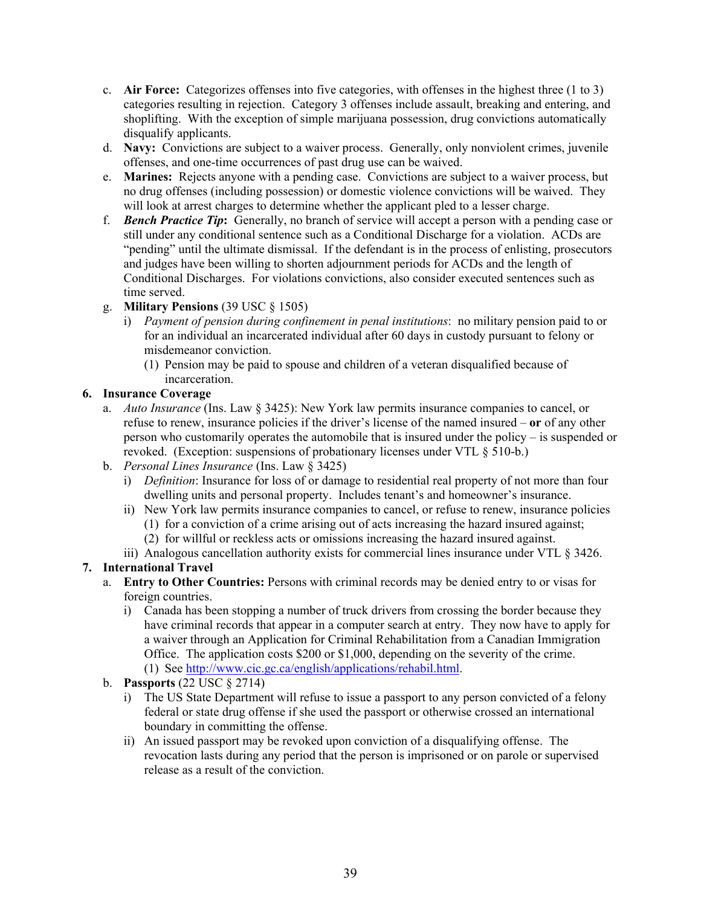c. **Air Force:** Categorizes offenses into five categories, with offenses in the highest three (1 to 3) categories resulting in rejection. Category 3 offenses include assault, breaking and entering, and shoplifting. With the exception of simple marijuana possession, drug convictions automatically disqualify applicants.

d. **Navy:** Convictions are subject to a waiver process. Generally, only nonviolent crimes, juvenile offenses, and one-time occurrences of past drug use can be waived.

e. **Marines:** Rejects anyone with a pending case. Convictions are subject to a waiver process, but no drug offenses (including possession) or domestic violence convictions will be waived. They will look at arrest charges to determine whether the applicant pled to a lesser charge.

f. ***Bench Practice Tip*:** Generally, no branch of service will accept a person with a pending case or still under any conditional sentence such as a Conditional Discharge for a violation. ACDs are "pending" until the ultimate dismissal. If the defendant is in the process of enlisting, prosecutors and judges have been willing to shorten adjournment periods for ACDs and the length of Conditional Discharges. For violations convictions, also consider executed sentences such as time served.

g. **Military Pensions** (39 USC § 1505)
   - i) *Payment of pension during confinement in penal institutions*: no military pension paid to or for an individual an incarcerated individual after 60 days in custody pursuant to felony or misdemeanor conviction.
     - (1) Pension may be paid to spouse and children of a veteran disqualified because of incarceration.

**6. Insurance Coverage**

a. *Auto Insurance* (Ins. Law § 3425): New York law permits insurance companies to cancel, or refuse to renew, insurance policies if the driver's license of the named insured – **or** of any other person who customarily operates the automobile that is insured under the policy – is suspended or revoked. (Exception: suspensions of probationary licenses under VTL § 510-b.)

b. *Personal Lines Insurance* (Ins. Law § 3425)
   - i) *Definition*: Insurance for loss of or damage to residential real property of not more than four dwelling units and personal property. Includes tenant's and homeowner's insurance.
   - ii) New York law permits insurance companies to cancel, or refuse to renew, insurance policies
     - (1) for a conviction of a crime arising out of acts increasing the hazard insured against;
     - (2) for willful or reckless acts or omissions increasing the hazard insured against.
   - iii) Analogous cancellation authority exists for commercial lines insurance under VTL § 3426.

**7. International Travel**

a. **Entry to Other Countries:** Persons with criminal records may be denied entry to or visas for foreign countries.
   - i) Canada has been stopping a number of truck drivers from crossing the border because they have criminal records that appear in a computer search at entry. They now have to apply for a waiver through an Application for Criminal Rehabilitation from a Canadian Immigration Office. The application costs $200 or $1,000, depending on the severity of the crime.
     - (1) See http://www.cic.gc.ca/english/applications/rehabil.html.

b. **Passports** (22 USC § 2714)
   - i) The US State Department will refuse to issue a passport to any person convicted of a felony federal or state drug offense if she used the passport or otherwise crossed an international boundary in committing the offense.
   - ii) An issued passport may be revoked upon conviction of a disqualifying offense. The revocation lasts during any period that the person is imprisoned or on parole or supervised release as a result of the conviction.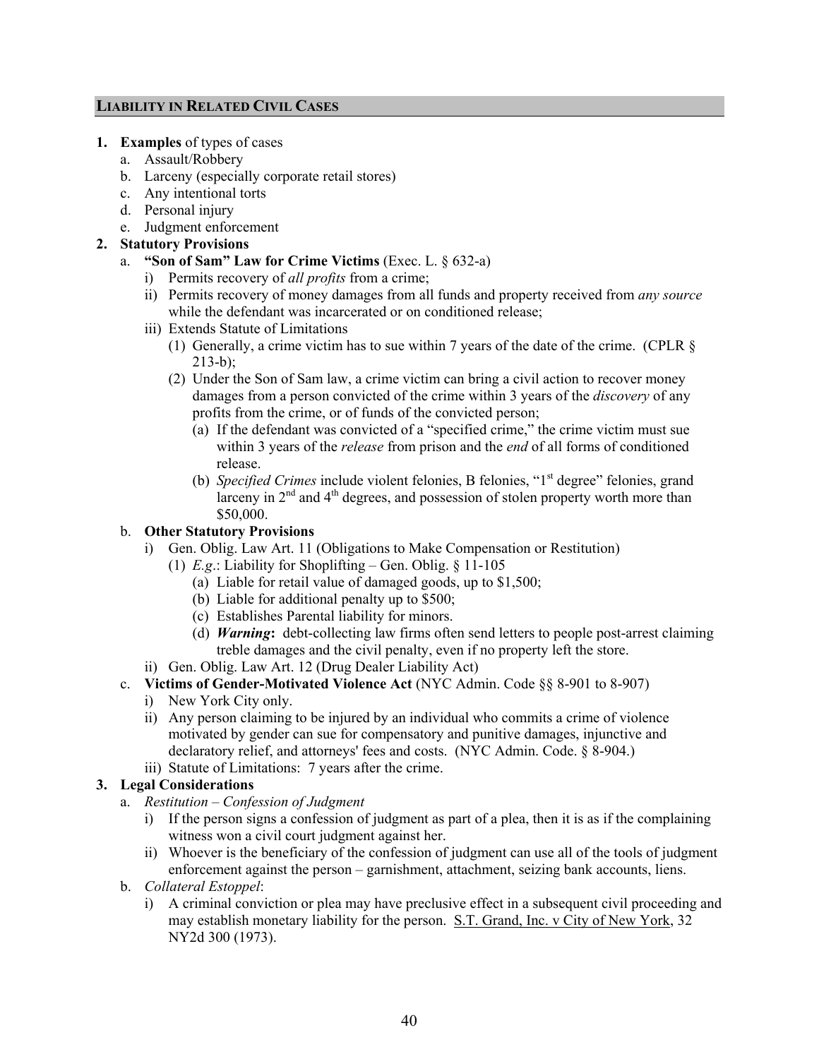## LIABILITY IN RELATED CIVIL CASES

1. **Examples** of types of cases
   a. Assault/Robbery
   b. Larceny (especially corporate retail stores)
   c. Any intentional torts
   d. Personal injury
   e. Judgment enforcement
2. **Statutory Provisions**
   a. **"Son of Sam" Law for Crime Victims** (Exec. L. § 632-a)
      i) Permits recovery of *all profits* from a crime;
      ii) Permits recovery of money damages from all funds and property received from *any source* while the defendant was incarcerated or on conditioned release;
      iii) Extends Statute of Limitations
         (1) Generally, a crime victim has to sue within 7 years of the date of the crime. (CPLR § 213-b);
         (2) Under the Son of Sam law, a crime victim can bring a civil action to recover money damages from a person convicted of the crime within 3 years of the *discovery* of any profits from the crime, or of funds of the convicted person;
            (a) If the defendant was convicted of a "specified crime," the crime victim must sue within 3 years of the *release* from prison and the *end* of all forms of conditioned release.
            (b) *Specified Crimes* include violent felonies, B felonies, "1st degree" felonies, grand larceny in 2nd and 4th degrees, and possession of stolen property worth more than $50,000.
   b. **Other Statutory Provisions**
      i) Gen. Oblig. Law Art. 11 (Obligations to Make Compensation or Restitution)
         (1) *E.g.*: Liability for Shoplifting – Gen. Oblig. § 11-105
            (a) Liable for retail value of damaged goods, up to $1,500;
            (b) Liable for additional penalty up to $500;
            (c) Establishes Parental liability for minors.
            (d) ***Warning*****:** debt-collecting law firms often send letters to people post-arrest claiming treble damages and the civil penalty, even if no property left the store.
      ii) Gen. Oblig. Law Art. 12 (Drug Dealer Liability Act)
   c. **Victims of Gender-Motivated Violence Act** (NYC Admin. Code §§ 8-901 to 8-907)
      i) New York City only.
      ii) Any person claiming to be injured by an individual who commits a crime of violence motivated by gender can sue for compensatory and punitive damages, injunctive and declaratory relief, and attorneys' fees and costs. (NYC Admin. Code. § 8-904.)
      iii) Statute of Limitations: 7 years after the crime.
3. **Legal Considerations**
   a. *Restitution – Confession of Judgment*
      i) If the person signs a confession of judgment as part of a plea, then it is as if the complaining witness won a civil court judgment against her.
      ii) Whoever is the beneficiary of the confession of judgment can use all of the tools of judgment enforcement against the person – garnishment, attachment, seizing bank accounts, liens.
   b. *Collateral Estoppel*:
      i) A criminal conviction or plea may have preclusive effect in a subsequent civil proceeding and may establish monetary liability for the person. S.T. Grand, Inc. v City of New York, 32 NY2d 300 (1973).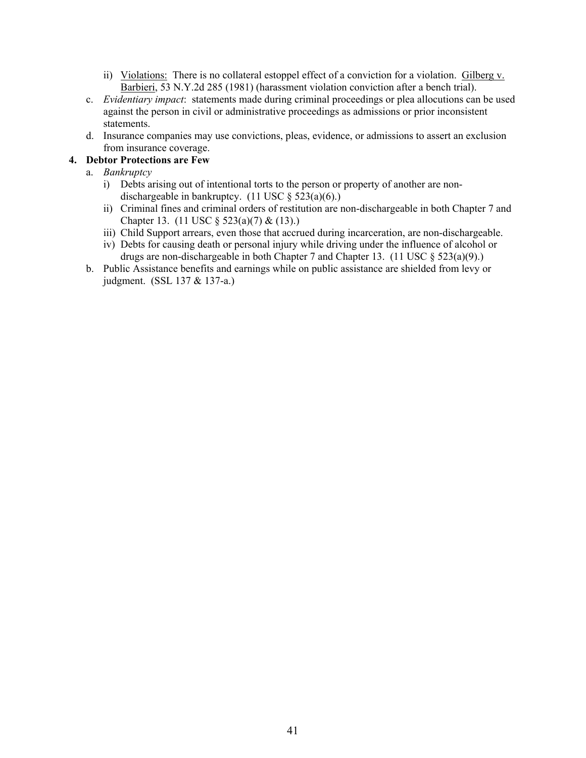ii) <u>Violations:</u> There is no collateral estoppel effect of a conviction for a violation. <u>Gilberg v. Barbieri</u>, 53 N.Y.2d 285 (1981) (harassment violation conviction after a bench trial).

c. *Evidentiary impact*: statements made during criminal proceedings or plea allocutions can be used against the person in civil or administrative proceedings as admissions or prior inconsistent statements.

d. Insurance companies may use convictions, pleas, evidence, or admissions to assert an exclusion from insurance coverage.

**4. Debtor Protections are Few**

a. *Bankruptcy*
   - i) Debts arising out of intentional torts to the person or property of another are non-dischargeable in bankruptcy. (11 USC § 523(a)(6).)
   - ii) Criminal fines and criminal orders of restitution are non-dischargeable in both Chapter 7 and Chapter 13. (11 USC § 523(a)(7) & (13).)
   - iii) Child Support arrears, even those that accrued during incarceration, are non-dischargeable.
   - iv) Debts for causing death or personal injury while driving under the influence of alcohol or drugs are non-dischargeable in both Chapter 7 and Chapter 13. (11 USC § 523(a)(9).)

b. Public Assistance benefits and earnings while on public assistance are shielded from levy or judgment. (SSL 137 & 137-a.)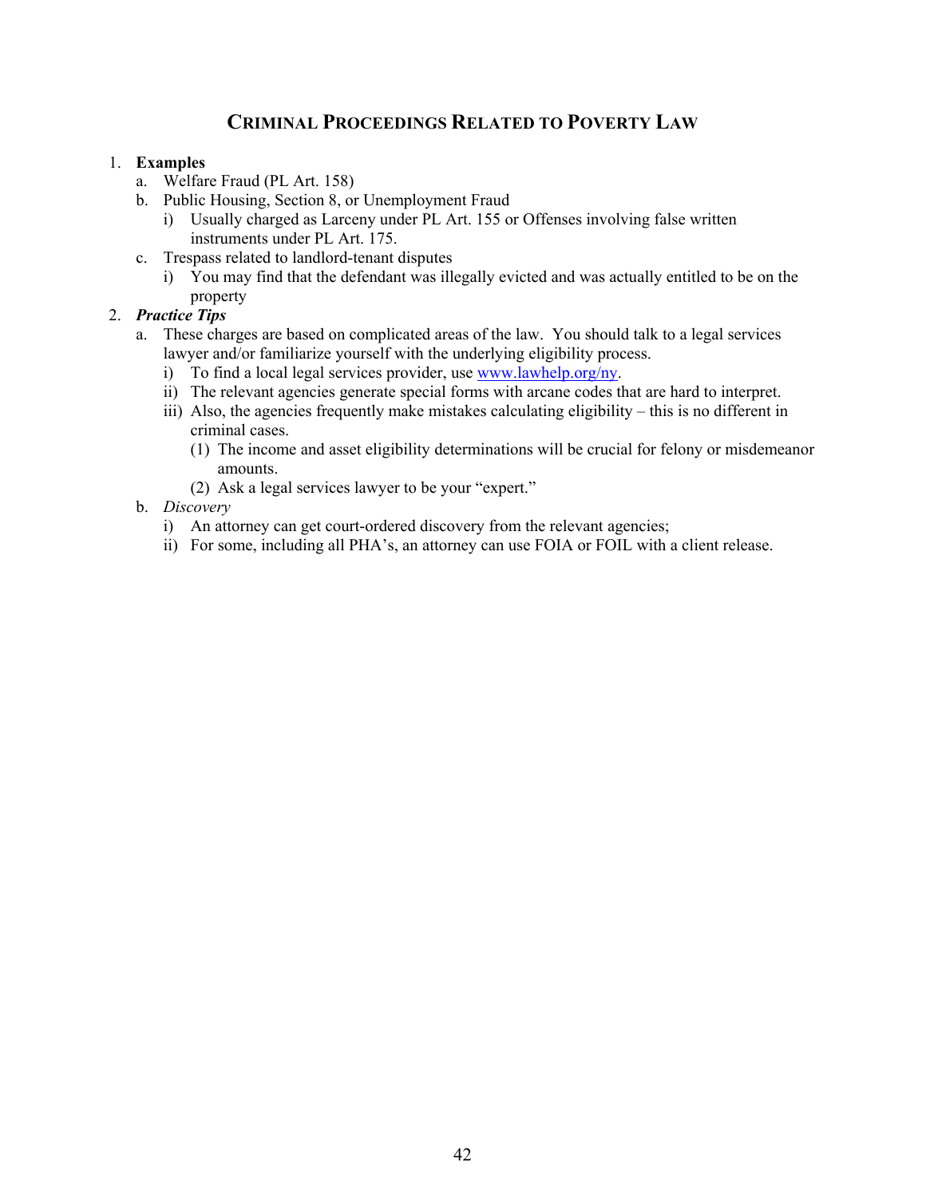# Criminal Proceedings Related to Poverty Law

1. **Examples**
   a. Welfare Fraud (PL Art. 158)
   b. Public Housing, Section 8, or Unemployment Fraud
      i) Usually charged as Larceny under PL Art. 155 or Offenses involving false written instruments under PL Art. 175.
   c. Trespass related to landlord-tenant disputes
      i) You may find that the defendant was illegally evicted and was actually entitled to be on the property
2. ***Practice Tips***
   a. These charges are based on complicated areas of the law. You should talk to a legal services lawyer and/or familiarize yourself with the underlying eligibility process.
      i) To find a local legal services provider, use [www.lawhelp.org/ny](http://www.lawhelp.org/ny).
      ii) The relevant agencies generate special forms with arcane codes that are hard to interpret.
      iii) Also, the agencies frequently make mistakes calculating eligibility – this is no different in criminal cases.
         (1) The income and asset eligibility determinations will be crucial for felony or misdemeanor amounts.
         (2) Ask a legal services lawyer to be your "expert."
   b. *Discovery*
      i) An attorney can get court-ordered discovery from the relevant agencies;
      ii) For some, including all PHA's, an attorney can use FOIA or FOIL with a client release.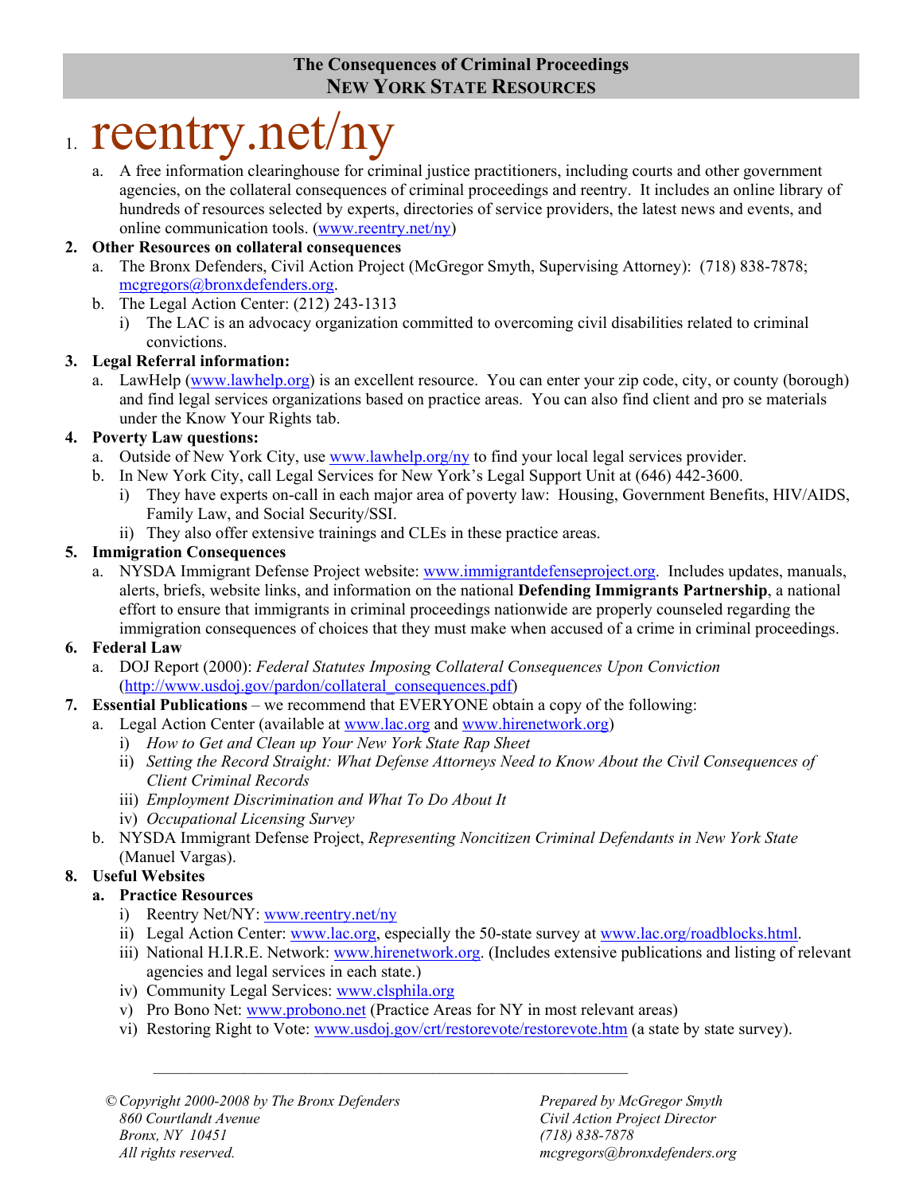## The Consequences of Criminal Proceedings
## NEW YORK STATE RESOURCES

1. # reentry.net/ny

   a. A free information clearinghouse for criminal justice practitioners, including courts and other government agencies, on the collateral consequences of criminal proceedings and reentry. It includes an online library of hundreds of resources selected by experts, directories of service providers, the latest news and events, and online communication tools. (www.reentry.net/ny)

2. **Other Resources on collateral consequences**
   a. The Bronx Defenders, Civil Action Project (McGregor Smyth, Supervising Attorney): (718) 838-7878; mcgregors@bronxdefenders.org.
   b. The Legal Action Center: (212) 243-1313
      i) The LAC is an advocacy organization committed to overcoming civil disabilities related to criminal convictions.

3. **Legal Referral information:**
   a. LawHelp (www.lawhelp.org) is an excellent resource. You can enter your zip code, city, or county (borough) and find legal services organizations based on practice areas. You can also find client and pro se materials under the Know Your Rights tab.

4. **Poverty Law questions:**
   a. Outside of New York City, use www.lawhelp.org/ny to find your local legal services provider.
   b. In New York City, call Legal Services for New York's Legal Support Unit at (646) 442-3600.
      i) They have experts on-call in each major area of poverty law: Housing, Government Benefits, HIV/AIDS, Family Law, and Social Security/SSI.
      ii) They also offer extensive trainings and CLEs in these practice areas.

5. **Immigration Consequences**
   a. NYSDA Immigrant Defense Project website: www.immigrantdefenseproject.org. Includes updates, manuals, alerts, briefs, website links, and information on the national **Defending Immigrants Partnership**, a national effort to ensure that immigrants in criminal proceedings nationwide are properly counseled regarding the immigration consequences of choices that they must make when accused of a crime in criminal proceedings.

6. **Federal Law**
   a. DOJ Report (2000): *Federal Statutes Imposing Collateral Consequences Upon Conviction* (http://www.usdoj.gov/pardon/collateral_consequences.pdf)

7. **Essential Publications** – we recommend that EVERYONE obtain a copy of the following:
   a. Legal Action Center (available at www.lac.org and www.hirenetwork.org)
      i) *How to Get and Clean up Your New York State Rap Sheet*
      ii) *Setting the Record Straight: What Defense Attorneys Need to Know About the Civil Consequences of Client Criminal Records*
      iii) *Employment Discrimination and What To Do About It*
      iv) *Occupational Licensing Survey*
   b. NYSDA Immigrant Defense Project, *Representing Noncitizen Criminal Defendants in New York State* (Manuel Vargas).

8. **Useful Websites**
   a. **Practice Resources**
      i) Reentry Net/NY: www.reentry.net/ny
      ii) Legal Action Center: www.lac.org, especially the 50-state survey at www.lac.org/roadblocks.html.
      iii) National H.I.R.E. Network: www.hirenetwork.org. (Includes extensive publications and listing of relevant agencies and legal services in each state.)
      iv) Community Legal Services: www.clsphila.org
      v) Pro Bono Net: www.probono.net (Practice Areas for NY in most relevant areas)
      vi) Restoring Right to Vote: www.usdoj.gov/crt/restorevote/restorevote.htm (a state by state survey).

---

*© Copyright 2000-2008 by The Bronx Defenders*
*860 Courtlandt Avenue*
*Bronx, NY 10451*
*All rights reserved.*

*Prepared by McGregor Smyth*
*Civil Action Project Director*
*(718) 838-7878*
*mcgregors@bronxdefenders.org*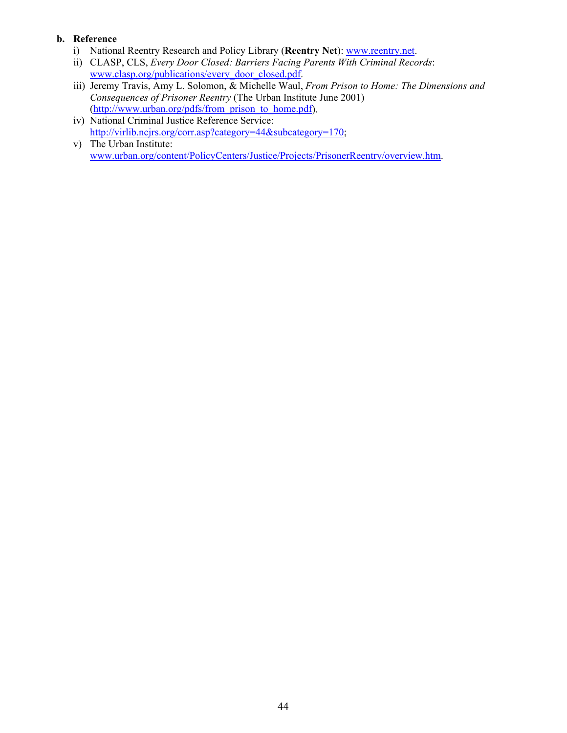**b. Reference**

i) National Reentry Research and Policy Library (**Reentry Net**): www.reentry.net.

ii) CLASP, CLS, *Every Door Closed: Barriers Facing Parents With Criminal Records*: www.clasp.org/publications/every_door_closed.pdf.

iii) Jeremy Travis, Amy L. Solomon, & Michelle Waul, *From Prison to Home: The Dimensions and Consequences of Prisoner Reentry* (The Urban Institute June 2001) (http://www.urban.org/pdfs/from_prison_to_home.pdf).

iv) National Criminal Justice Reference Service: http://virlib.ncjrs.org/corr.asp?category=44&subcategory=170;

v) The Urban Institute: www.urban.org/content/PolicyCenters/Justice/Projects/PrisonerReentry/overview.htm.